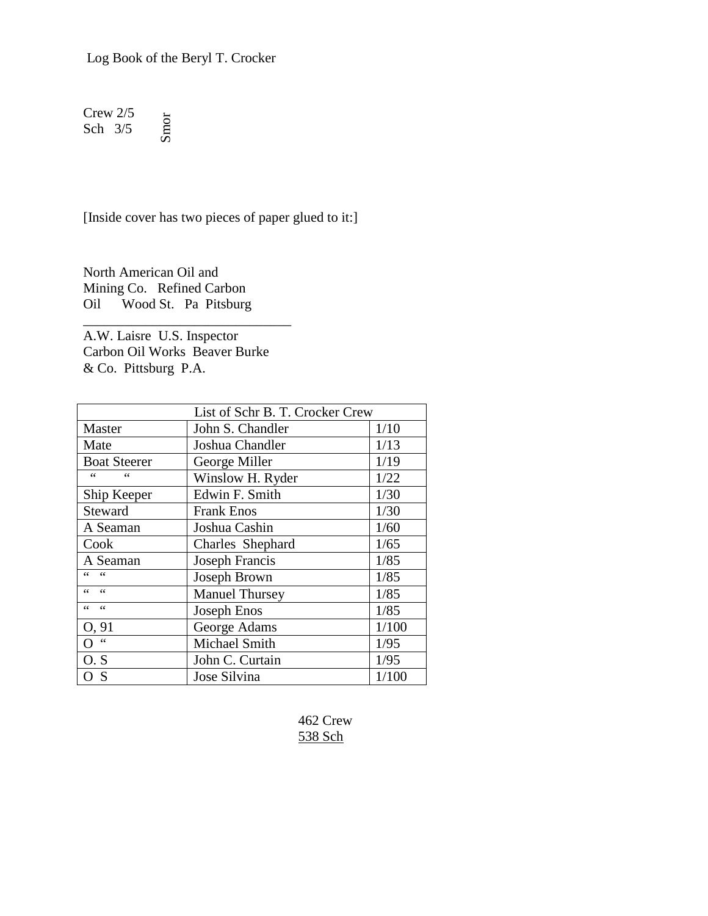Log Book of the Beryl T. Crocker

Crew 2/5
Sch 3/5

Smor

[Inside cover has two pieces of paper glued to it:]

North American Oil and
Mining Co. Refined Carbon
Oil Wood St. Pa Pitsburg

---

A.W. Laisre U.S. Inspector
Carbon Oil Works Beaver Burke
& Co. Pittsburg P.A.

| List of Schr B. T. Crocker Crew | | |
|---|---|---|
| Master | John S. Chandler | 1/10 |
| Mate | Joshua Chandler | 1/13 |
| Boat Steerer | George Miller | 1/19 |
| " " | Winslow H. Ryder | 1/22 |
| Ship Keeper | Edwin F. Smith | 1/30 |
| Steward | Frank Enos | 1/30 |
| A Seaman | Joshua Cashin | 1/60 |
| Cook | Charles Shephard | 1/65 |
| A Seaman | Joseph Francis | 1/85 |
| " " | Joseph Brown | 1/85 |
| " " | Manuel Thursey | 1/85 |
| " " | Joseph Enos | 1/85 |
| O, 91 | George Adams | 1/100 |
| O " | Michael Smith | 1/95 |
| O. S | John C. Curtain | 1/95 |
| O S | Jose Silvina | 1/100 |

462 Crew
<u>538 Sch</u>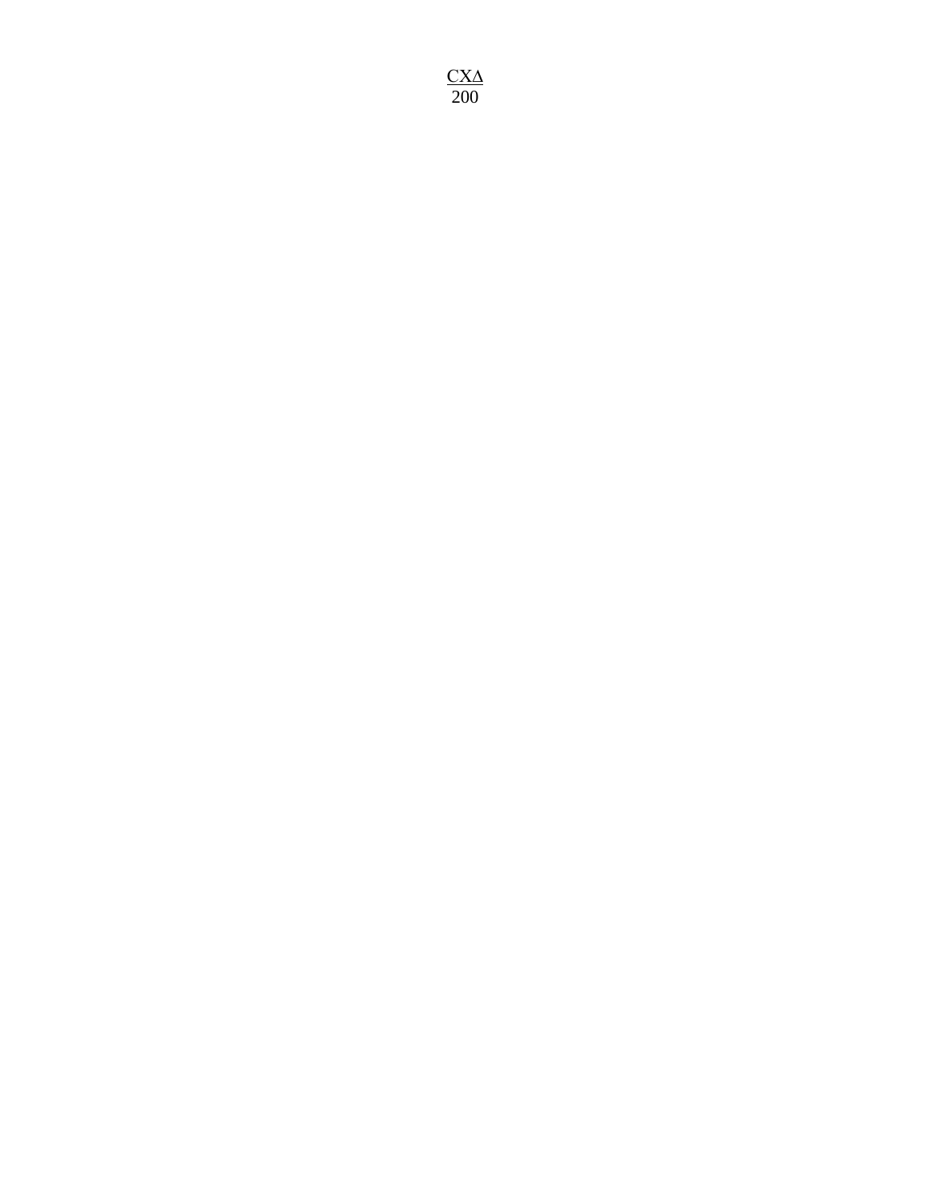<u>CXΔ</u>
200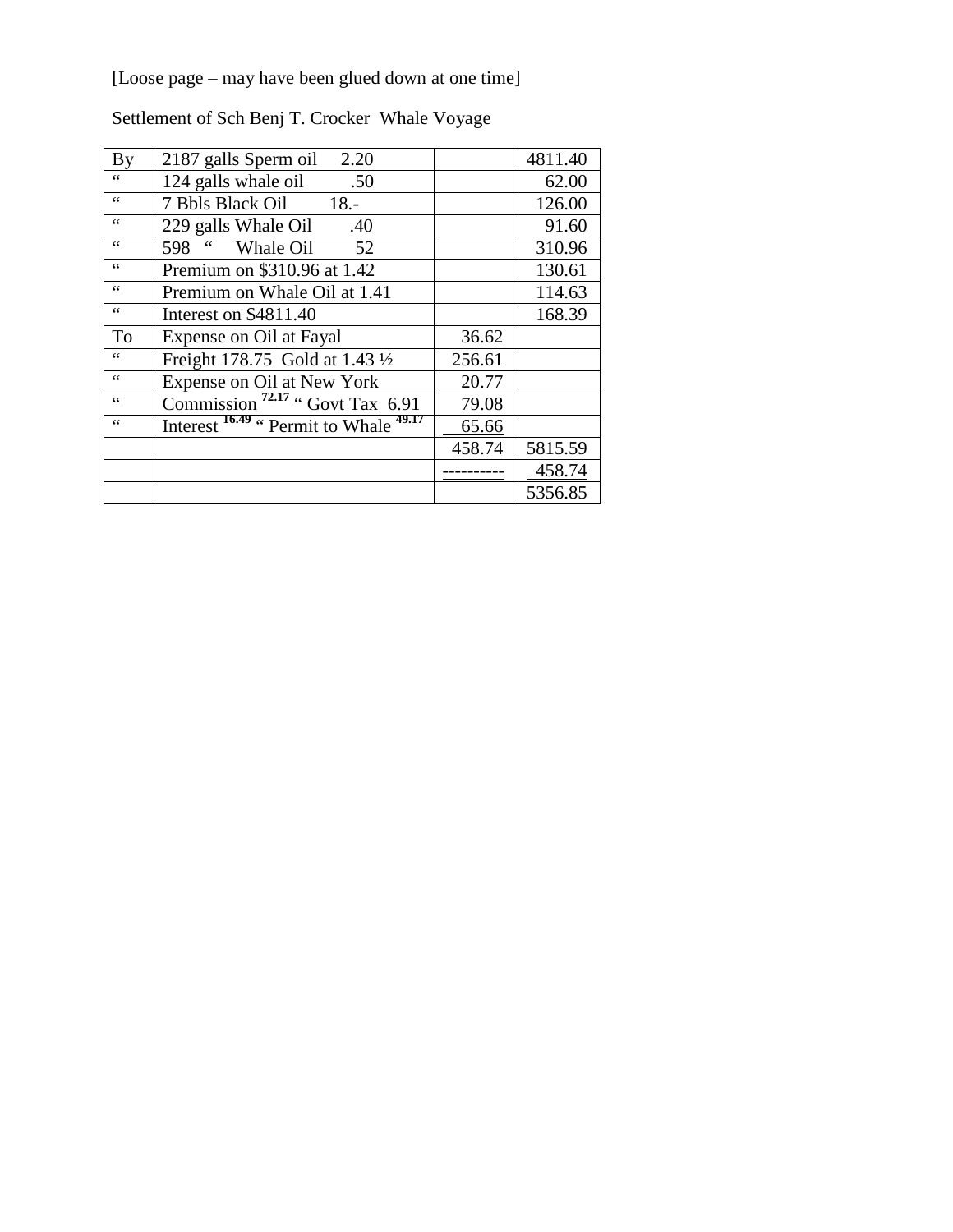[Loose page – may have been glued down at one time]

Settlement of Sch Benj T. Crocker Whale Voyage

| | | | |
|---|---|---|---|
| By | 2187 galls Sperm oil 2.20 | | 4811.40 |
| " | 124 galls whale oil .50 | | 62.00 |
| " | 7 Bbls Black Oil 18.- | | 126.00 |
| " | 229 galls Whale Oil .40 | | 91.60 |
| " | 598 " Whale Oil 52 | | 310.96 |
| " | Premium on $310.96 at 1.42 | | 130.61 |
| " | Premium on Whale Oil at 1.41 | | 114.63 |
| " | Interest on $4811.40 | | 168.39 |
| To | Expense on Oil at Fayal | 36.62 | |
| " | Freight 178.75 Gold at 1.43 ½ | 256.61 | |
| " | Expense on Oil at New York | 20.77 | |
| " | Commission 72.17 " Govt Tax 6.91 | 79.08 | |
| " | Interest 16.49 " Permit to Whale 49.17 | 65.66 | |
| | | 458.74 | 5815.59 |
| | | ---------- | 458.74 |
| | | | 5356.85 |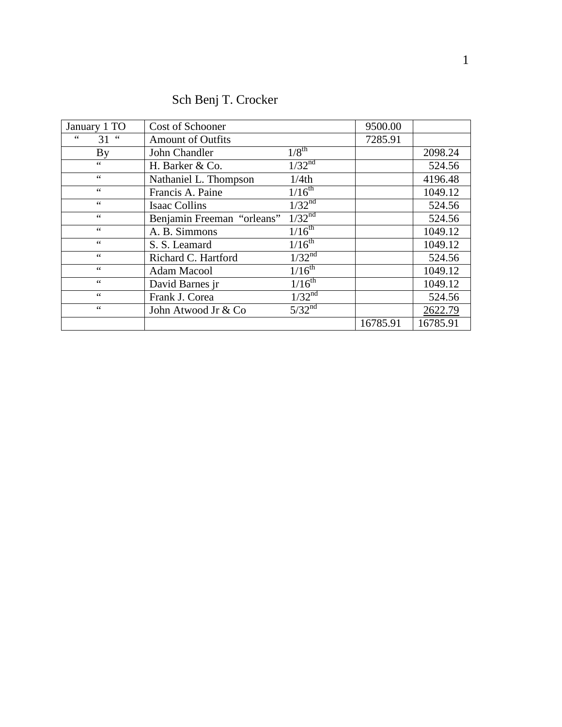Sch Benj T. Crocker

| | | | |
|---|---|---|---|
| January 1 TO | Cost of Schooner | 9500.00 | |
| "  31 " | Amount of Outfits | 7285.91 | |
| By | John Chandler 1/8th | | 2098.24 |
| " | H. Barker & Co. 1/32nd | | 524.56 |
| " | Nathaniel L. Thompson 1/4th | | 4196.48 |
| " | Francis A. Paine 1/16th | | 1049.12 |
| " | Isaac Collins 1/32nd | | 524.56 |
| " | Benjamin Freeman "orleans" 1/32nd | | 524.56 |
| " | A. B. Simmons 1/16th | | 1049.12 |
| " | S. S. Leamard 1/16th | | 1049.12 |
| " | Richard C. Hartford 1/32nd | | 524.56 |
| " | Adam Macool 1/16th | | 1049.12 |
| " | David Barnes jr 1/16th | | 1049.12 |
| " | Frank J. Corea 1/32nd | | 524.56 |
| " | John Atwood Jr & Co 5/32nd | | 2622.79 |
| | | 16785.91 | 16785.91 |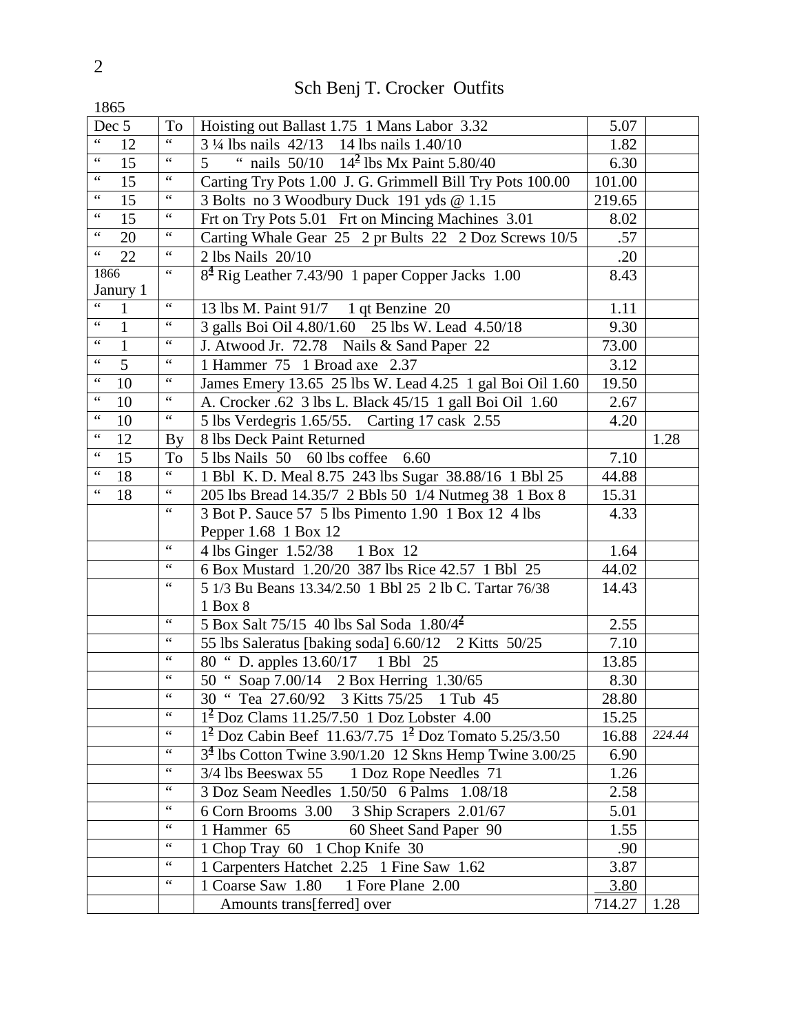# Sch Benj T. Crocker Outfits

1865

| | | | | |
|---|---|---|---|---|
| Dec 5 | To | Hoisting out Ballast 1.75 1 Mans Labor 3.32 | 5.07 | |
| " 12 | " | 3 ¼ lbs nails 42/13 14 lbs nails 1.40/10 | 1.82 | |
| " 15 | " | 5 " nails 50/10 14½ lbs Mx Paint 5.80/40 | 6.30 | |
| " 15 | " | Carting Try Pots 1.00 J. G. Grimmell Bill Try Pots 100.00 | 101.00 | |
| " 15 | " | 3 Bolts no 3 Woodbury Duck 191 yds @ 1.15 | 219.65 | |
| " 15 | " | Frt on Try Pots 5.01 Frt on Mincing Machines 3.01 | 8.02 | |
| " 20 | " | Carting Whale Gear 25 2 pr Bults 22 2 Doz Screws 10/5 | .57 | |
| " 22 | " | 2 lbs Nails 20/10 | .20 | |
| 1866 Janury 1 | " | 8¼ Rig Leather 7.43/90 1 paper Copper Jacks 1.00 | 8.43 | |
| " 1 | " | 13 lbs M. Paint 91/7 1 qt Benzine 20 | 1.11 | |
| " 1 | " | 3 galls Boi Oil 4.80/1.60 25 lbs W. Lead 4.50/18 | 9.30 | |
| " 1 | " | J. Atwood Jr. 72.78 Nails & Sand Paper 22 | 73.00 | |
| " 5 | " | 1 Hammer 75 1 Broad axe 2.37 | 3.12 | |
| " 10 | " | James Emery 13.65 25 lbs W. Lead 4.25 1 gal Boi Oil 1.60 | 19.50 | |
| " 10 | " | A. Crocker .62 3 lbs L. Black 45/15 1 gall Boi Oil 1.60 | 2.67 | |
| " 10 | " | 5 lbs Verdegris 1.65/55. Carting 17 cask 2.55 | 4.20 | |
| " 12 | By | 8 lbs Deck Paint Returned | | 1.28 |
| " 15 | To | 5 lbs Nails 50 60 lbs coffee 6.60 | 7.10 | |
| " 18 | " | 1 Bbl K. D. Meal 8.75 243 lbs Sugar 38.88/16 1 Bbl 25 | 44.88 | |
| " 18 | " | 205 lbs Bread 14.35/7 2 Bbls 50 1/4 Nutmeg 38 1 Box 8 | 15.31 | |
| | " | 3 Bot P. Sauce 57 5 lbs Pimento 1.90 1 Box 12 4 lbs Pepper 1.68 1 Box 12 | 4.33 | |
| | " | 4 lbs Ginger 1.52/38 1 Box 12 | 1.64 | |
| | " | 6 Box Mustard 1.20/20 387 lbs Rice 42.57 1 Bbl 25 | 44.02 | |
| | " | 5 1/3 Bu Beans 13.34/2.50 1 Bbl 25 2 lb C. Tartar 76/38 1 Box 8 | 14.43 | |
| | " | 5 Box Salt 75/15 40 lbs Sal Soda 1.80/4½ | 2.55 | |
| | " | 55 lbs Saleratus [baking soda] 6.60/12 2 Kitts 50/25 | 7.10 | |
| | " | 80 " D. apples 13.60/17 1 Bbl 25 | 13.85 | |
| | " | 50 " Soap 7.00/14 2 Box Herring 1.30/65 | 8.30 | |
| | " | 30 " Tea 27.60/92 3 Kitts 75/25 1 Tub 45 | 28.80 | |
| | " | 1½ Doz Clams 11.25/7.50 1 Doz Lobster 4.00 | 15.25 | |
| | " | 1½ Doz Cabin Beef 11.63/7.75 1½ Doz Tomato 5.25/3.50 | 16.88 | *224.44* |
| | " | 3¼ lbs Cotton Twine 3.90/1.20 12 Skns Hemp Twine 3.00/25 | 6.90 | |
| | " | 3/4 lbs Beeswax 55 1 Doz Rope Needles 71 | 1.26 | |
| | " | 3 Doz Seam Needles 1.50/50 6 Palms 1.08/18 | 2.58 | |
| | " | 6 Corn Brooms 3.00 3 Ship Scrapers 2.01/67 | 5.01 | |
| | " | 1 Hammer 65 60 Sheet Sand Paper 90 | 1.55 | |
| | " | 1 Chop Tray 60 1 Chop Knife 30 | .90 | |
| | " | 1 Carpenters Hatchet 2.25 1 Fine Saw 1.62 | 3.87 | |
| | " | 1 Coarse Saw 1.80 1 Fore Plane 2.00 | 3.80 | |
| | | Amounts trans[ferred] over | 714.27 | 1.28 |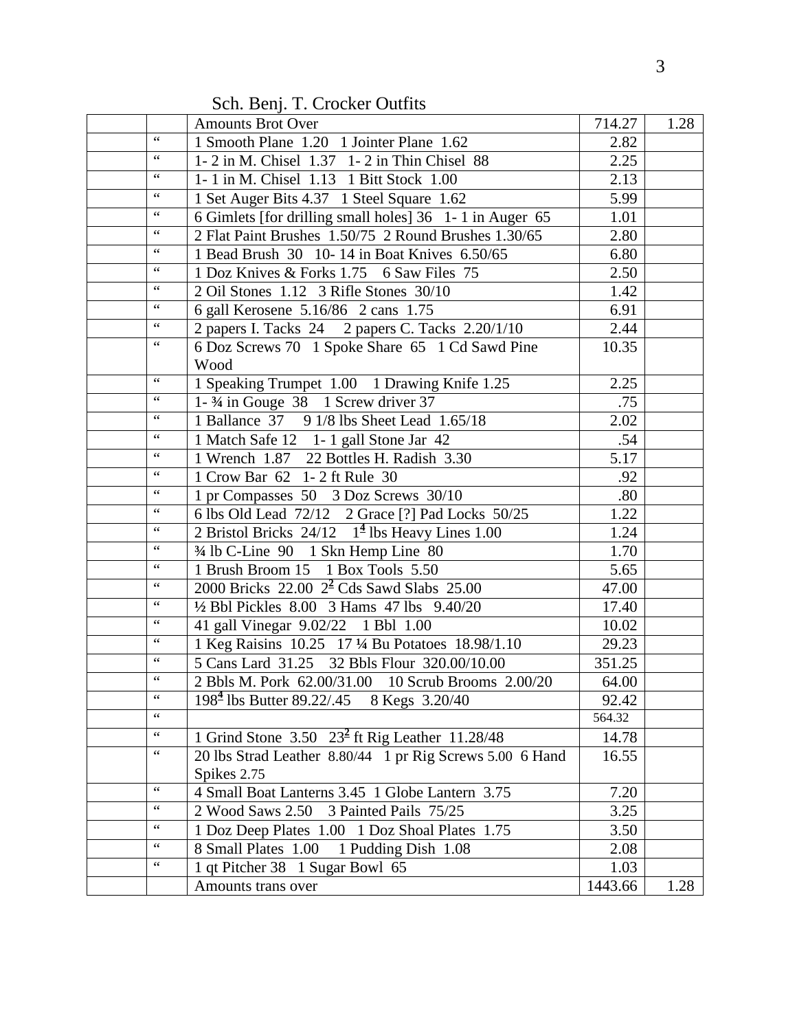Sch. Benj. T. Crocker Outfits

| | | | | |
|---|---|---|---|---|
| | | Amounts Brot Over | 714.27 | 1.28 |
| | " | 1 Smooth Plane 1.20 1 Jointer Plane 1.62 | 2.82 | |
| | " | 1- 2 in M. Chisel 1.37 1- 2 in Thin Chisel 88 | 2.25 | |
| | " | 1- 1 in M. Chisel 1.13 1 Bitt Stock 1.00 | 2.13 | |
| | " | 1 Set Auger Bits 4.37 1 Steel Square 1.62 | 5.99 | |
| | " | 6 Gimlets [for drilling small holes] 36 1- 1 in Auger 65 | 1.01 | |
| | " | 2 Flat Paint Brushes 1.50/75 2 Round Brushes 1.30/65 | 2.80 | |
| | " | 1 Bead Brush 30 10- 14 in Boat Knives 6.50/65 | 6.80 | |
| | " | 1 Doz Knives & Forks 1.75 6 Saw Files 75 | 2.50 | |
| | " | 2 Oil Stones 1.12 3 Rifle Stones 30/10 | 1.42 | |
| | " | 6 gall Kerosene 5.16/86 2 cans 1.75 | 6.91 | |
| | " | 2 papers I. Tacks 24 2 papers C. Tacks 2.20/1/10 | 2.44 | |
| | " | 6 Doz Screws 70 1 Spoke Share 65 1 Cd Sawd Pine Wood | 10.35 | |
| | " | 1 Speaking Trumpet 1.00 1 Drawing Knife 1.25 | 2.25 | |
| | " | 1- ¾ in Gouge 38 1 Screw driver 37 | .75 | |
| | " | 1 Ballance 37 9 1/8 lbs Sheet Lead 1.65/18 | 2.02 | |
| | " | 1 Match Safe 12 1- 1 gall Stone Jar 42 | .54 | |
| | " | 1 Wrench 1.87 22 Bottles H. Radish 3.30 | 5.17 | |
| | " | 1 Crow Bar 62 1- 2 ft Rule 30 | .92 | |
| | " | 1 pr Compasses 50 3 Doz Screws 30/10 | .80 | |
| | " | 6 lbs Old Lead 72/12 2 Grace [?] Pad Locks 50/25 | 1.22 | |
| | " | 2 Bristol Bricks 24/12 $1^{\underline{4}}$ lbs Heavy Lines 1.00 | 1.24 | |
| | " | ¾ lb C-Line 90 1 Skn Hemp Line 80 | 1.70 | |
| | " | 1 Brush Broom 15 1 Box Tools 5.50 | 5.65 | |
| | " | 2000 Bricks 22.00 $2^{\underline{2}}$ Cds Sawd Slabs 25.00 | 47.00 | |
| | " | ½ Bbl Pickles 8.00 3 Hams 47 lbs 9.40/20 | 17.40 | |
| | " | 41 gall Vinegar 9.02/22 1 Bbl 1.00 | 10.02 | |
| | " | 1 Keg Raisins 10.25 17 ¼ Bu Potatoes 18.98/1.10 | 29.23 | |
| | " | 5 Cans Lard 31.25 32 Bbls Flour 320.00/10.00 | 351.25 | |
| | " | 2 Bbls M. Pork 62.00/31.00 10 Scrub Brooms 2.00/20 | 64.00 | |
| | " | $198^{\underline{4}}$ lbs Butter 89.22/.45 8 Kegs 3.20/40 | 92.42 | |
| | " | | 564.32 | |
| | " | 1 Grind Stone 3.50 $23^{\underline{2}}$ ft Rig Leather 11.28/48 | 14.78 | |
| | " | 20 lbs Strad Leather 8.80/44 1 pr Rig Screws 5.00 6 Hand Spikes 2.75 | 16.55 | |
| | " | 4 Small Boat Lanterns 3.45 1 Globe Lantern 3.75 | 7.20 | |
| | " | 2 Wood Saws 2.50 3 Painted Pails 75/25 | 3.25 | |
| | " | 1 Doz Deep Plates 1.00 1 Doz Shoal Plates 1.75 | 3.50 | |
| | " | 8 Small Plates 1.00 1 Pudding Dish 1.08 | 2.08 | |
| | " | 1 qt Pitcher 38 1 Sugar Bowl 65 | 1.03 | |
| | | Amounts trans over | 1443.66 | 1.28 |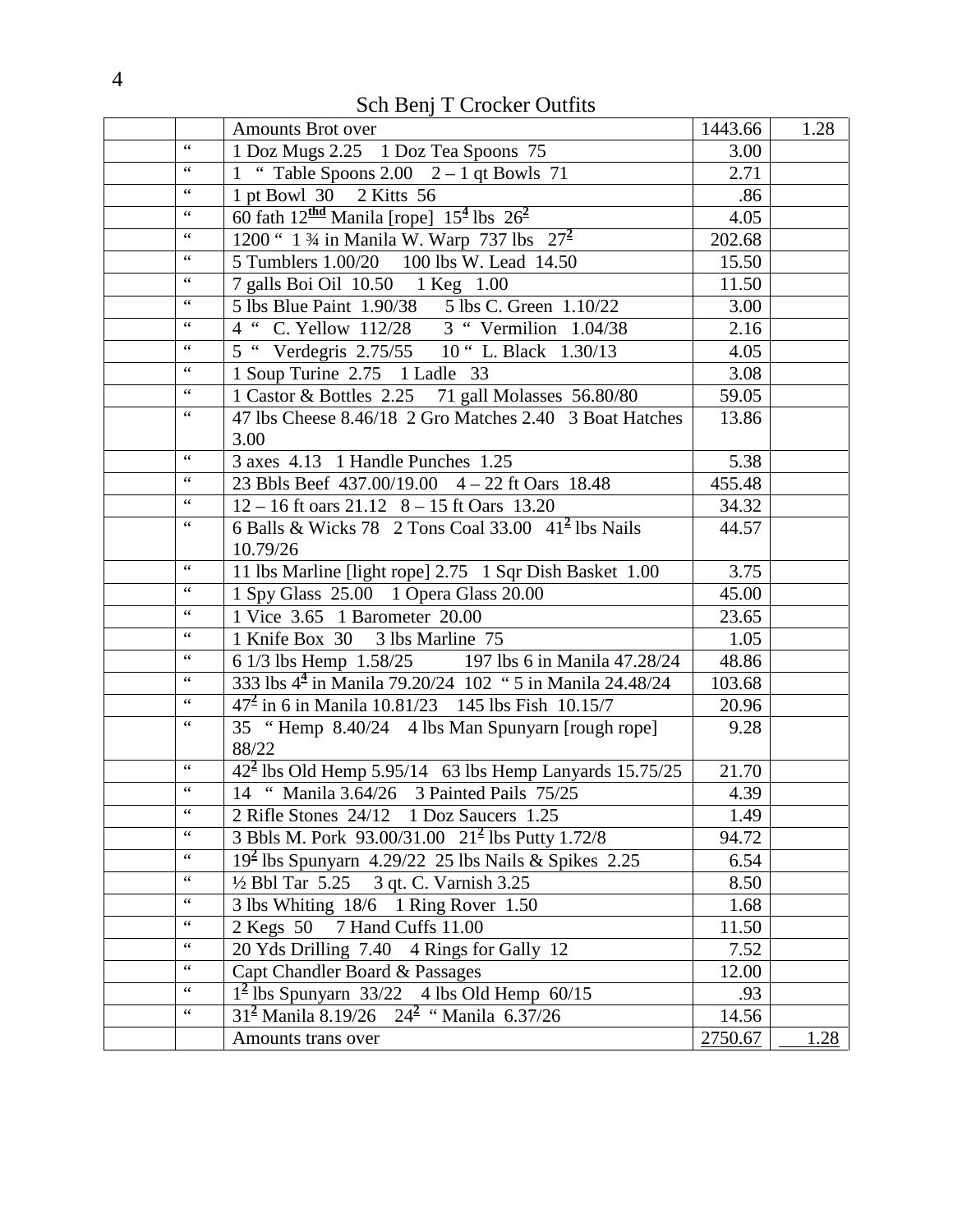Sch Benj T Crocker Outfits

| | | | | |
|---|---|---|---|---|
| | | Amounts Brot over | 1443.66 | 1.28 |
| | " | 1 Doz Mugs 2.25 1 Doz Tea Spoons 75 | 3.00 | |
| | " | 1 " Table Spoons 2.00 2 – 1 qt Bowls 71 | 2.71 | |
| | " | 1 pt Bowl 30 2 Kitts 56 | .86 | |
| | " | 60 fath 12thd Manila [rope] 15⁴ lbs 26² | 4.05 | |
| | " | 1200 " 1 ¾ in Manila W. Warp 737 lbs 27² | 202.68 | |
| | " | 5 Tumblers 1.00/20 100 lbs W. Lead 14.50 | 15.50 | |
| | " | 7 galls Boi Oil 10.50 1 Keg 1.00 | 11.50 | |
| | " | 5 lbs Blue Paint 1.90/38 5 lbs C. Green 1.10/22 | 3.00 | |
| | " | 4 " C. Yellow 112/28 3 " Vermilion 1.04/38 | 2.16 | |
| | " | 5 " Verdegris 2.75/55 10 " L. Black 1.30/13 | 4.05 | |
| | " | 1 Soup Turine 2.75 1 Ladle 33 | 3.08 | |
| | " | 1 Castor & Bottles 2.25 71 gall Molasses 56.80/80 | 59.05 | |
| | " | 47 lbs Cheese 8.46/18 2 Gro Matches 2.40 3 Boat Hatches 3.00 | 13.86 | |
| | " | 3 axes 4.13 1 Handle Punches 1.25 | 5.38 | |
| | " | 23 Bbls Beef 437.00/19.00 4 – 22 ft Oars 18.48 | 455.48 | |
| | " | 12 – 16 ft oars 21.12 8 – 15 ft Oars 13.20 | 34.32 | |
| | " | 6 Balls & Wicks 78 2 Tons Coal 33.00 41² lbs Nails 10.79/26 | 44.57 | |
| | " | 11 lbs Marline [light rope] 2.75 1 Sqr Dish Basket 1.00 | 3.75 | |
| | " | 1 Spy Glass 25.00 1 Opera Glass 20.00 | 45.00 | |
| | " | 1 Vice 3.65 1 Barometer 20.00 | 23.65 | |
| | " | 1 Knife Box 30 3 lbs Marline 75 | 1.05 | |
| | " | 6 1/3 lbs Hemp 1.58/25 197 lbs 6 in Manila 47.28/24 | 48.86 | |
| | " | 333 lbs 4⁴ in Manila 79.20/24 102 " 5 in Manila 24.48/24 | 103.68 | |
| | " | 47² in 6 in Manila 10.81/23 145 lbs Fish 10.15/7 | 20.96 | |
| | " | 35 " Hemp 8.40/24 4 lbs Man Spunyarn [rough rope] 88/22 | 9.28 | |
| | " | 42² lbs Old Hemp 5.95/14 63 lbs Hemp Lanyards 15.75/25 | 21.70 | |
| | " | 14 " Manila 3.64/26 3 Painted Pails 75/25 | 4.39 | |
| | " | 2 Rifle Stones 24/12 1 Doz Saucers 1.25 | 1.49 | |
| | " | 3 Bbls M. Pork 93.00/31.00 21² lbs Putty 1.72/8 | 94.72 | |
| | " | 19² lbs Spunyarn 4.29/22 25 lbs Nails & Spikes 2.25 | 6.54 | |
| | " | ½ Bbl Tar 5.25 3 qt. C. Varnish 3.25 | 8.50 | |
| | " | 3 lbs Whiting 18/6 1 Ring Rover 1.50 | 1.68 | |
| | " | 2 Kegs 50 7 Hand Cuffs 11.00 | 11.50 | |
| | " | 20 Yds Drilling 7.40 4 Rings for Gally 12 | 7.52 | |
| | " | Capt Chandler Board & Passages | 12.00 | |
| | " | 1² lbs Spunyarn 33/22 4 lbs Old Hemp 60/15 | .93 | |
| | " | 31² Manila 8.19/26 24² " Manila 6.37/26 | 14.56 | |
| | | Amounts trans over | 2750.67 | 1.28 |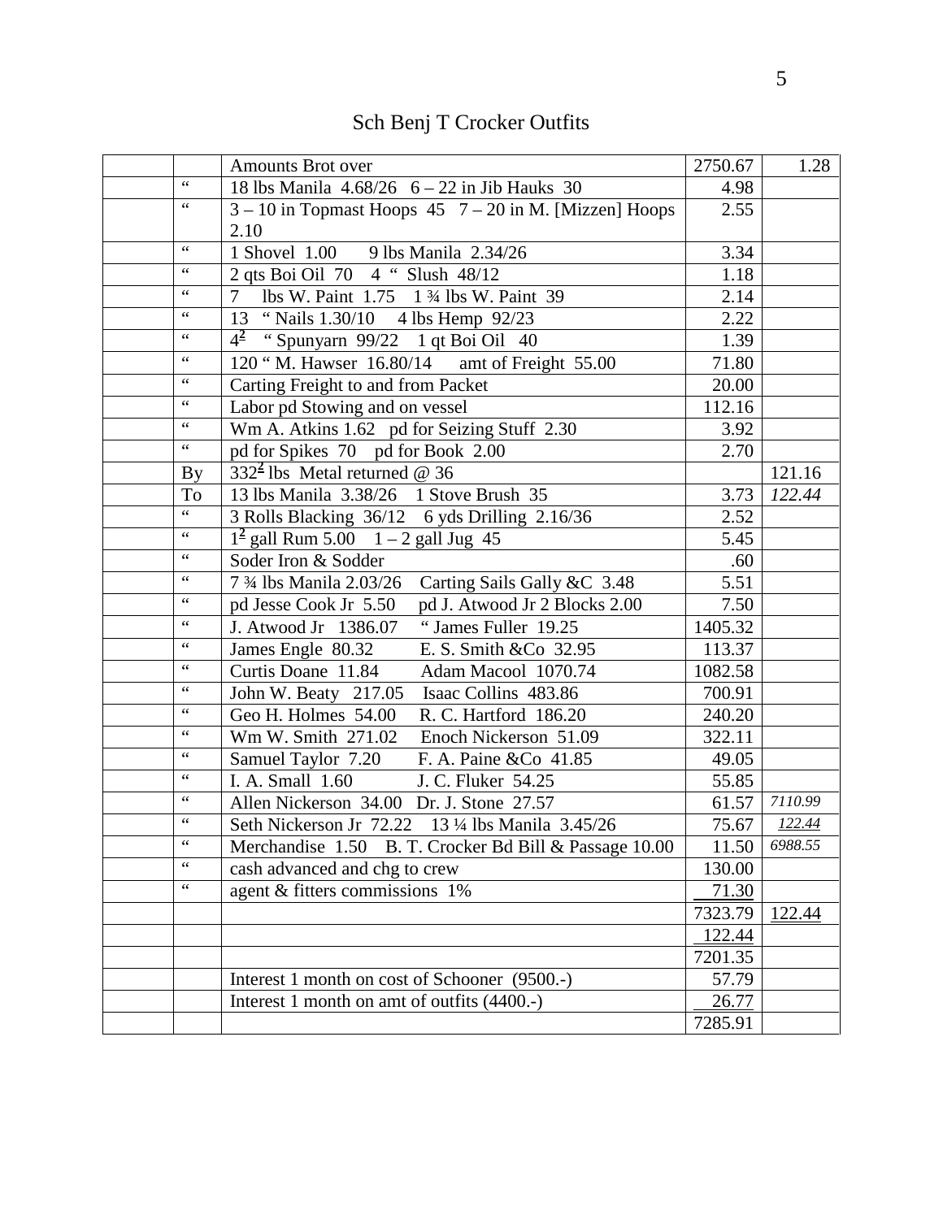# Sch Benj T Crocker Outfits

| | | | | |
|---|---|---|---|---|
| | | Amounts Brot over | 2750.67 | 1.28 |
| | " | 18 lbs Manila 4.68/26 6 – 22 in Jib Hauks 30 | 4.98 | |
| | " | 3 – 10 in Topmast Hoops 45 7 – 20 in M. [Mizzen] Hoops 2.10 | 2.55 | |
| | " | 1 Shovel 1.00 9 lbs Manila 2.34/26 | 3.34 | |
| | " | 2 qts Boi Oil 70 4 " Slush 48/12 | 1.18 | |
| | " | 7 lbs W. Paint 1.75 1 ¾ lbs W. Paint 39 | 2.14 | |
| | " | 13 " Nails 1.30/10 4 lbs Hemp 92/23 | 2.22 | |
| | " | 4$^{\underline{2}}$ " Spunyarn 99/22 1 qt Boi Oil 40 | 1.39 | |
| | " | 120 " M. Hawser 16.80/14 amt of Freight 55.00 | 71.80 | |
| | " | Carting Freight to and from Packet | 20.00 | |
| | " | Labor pd Stowing and on vessel | 112.16 | |
| | " | Wm A. Atkins 1.62 pd for Seizing Stuff 2.30 | 3.92 | |
| | " | pd for Spikes 70 pd for Book 2.00 | 2.70 | |
| | By | 332$^{\underline{2}}$ lbs Metal returned @ 36 | | 121.16 |
| | To | 13 lbs Manila 3.38/26 1 Stove Brush 35 | 3.73 | *122.44* |
| | " | 3 Rolls Blacking 36/12 6 yds Drilling 2.16/36 | 2.52 | |
| | " | 1$^{\underline{2}}$ gall Rum 5.00 1 – 2 gall Jug 45 | 5.45 | |
| | " | Soder Iron & Sodder | .60 | |
| | " | 7 ¾ lbs Manila 2.03/26 Carting Sails Gally &C 3.48 | 5.51 | |
| | " | pd Jesse Cook Jr 5.50 pd J. Atwood Jr 2 Blocks 2.00 | 7.50 | |
| | " | J. Atwood Jr 1386.07 " James Fuller 19.25 | 1405.32 | |
| | " | James Engle 80.32 E. S. Smith &Co 32.95 | 113.37 | |
| | " | Curtis Doane 11.84 Adam Macool 1070.74 | 1082.58 | |
| | " | John W. Beaty 217.05 Isaac Collins 483.86 | 700.91 | |
| | " | Geo H. Holmes 54.00 R. C. Hartford 186.20 | 240.20 | |
| | " | Wm W. Smith 271.02 Enoch Nickerson 51.09 | 322.11 | |
| | " | Samuel Taylor 7.20 F. A. Paine &Co 41.85 | 49.05 | |
| | " | I. A. Small 1.60 J. C. Fluker 54.25 | 55.85 | |
| | " | Allen Nickerson 34.00 Dr. J. Stone 27.57 | 61.57 | *7110.99* |
| | " | Seth Nickerson Jr 72.22 13 ¼ lbs Manila 3.45/26 | 75.67 | *122.44* |
| | " | Merchandise 1.50 B. T. Crocker Bd Bill & Passage 10.00 | 11.50 | *6988.55* |
| | " | cash advanced and chg to crew | 130.00 | |
| | " | agent & fitters commissions 1% | 71.30 | |
| | | | 7323.79 | 122.44 |
| | | | 122.44 | |
| | | | 7201.35 | |
| | | Interest 1 month on cost of Schooner (9500.-) | 57.79 | |
| | | Interest 1 month on amt of outfits (4400.-) | 26.77 | |
| | | | 7285.91 | |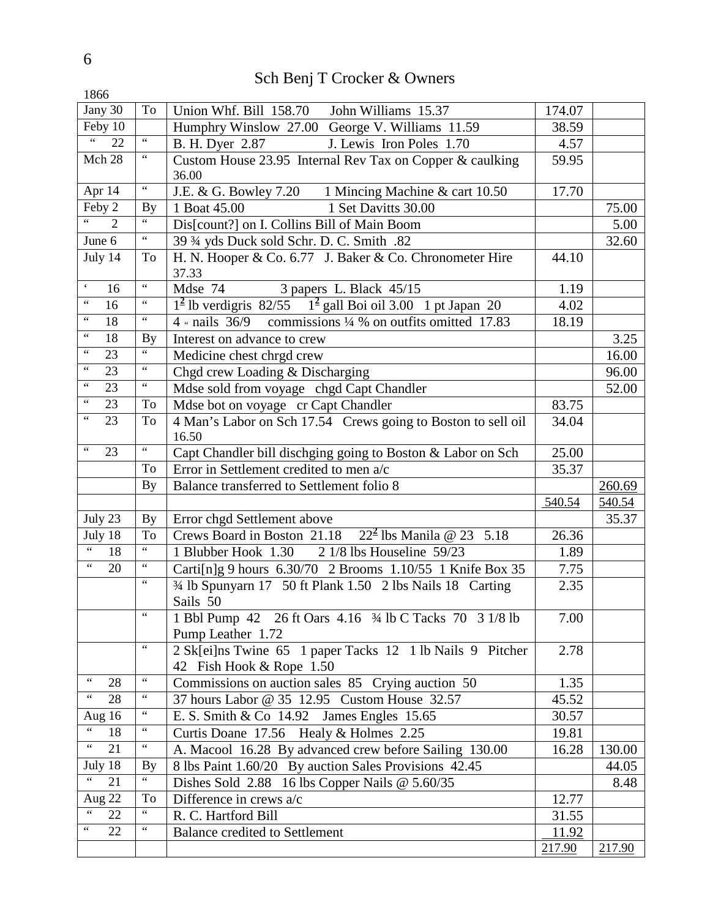# Sch Benj T Crocker & Owners

1866

| | | | | |
|---|---|---|---|---|
| Jany 30 | To | Union Whf. Bill 158.70 John Williams 15.37 | 174.07 | |
| Feby 10 | | Humphry Winslow 27.00 George V. Williams 11.59 | 38.59 | |
| " 22 | " | B. H. Dyer 2.87 J. Lewis Iron Poles 1.70 | 4.57 | |
| Mch 28 | " | Custom House 23.95 Internal Rev Tax on Copper & caulking 36.00 | 59.95 | |
| Apr 14 | " | J.E. & G. Bowley 7.20 1 Mincing Machine & cart 10.50 | 17.70 | |
| Feby 2 | By | 1 Boat 45.00 1 Set Davitts 30.00 | | 75.00 |
| " 2 | " | Dis[count?] on I. Collins Bill of Main Boom | | 5.00 |
| June 6 | " | 39 ¾ yds Duck sold Schr. D. C. Smith .82 | | 32.60 |
| July 14 | To | H. N. Hooper & Co. 6.77 J. Baker & Co. Chronometer Hire 37.33 | 44.10 | |
| ' 16 | " | Mdse 74 3 papers L. Black 45/15 | 1.19 | |
| " 16 | " | 1$^2$ lb verdigris 82/55 1$^2$ gall Boi oil 3.00 1 pt Japan 20 | 4.02 | |
| " 18 | " | 4 " nails 36/9 commissions ¼ % on outfits omitted 17.83 | 18.19 | |
| " 18 | By | Interest on advance to crew | | 3.25 |
| " 23 | " | Medicine chest chrgd crew | | 16.00 |
| " 23 | " | Chgd crew Loading & Discharging | | 96.00 |
| " 23 | " | Mdse sold from voyage chgd Capt Chandler | | 52.00 |
| " 23 | To | Mdse bot on voyage cr Capt Chandler | 83.75 | |
| " 23 | To | 4 Man's Labor on Sch 17.54 Crews going to Boston to sell oil 16.50 | 34.04 | |
| " 23 | " | Capt Chandler bill dischging going to Boston & Labor on Sch | 25.00 | |
| | To | Error in Settlement credited to men a/c | 35.37 | |
| | By | Balance transferred to Settlement folio 8 | | 260.69 |
| | | | 540.54 | 540.54 |
| July 23 | By | Error chgd Settlement above | | 35.37 |
| July 18 | To | Crews Board in Boston 21.18 22$^2$ lbs Manila @ 23 5.18 | 26.36 | |
| " 18 | " | 1 Blubber Hook 1.30 2 1/8 lbs Houseline 59/23 | 1.89 | |
| " 20 | " | Carti[n]g 9 hours 6.30/70 2 Brooms 1.10/55 1 Knife Box 35 | 7.75 | |
| | " | ¾ lb Spunyarn 17 50 ft Plank 1.50 2 lbs Nails 18 Carting Sails 50 | 2.35 | |
| | " | 1 Bbl Pump 42 26 ft Oars 4.16 ¾ lb C Tacks 70 3 1/8 lb Pump Leather 1.72 | 7.00 | |
| | " | 2 Sk[ei]ns Twine 65 1 paper Tacks 12 1 lb Nails 9 Pitcher 42 Fish Hook & Rope 1.50 | 2.78 | |
| " 28 | " | Commissions on auction sales 85 Crying auction 50 | 1.35 | |
| " 28 | " | 37 hours Labor @ 35 12.95 Custom House 32.57 | 45.52 | |
| Aug 16 | " | E. S. Smith & Co 14.92 James Engles 15.65 | 30.57 | |
| " 18 | " | Curtis Doane 17.56 Healy & Holmes 2.25 | 19.81 | |
| " 21 | " | A. Macool 16.28 By advanced crew before Sailing 130.00 | 16.28 | 130.00 |
| July 18 | By | 8 lbs Paint 1.60/20 By auction Sales Provisions 42.45 | | 44.05 |
| " 21 | " | Dishes Sold 2.88 16 lbs Copper Nails @ 5.60/35 | | 8.48 |
| Aug 22 | To | Difference in crews a/c | 12.77 | |
| " 22 | " | R. C. Hartford Bill | 31.55 | |
| " 22 | " | Balance credited to Settlement | 11.92 | |
| | | | 217.90 | 217.90 |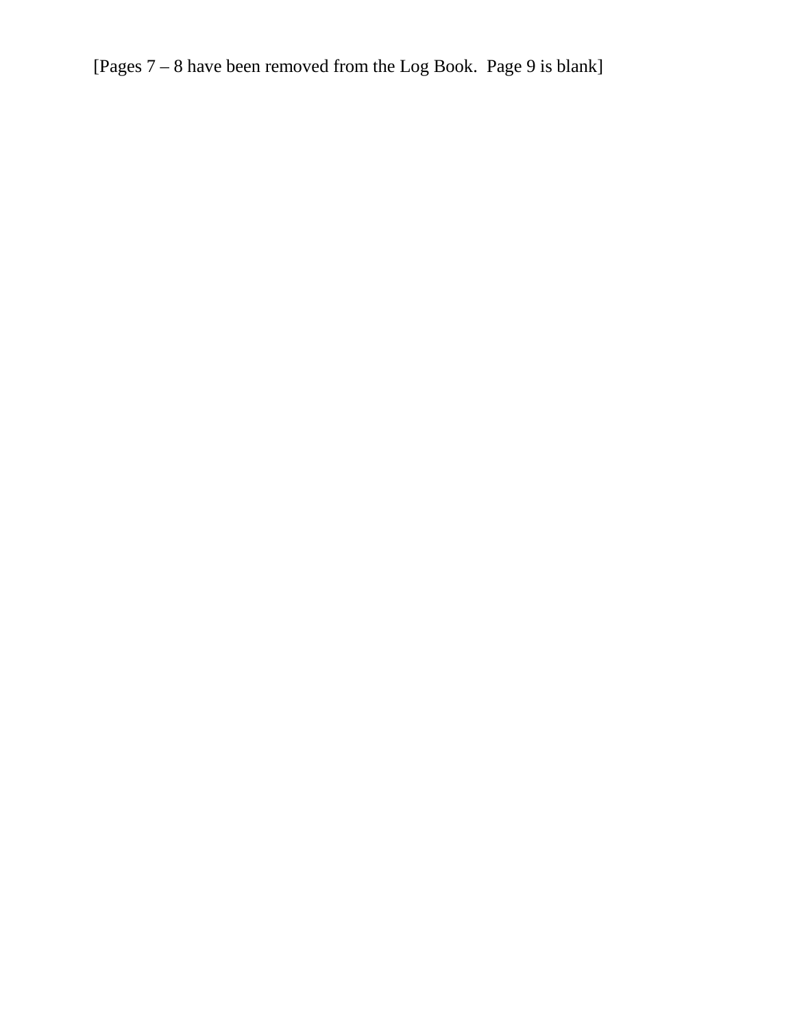[Pages 7 – 8 have been removed from the Log Book. Page 9 is blank]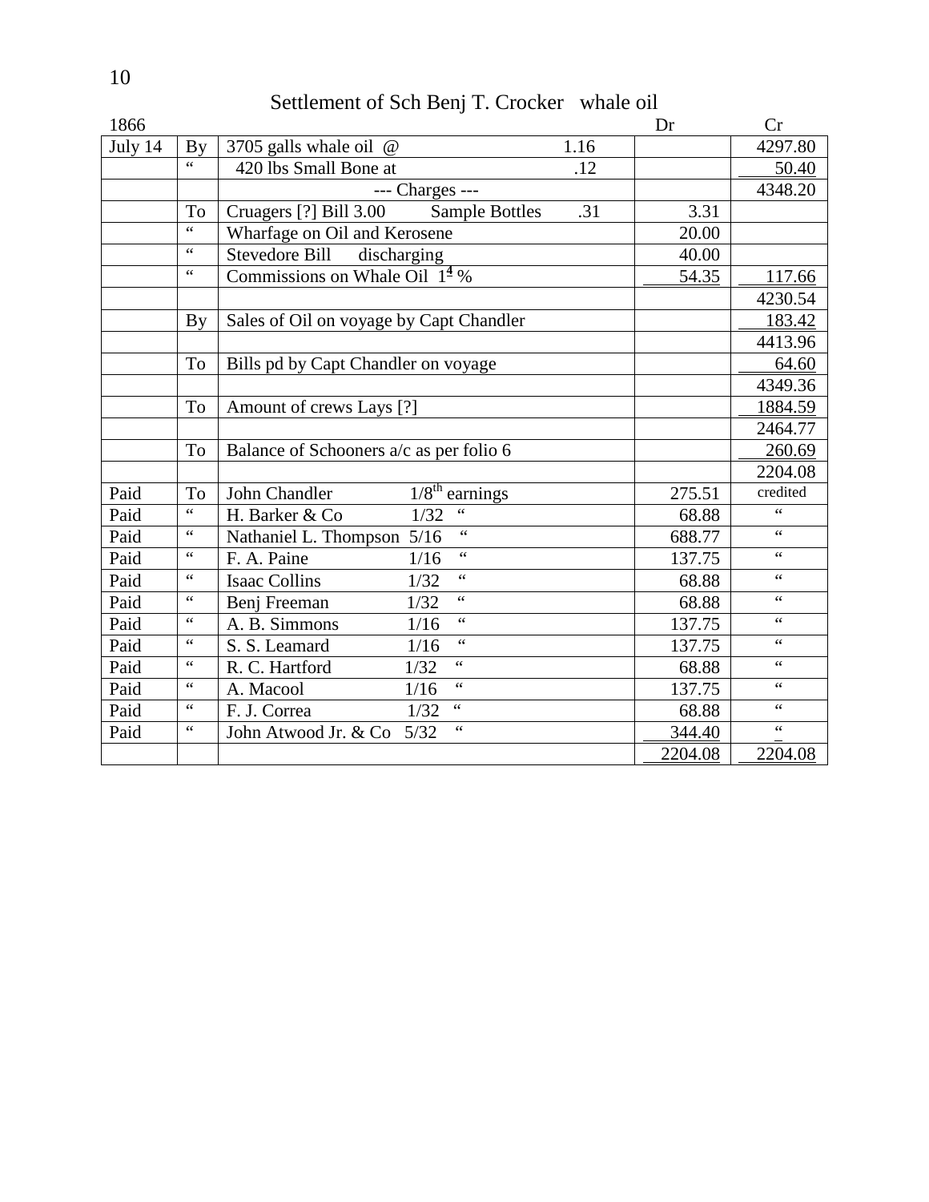Settlement of Sch Benj T. Crocker   whale oil

| 1866 | | | | Dr | Cr |
|---|---|---|---|---|---|
| July 14 | By | 3705 galls whale oil @ | 1.16 | | 4297.80 |
| | " | 420 lbs Small Bone at | .12 | | 50.40 |
| | | --- Charges --- | | | 4348.20 |
| | To | Cruagers [?] Bill 3.00   Sample Bottles | .31 | 3.31 | |
| | " | Wharfage on Oil and Kerosene | | 20.00 | |
| | " | Stevedore Bill   discharging | | 40.00 | |
| | " | Commissions on Whale Oil 1¼ % | | 54.35 | 117.66 |
| | | | | | 4230.54 |
| | By | Sales of Oil on voyage by Capt Chandler | | | 183.42 |
| | | | | | 4413.96 |
| | To | Bills pd by Capt Chandler on voyage | | | 64.60 |
| | | | | | 4349.36 |
| | To | Amount of crews Lays [?] | | | 1884.59 |
| | | | | | 2464.77 |
| | To | Balance of Schooners a/c as per folio 6 | | | 260.69 |
| | | | | | 2204.08 |
| Paid | To | John Chandler   1/8th earnings | | 275.51 | credited |
| Paid | " | H. Barker & Co   1/32 " | | 68.88 | " |
| Paid | " | Nathaniel L. Thompson 5/16 " | | 688.77 | " |
| Paid | " | F. A. Paine   1/16 " | | 137.75 | " |
| Paid | " | Isaac Collins   1/32 " | | 68.88 | " |
| Paid | " | Benj Freeman   1/32 " | | 68.88 | " |
| Paid | " | A. B. Simmons   1/16 " | | 137.75 | " |
| Paid | " | S. S. Leamard   1/16 " | | 137.75 | " |
| Paid | " | R. C. Hartford   1/32 " | | 68.88 | " |
| Paid | " | A. Macool   1/16 " | | 137.75 | " |
| Paid | " | F. J. Correa   1/32 " | | 68.88 | " |
| Paid | " | John Atwood Jr. & Co 5/32 " | | 344.40 | " |
| | | | | 2204.08 | 2204.08 |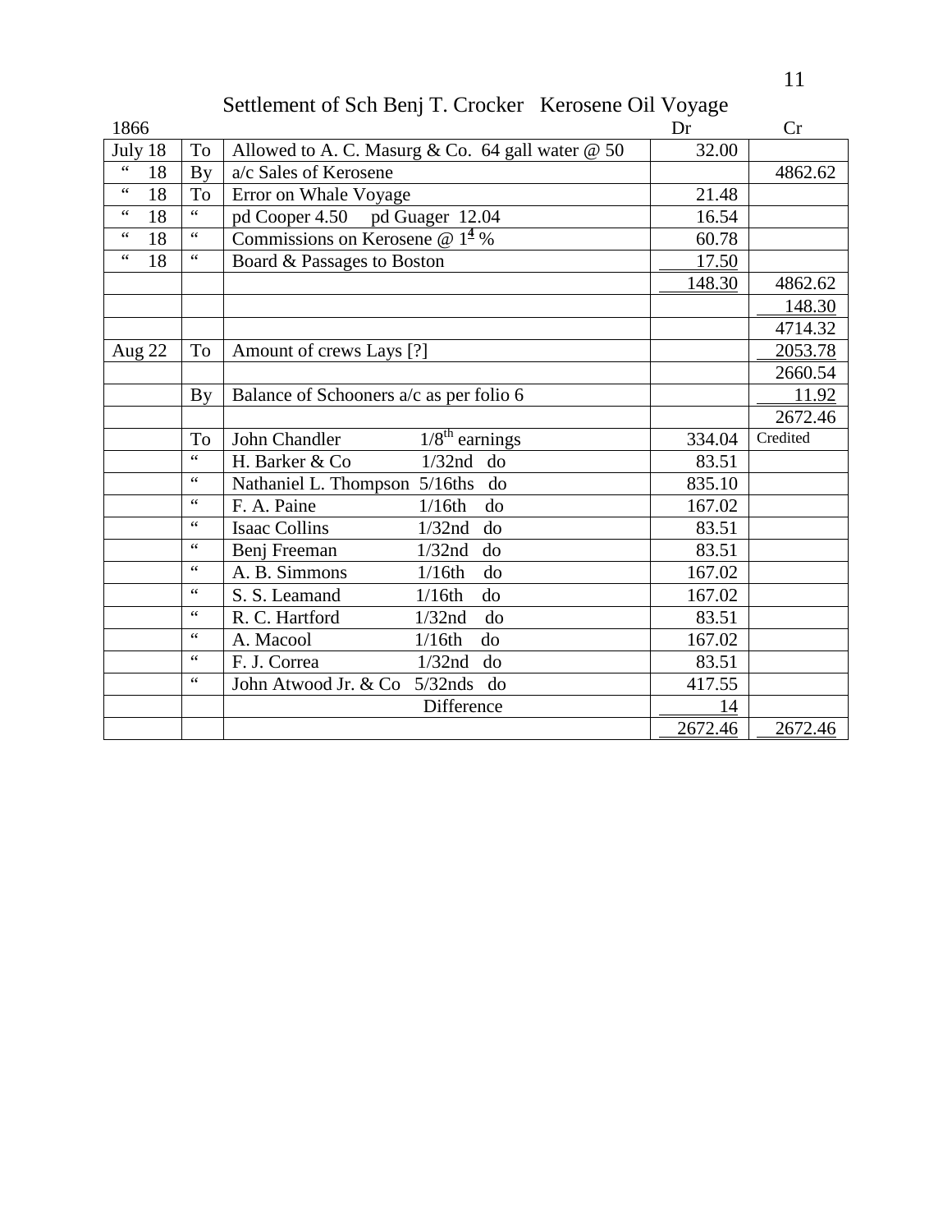## Settlement of Sch Benj T. Crocker Kerosene Oil Voyage

| 1866 | | | Dr | Cr |
|---|---|---|---|---|
| July 18 | To | Allowed to A. C. Masurg & Co. 64 gall water @ 50 | 32.00 | |
| " 18 | By | a/c Sales of Kerosene | | 4862.62 |
| " 18 | To | Error on Whale Voyage | 21.48 | |
| " 18 | " | pd Cooper 4.50 pd Guager 12.04 | 16.54 | |
| " 18 | " | Commissions on Kerosene @ $1\frac{1}{4}$ % | 60.78 | |
| " 18 | " | Board & Passages to Boston | 17.50 | |
| | | | 148.30 | 4862.62 |
| | | | | 148.30 |
| | | | | 4714.32 |
| Aug 22 | To | Amount of crews Lays [?] | | 2053.78 |
| | | | | 2660.54 |
| | By | Balance of Schooners a/c as per folio 6 | | 11.92 |
| | | | | 2672.46 |
| | To | John Chandler 1/8th earnings | 334.04 | Credited |
| | " | H. Barker & Co 1/32nd do | 83.51 | |
| | " | Nathaniel L. Thompson 5/16ths do | 835.10 | |
| | " | F. A. Paine 1/16th do | 167.02 | |
| | " | Isaac Collins 1/32nd do | 83.51 | |
| | " | Benj Freeman 1/32nd do | 83.51 | |
| | " | A. B. Simmons 1/16th do | 167.02 | |
| | " | S. S. Leamand 1/16th do | 167.02 | |
| | " | R. C. Hartford 1/32nd do | 83.51 | |
| | " | A. Macool 1/16th do | 167.02 | |
| | " | F. J. Correa 1/32nd do | 83.51 | |
| | " | John Atwood Jr. & Co 5/32nds do | 417.55 | |
| | | Difference | 14 | |
| | | | 2672.46 | 2672.46 |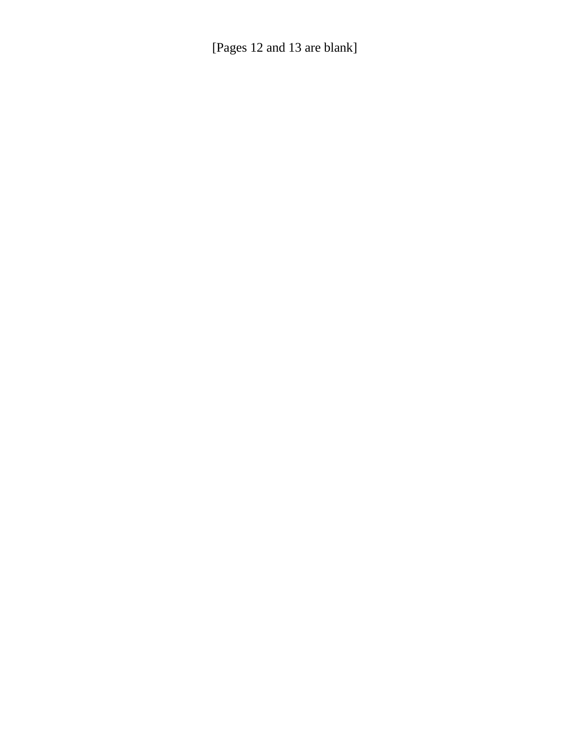[Pages 12 and 13 are blank]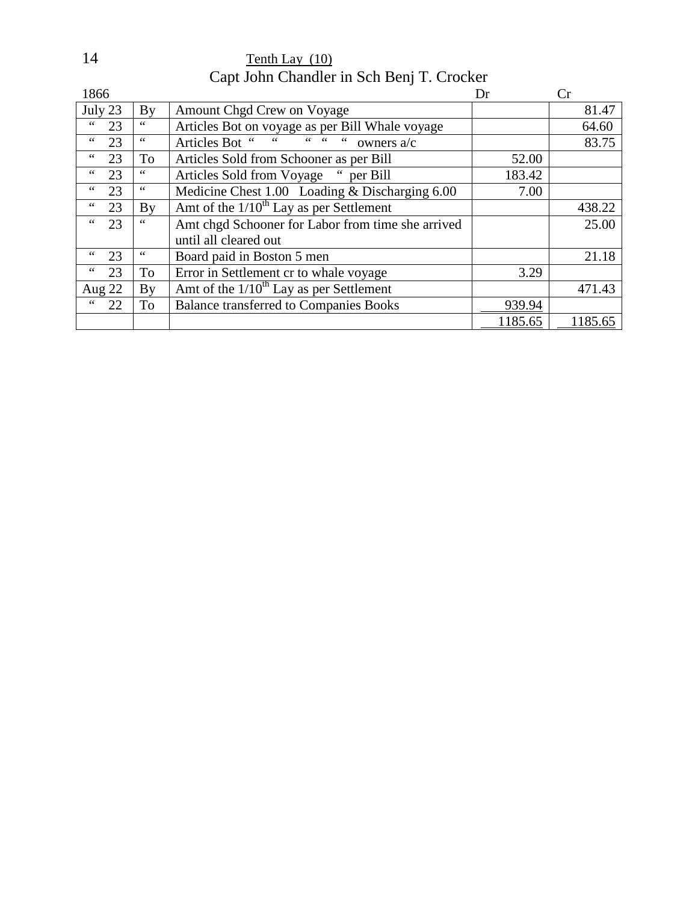Tenth Lay (10)

## Capt John Chandler in Sch Benj T. Crocker

| 1866 | | | Dr | Cr |
|---|---|---|---|---|
| July 23 | By | Amount Chgd Crew on Voyage | | 81.47 |
| " 23 | " | Articles Bot on voyage as per Bill Whale voyage | | 64.60 |
| " 23 | " | Articles Bot " " " " " owners a/c | | 83.75 |
| " 23 | To | Articles Sold from Schooner as per Bill | 52.00 | |
| " 23 | " | Articles Sold from Voyage " per Bill | 183.42 | |
| " 23 | " | Medicine Chest 1.00 Loading & Discharging 6.00 | 7.00 | |
| " 23 | By | Amt of the 1/10th Lay as per Settlement | | 438.22 |
| " 23 | " | Amt chgd Schooner for Labor from time she arrived until all cleared out | | 25.00 |
| " 23 | " | Board paid in Boston 5 men | | 21.18 |
| " 23 | To | Error in Settlement cr to whale voyage | 3.29 | |
| Aug 22 | By | Amt of the 1/10th Lay as per Settlement | | 471.43 |
| " 22 | To | Balance transferred to Companies Books | 939.94 | |
| | | | 1185.65 | 1185.65 |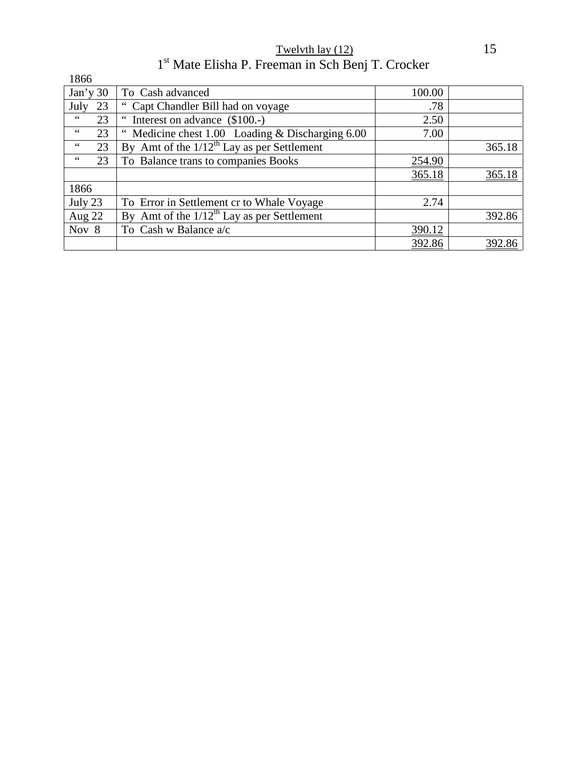Twelvth lay (12)

## 1st Mate Elisha P. Freeman in Sch Benj T. Crocker

1866

| | | | |
|---|---|---|---|
| Jan'y 30 | To Cash advanced | 100.00 | |
| July 23 | " Capt Chandler Bill had on voyage | .78 | |
| " 23 | " Interest on advance ($100.-) | 2.50 | |
| " 23 | " Medicine chest 1.00 Loading & Discharging 6.00 | 7.00 | |
| " 23 | By Amt of the 1/12th Lay as per Settlement | | 365.18 |
| " 23 | To Balance trans to companies Books | 254.90 | |
| | | 365.18 | 365.18 |
| 1866 | | | |
| July 23 | To Error in Settlement cr to Whale Voyage | 2.74 | |
| Aug 22 | By Amt of the 1/12th Lay as per Settlement | | 392.86 |
| Nov 8 | To Cash w Balance a/c | 390.12 | |
| | | 392.86 | 392.86 |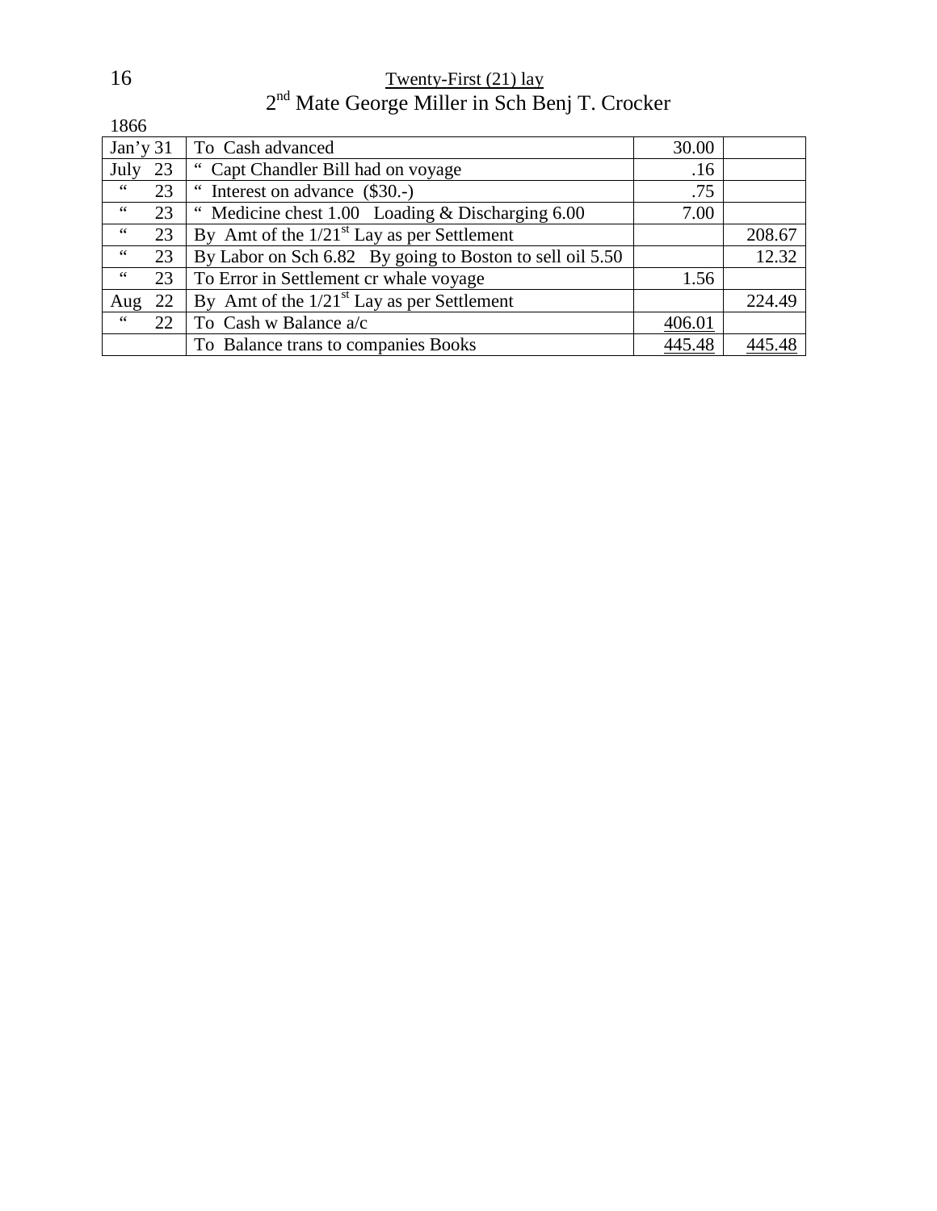<u>Twenty-First (21) lay</u>

2nd Mate George Miller in Sch Benj T. Crocker

1866

| Date | Description | Debit | Credit |
|---|---|---|---|
| Jan'y 31 | To Cash advanced | 30.00 | |
| July 23 | " Capt Chandler Bill had on voyage | .16 | |
| " 23 | " Interest on advance ($30.-) | .75 | |
| " 23 | " Medicine chest 1.00 Loading & Discharging 6.00 | 7.00 | |
| " 23 | By Amt of the 1/21st Lay as per Settlement | | 208.67 |
| " 23 | By Labor on Sch 6.82 By going to Boston to sell oil 5.50 | | 12.32 |
| " 23 | To Error in Settlement cr whale voyage | 1.56 | |
| Aug 22 | By Amt of the 1/21st Lay as per Settlement | | 224.49 |
| " 22 | To Cash w Balance a/c | 406.01 | |
| | To Balance trans to companies Books | 445.48 | 445.48 |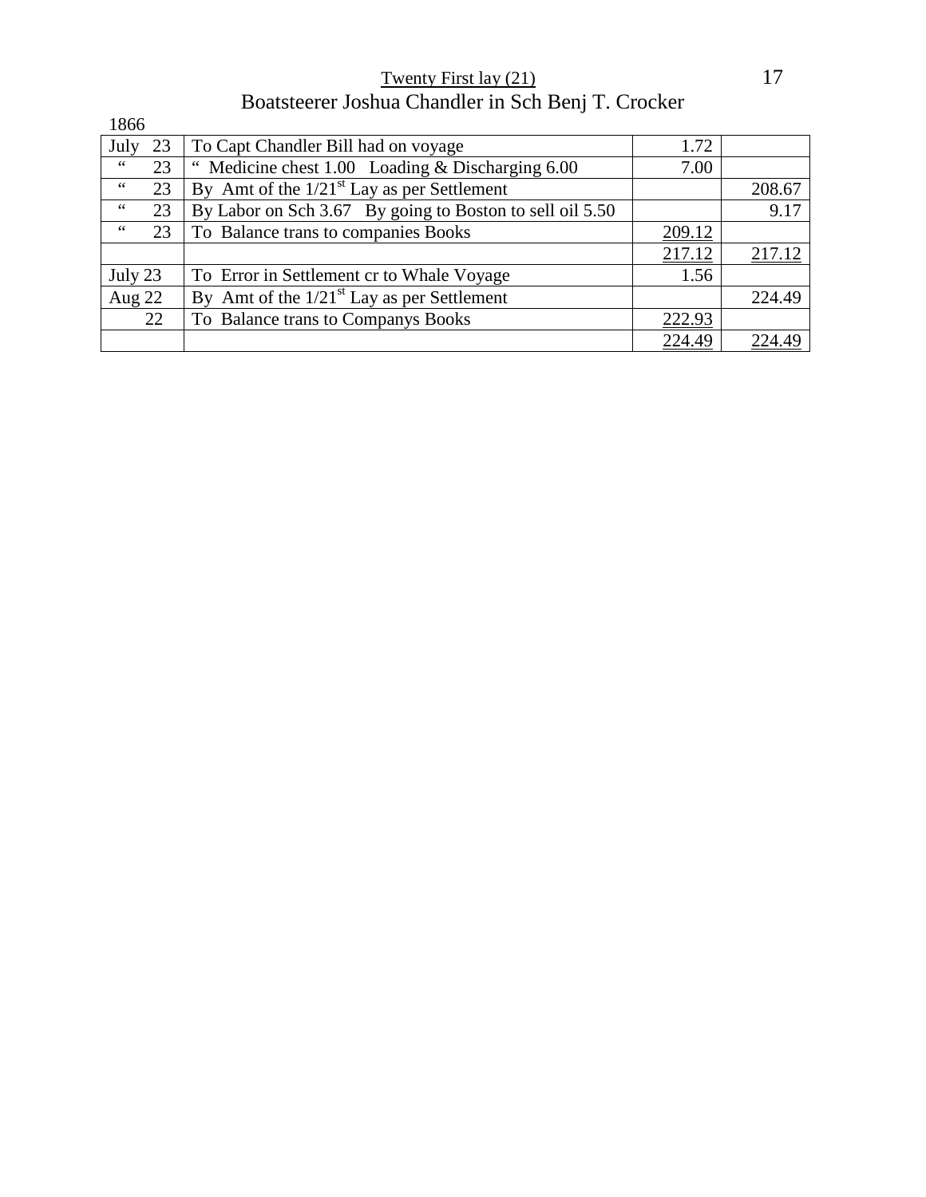<u>Twenty First lay (21)</u>

Boatsteerer Joshua Chandler in Sch Benj T. Crocker

1866

| | | | |
|---|---|---|---|
| July 23 | To Capt Chandler Bill had on voyage | 1.72 | |
| " 23 | " Medicine chest 1.00 Loading & Discharging 6.00 | 7.00 | |
| " 23 | By Amt of the 1/21st Lay as per Settlement | | 208.67 |
| " 23 | By Labor on Sch 3.67 By going to Boston to sell oil 5.50 | | 9.17 |
| " 23 | To Balance trans to companies Books | <u>209.12</u> | |
| | | <u>217.12</u> | <u>217.12</u> |
| July 23 | To Error in Settlement cr to Whale Voyage | 1.56 | |
| Aug 22 | By Amt of the 1/21st Lay as per Settlement | | 224.49 |
| 22 | To Balance trans to Companys Books | <u>222.93</u> | |
| | | <u>224.49</u> | <u>224.49</u> |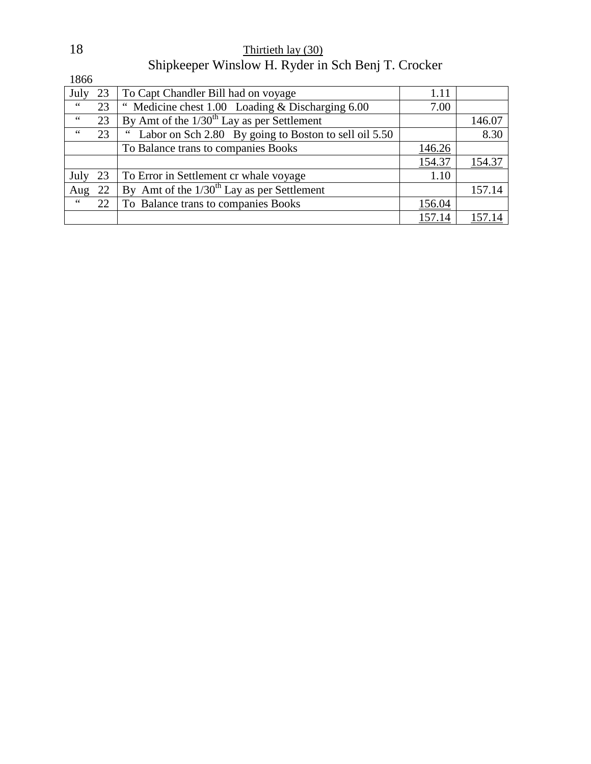Thirtieth lay (30)

## Shipkeeper Winslow H. Ryder in Sch Benj T. Crocker

1866

| Date | Description | Debit | Credit |
|---|---|---|---|
| July 23 | To Capt Chandler Bill had on voyage | 1.11 | |
| “ 23 | “ Medicine chest 1.00 Loading & Discharging 6.00 | 7.00 | |
| “ 23 | By Amt of the 1/30th Lay as per Settlement | | 146.07 |
| “ 23 | “ Labor on Sch 2.80 By going to Boston to sell oil 5.50 | | 8.30 |
| | To Balance trans to companies Books | 146.26 | |
| | | 154.37 | 154.37 |
| July 23 | To Error in Settlement cr whale voyage | 1.10 | |
| Aug 22 | By Amt of the 1/30th Lay as per Settlement | | 157.14 |
| “ 22 | To Balance trans to companies Books | 156.04 | |
| | | 157.14 | 157.14 |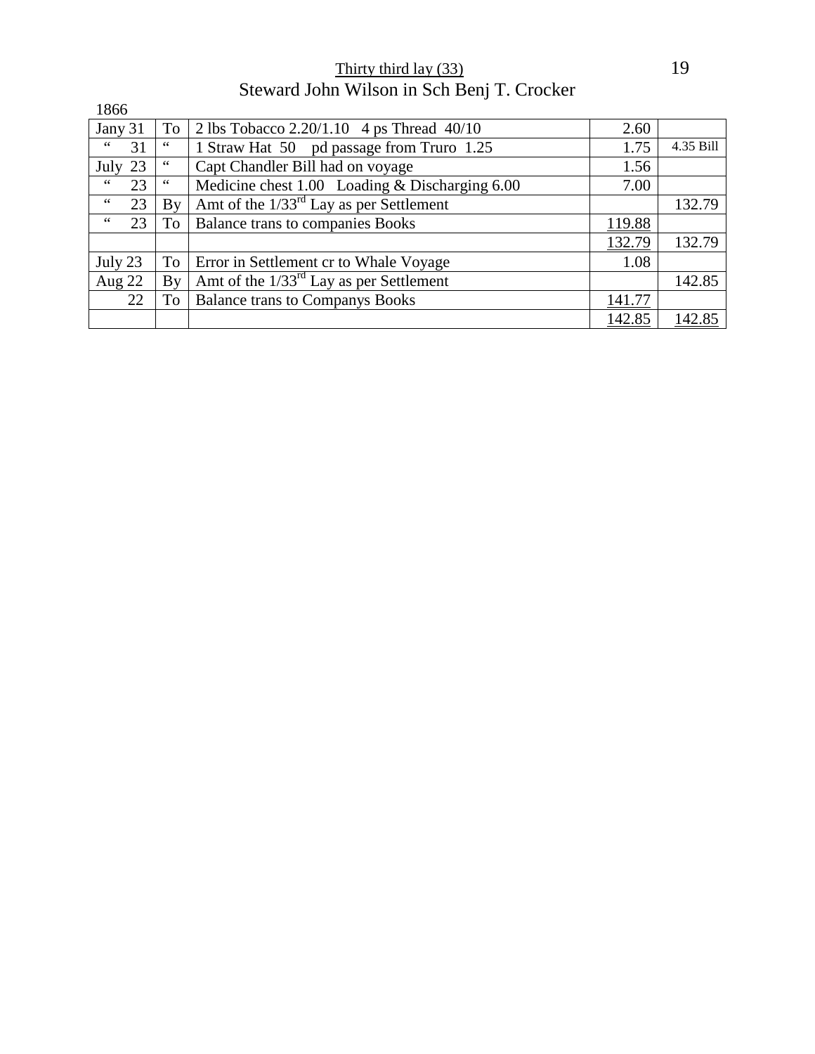Thirty third lay (33)

Steward John Wilson in Sch Benj T. Crocker

1866

| | | | | |
|---|---|---|---|---|
| Jany 31 | To | 2 lbs Tobacco 2.20/1.10   4 ps Thread 40/10 | 2.60 | |
| " 31 | " | 1 Straw Hat 50   pd passage from Truro 1.25 | 1.75 | 4.35 Bill |
| July 23 | " | Capt Chandler Bill had on voyage | 1.56 | |
| " 23 | " | Medicine chest 1.00   Loading & Discharging 6.00 | 7.00 | |
| " 23 | By | Amt of the 1/33rd Lay as per Settlement | | 132.79 |
| " 23 | To | Balance trans to companies Books | 119.88 | |
| | | | 132.79 | 132.79 |
| July 23 | To | Error in Settlement cr to Whale Voyage | 1.08 | |
| Aug 22 | By | Amt of the 1/33rd Lay as per Settlement | | 142.85 |
| 22 | To | Balance trans to Companys Books | 141.77 | |
| | | | 142.85 | 142.85 |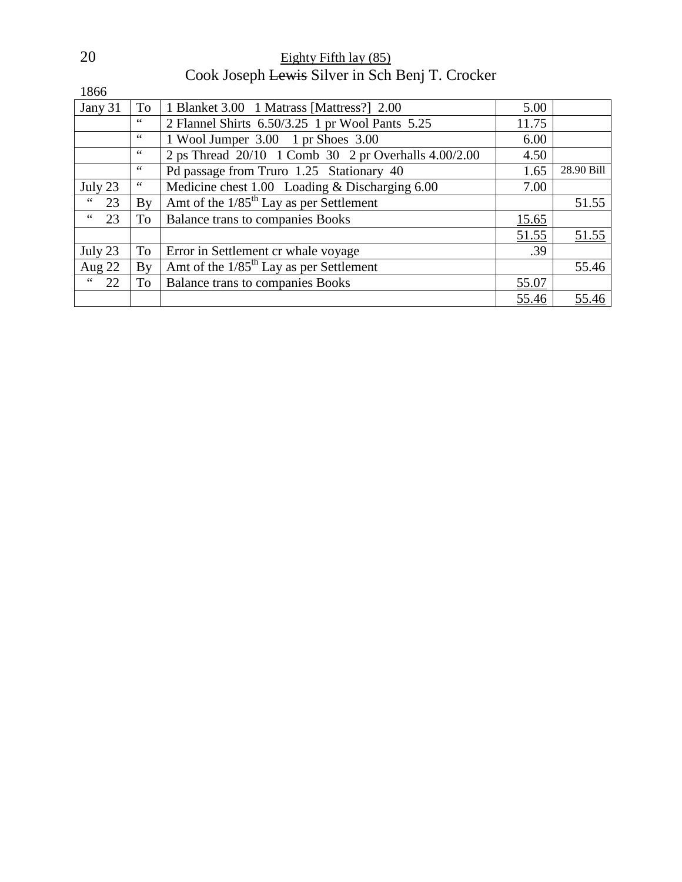Eighty Fifth lay (85)

Cook Joseph ~~Lewis~~ Silver in Sch Benj T. Crocker

1866

| | | | | |
|---|---|---|---|---|
| Jany 31 | To | 1 Blanket 3.00   1 Matrass [Mattress?]  2.00 | 5.00 | |
| | " | 2 Flannel Shirts  6.50/3.25  1 pr Wool Pants  5.25 | 11.75 | |
| | " | 1 Wool Jumper  3.00    1 pr Shoes  3.00 | 6.00 | |
| | " | 2 ps Thread  20/10   1 Comb  30   2 pr Overhalls 4.00/2.00 | 4.50 | |
| | " | Pd passage from Truro  1.25   Stationary  40 | 1.65 | 28.90 Bill |
| July 23 | " | Medicine chest 1.00   Loading & Discharging 6.00 | 7.00 | |
| " 23 | By | Amt of the 1/85th Lay as per Settlement | | 51.55 |
| " 23 | To | Balance trans to companies Books | 15.65 | |
| | | | 51.55 | 51.55 |
| July 23 | To | Error in Settlement cr whale voyage | .39 | |
| Aug 22 | By | Amt of the 1/85th Lay as per Settlement | | 55.46 |
| " 22 | To | Balance trans to companies Books | 55.07 | |
| | | | 55.46 | 55.46 |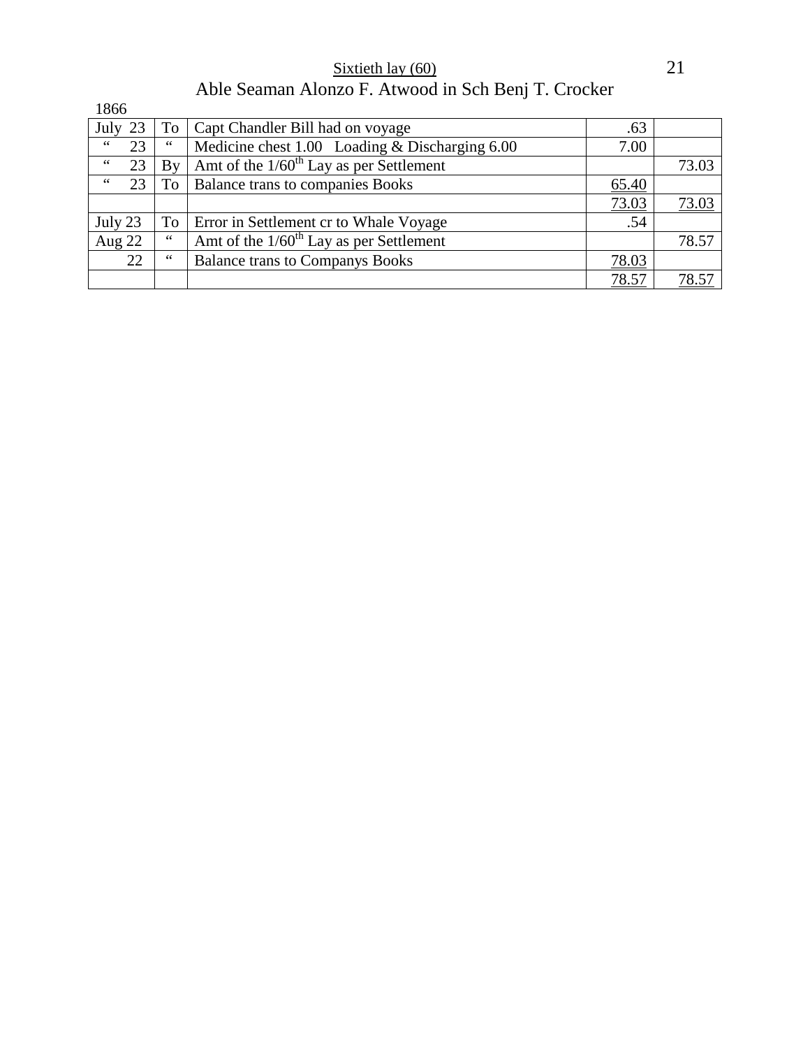Sixtieth lay (60)

## Able Seaman Alonzo F. Atwood in Sch Benj T. Crocker

1866

| | | | | |
|---|---|---|---|---|
| July 23 | To | Capt Chandler Bill had on voyage | .63 | |
| " 23 | " | Medicine chest 1.00 Loading & Discharging 6.00 | 7.00 | |
| " 23 | By | Amt of the 1/60th Lay as per Settlement | | 73.03 |
| " 23 | To | Balance trans to companies Books | 65.40 | |
| | | | 73.03 | 73.03 |
| July 23 | To | Error in Settlement cr to Whale Voyage | .54 | |
| Aug 22 | " | Amt of the 1/60th Lay as per Settlement | | 78.57 |
| 22 | " | Balance trans to Companys Books | 78.03 | |
| | | | 78.57 | 78.57 |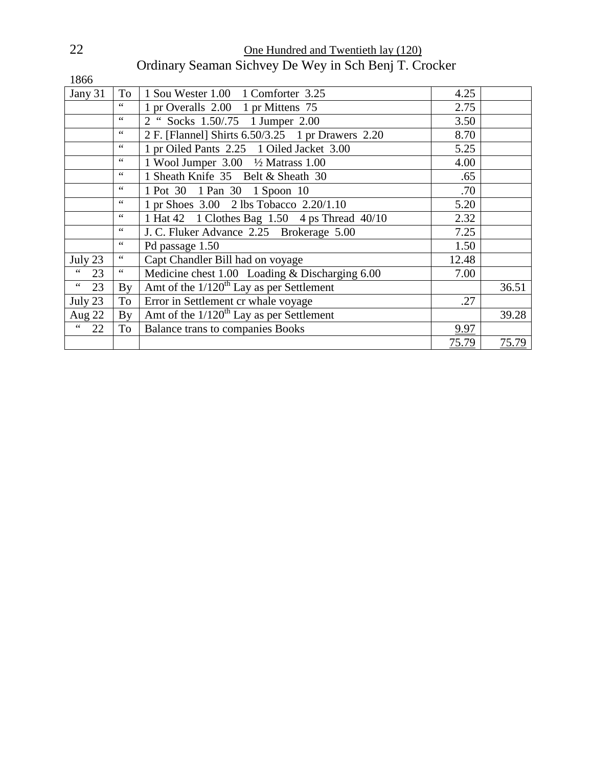One Hundred and Twentieth lay (120)

Ordinary Seaman Sichvey De Wey in Sch Benj T. Crocker

1866

| Jany 31 | To | 1 Sou Wester 1.00   1 Comforter 3.25 | 4.25 | |
|---|---|---|---|---|
| | " | 1 pr Overalls 2.00   1 pr Mittens 75 | 2.75 | |
| | " | 2 " Socks 1.50/.75   1 Jumper 2.00 | 3.50 | |
| | " | 2 F. [Flannel] Shirts 6.50/3.25   1 pr Drawers 2.20 | 8.70 | |
| | " | 1 pr Oiled Pants 2.25   1 Oiled Jacket 3.00 | 5.25 | |
| | " | 1 Wool Jumper 3.00   ½ Matrass 1.00 | 4.00 | |
| | " | 1 Sheath Knife 35   Belt & Sheath 30 | .65 | |
| | " | 1 Pot 30   1 Pan 30   1 Spoon 10 | .70 | |
| | " | 1 pr Shoes 3.00   2 lbs Tobacco 2.20/1.10 | 5.20 | |
| | " | 1 Hat 42   1 Clothes Bag 1.50   4 ps Thread 40/10 | 2.32 | |
| | " | J. C. Fluker Advance 2.25   Brokerage 5.00 | 7.25 | |
| | " | Pd passage 1.50 | 1.50 | |
| July 23 | " | Capt Chandler Bill had on voyage | 12.48 | |
| " 23 | " | Medicine chest 1.00   Loading & Discharging 6.00 | 7.00 | |
| " 23 | By | Amt of the 1/120th Lay as per Settlement | | 36.51 |
| July 23 | To | Error in Settlement cr whale voyage | .27 | |
| Aug 22 | By | Amt of the 1/120th Lay as per Settlement | | 39.28 |
| " 22 | To | Balance trans to companies Books | 9.97 | |
| | | | 75.79 | 75.79 |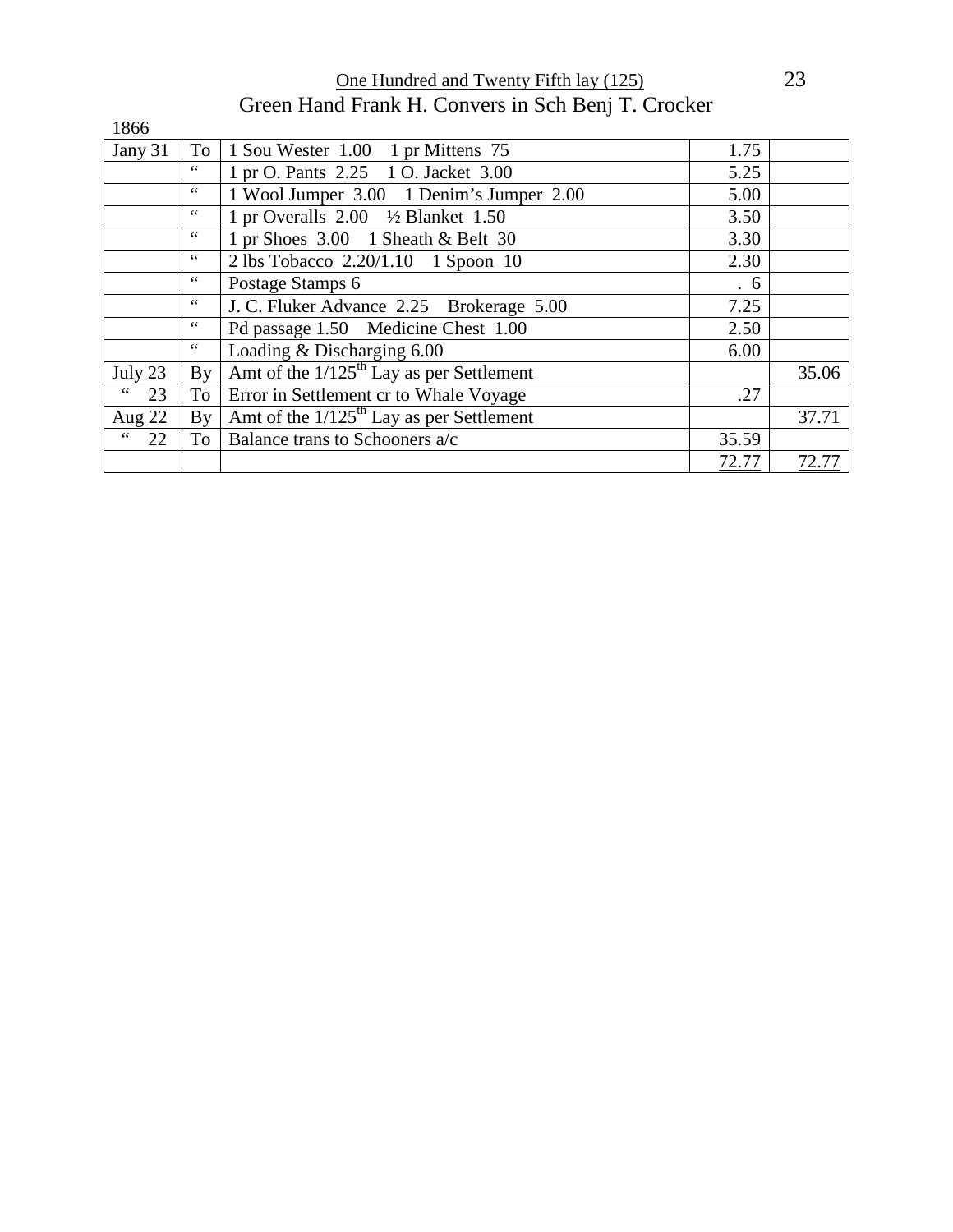One Hundred and Twenty Fifth lay (125)

Green Hand Frank H. Convers in Sch Benj T. Crocker

1866

| | | | | |
|---|---|---|---|---|
| Jany 31 | To | 1 Sou Wester 1.00 1 pr Mittens 75 | 1.75 | |
| | " | 1 pr O. Pants 2.25 1 O. Jacket 3.00 | 5.25 | |
| | " | 1 Wool Jumper 3.00 1 Denim's Jumper 2.00 | 5.00 | |
| | " | 1 pr Overalls 2.00 ½ Blanket 1.50 | 3.50 | |
| | " | 1 pr Shoes 3.00 1 Sheath & Belt 30 | 3.30 | |
| | " | 2 lbs Tobacco 2.20/1.10 1 Spoon 10 | 2.30 | |
| | " | Postage Stamps 6 | . 6 | |
| | " | J. C. Fluker Advance 2.25 Brokerage 5.00 | 7.25 | |
| | " | Pd passage 1.50 Medicine Chest 1.00 | 2.50 | |
| | " | Loading & Discharging 6.00 | 6.00 | |
| July 23 | By | Amt of the 1/125th Lay as per Settlement | | 35.06 |
| " 23 | To | Error in Settlement cr to Whale Voyage | .27 | |
| Aug 22 | By | Amt of the 1/125th Lay as per Settlement | | 37.71 |
| " 22 | To | Balance trans to Schooners a/c | 35.59 | |
| | | | 72.77 | 72.77 |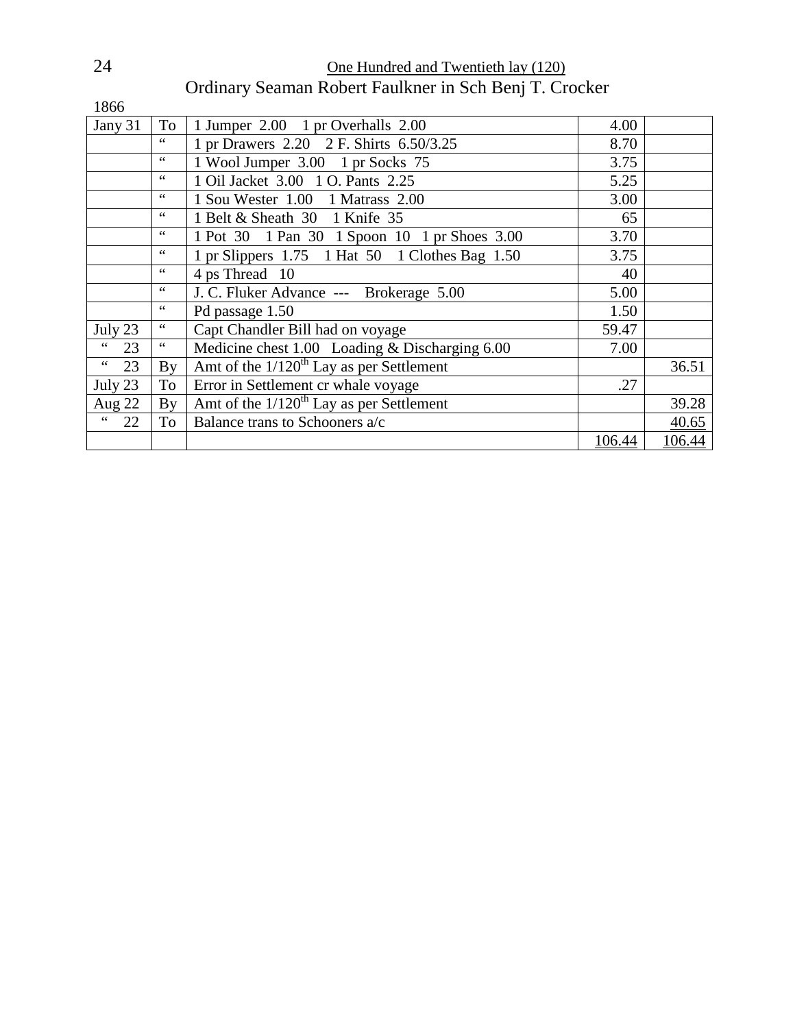One Hundred and Twentieth lay (120)

Ordinary Seaman Robert Faulkner in Sch Benj T. Crocker

1866

| | | | | |
|---|---|---|---|---|
| Jany 31 | To | 1 Jumper 2.00 1 pr Overhalls 2.00 | 4.00 | |
| | " | 1 pr Drawers 2.20 2 F. Shirts 6.50/3.25 | 8.70 | |
| | " | 1 Wool Jumper 3.00 1 pr Socks 75 | 3.75 | |
| | " | 1 Oil Jacket 3.00 1 O. Pants 2.25 | 5.25 | |
| | " | 1 Sou Wester 1.00 1 Matrass 2.00 | 3.00 | |
| | " | 1 Belt & Sheath 30 1 Knife 35 | 65 | |
| | " | 1 Pot 30 1 Pan 30 1 Spoon 10 1 pr Shoes 3.00 | 3.70 | |
| | " | 1 pr Slippers 1.75 1 Hat 50 1 Clothes Bag 1.50 | 3.75 | |
| | " | 4 ps Thread 10 | 40 | |
| | " | J. C. Fluker Advance --- Brokerage 5.00 | 5.00 | |
| | " | Pd passage 1.50 | 1.50 | |
| July 23 | " | Capt Chandler Bill had on voyage | 59.47 | |
| " 23 | " | Medicine chest 1.00 Loading & Discharging 6.00 | 7.00 | |
| " 23 | By | Amt of the 1/120th Lay as per Settlement | | 36.51 |
| July 23 | To | Error in Settlement cr whale voyage | .27 | |
| Aug 22 | By | Amt of the 1/120th Lay as per Settlement | | 39.28 |
| " 22 | To | Balance trans to Schooners a/c | | 40.65 |
| | | | 106.44 | 106.44 |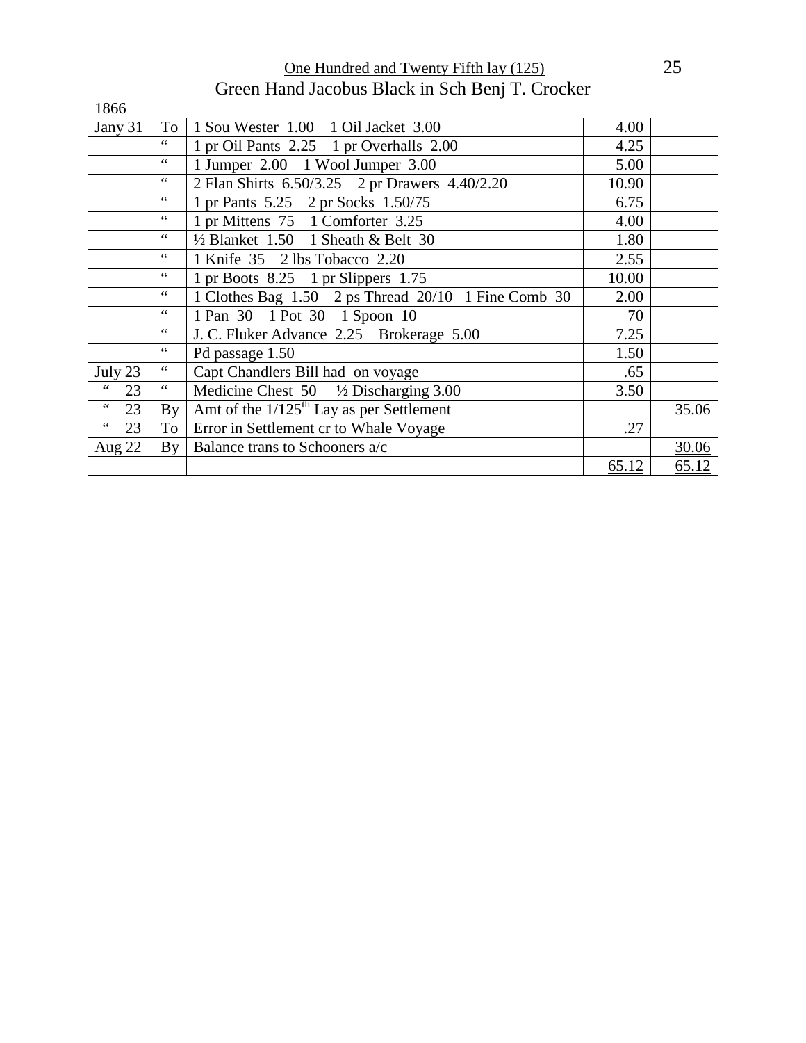One Hundred and Twenty Fifth lay (125)

## Green Hand Jacobus Black in Sch Benj T. Crocker

1866

| | | | | |
|---|---|---|---|---|
| Jany 31 | To | 1 Sou Wester 1.00 1 Oil Jacket 3.00 | 4.00 | |
| | " | 1 pr Oil Pants 2.25 1 pr Overhalls 2.00 | 4.25 | |
| | " | 1 Jumper 2.00 1 Wool Jumper 3.00 | 5.00 | |
| | " | 2 Flan Shirts 6.50/3.25 2 pr Drawers 4.40/2.20 | 10.90 | |
| | " | 1 pr Pants 5.25 2 pr Socks 1.50/75 | 6.75 | |
| | " | 1 pr Mittens 75 1 Comforter 3.25 | 4.00 | |
| | " | ½ Blanket 1.50 1 Sheath & Belt 30 | 1.80 | |
| | " | 1 Knife 35 2 lbs Tobacco 2.20 | 2.55 | |
| | " | 1 pr Boots 8.25 1 pr Slippers 1.75 | 10.00 | |
| | " | 1 Clothes Bag 1.50 2 ps Thread 20/10 1 Fine Comb 30 | 2.00 | |
| | " | 1 Pan 30 1 Pot 30 1 Spoon 10 | 70 | |
| | " | J. C. Fluker Advance 2.25 Brokerage 5.00 | 7.25 | |
| | " | Pd passage 1.50 | 1.50 | |
| July 23 | " | Capt Chandlers Bill had on voyage | .65 | |
| " 23 | " | Medicine Chest 50 ½ Discharging 3.00 | 3.50 | |
| " 23 | By | Amt of the 1/125th Lay as per Settlement | | 35.06 |
| " 23 | To | Error in Settlement cr to Whale Voyage | .27 | |
| Aug 22 | By | Balance trans to Schooners a/c | | 30.06 |
| | | | 65.12 | 65.12 |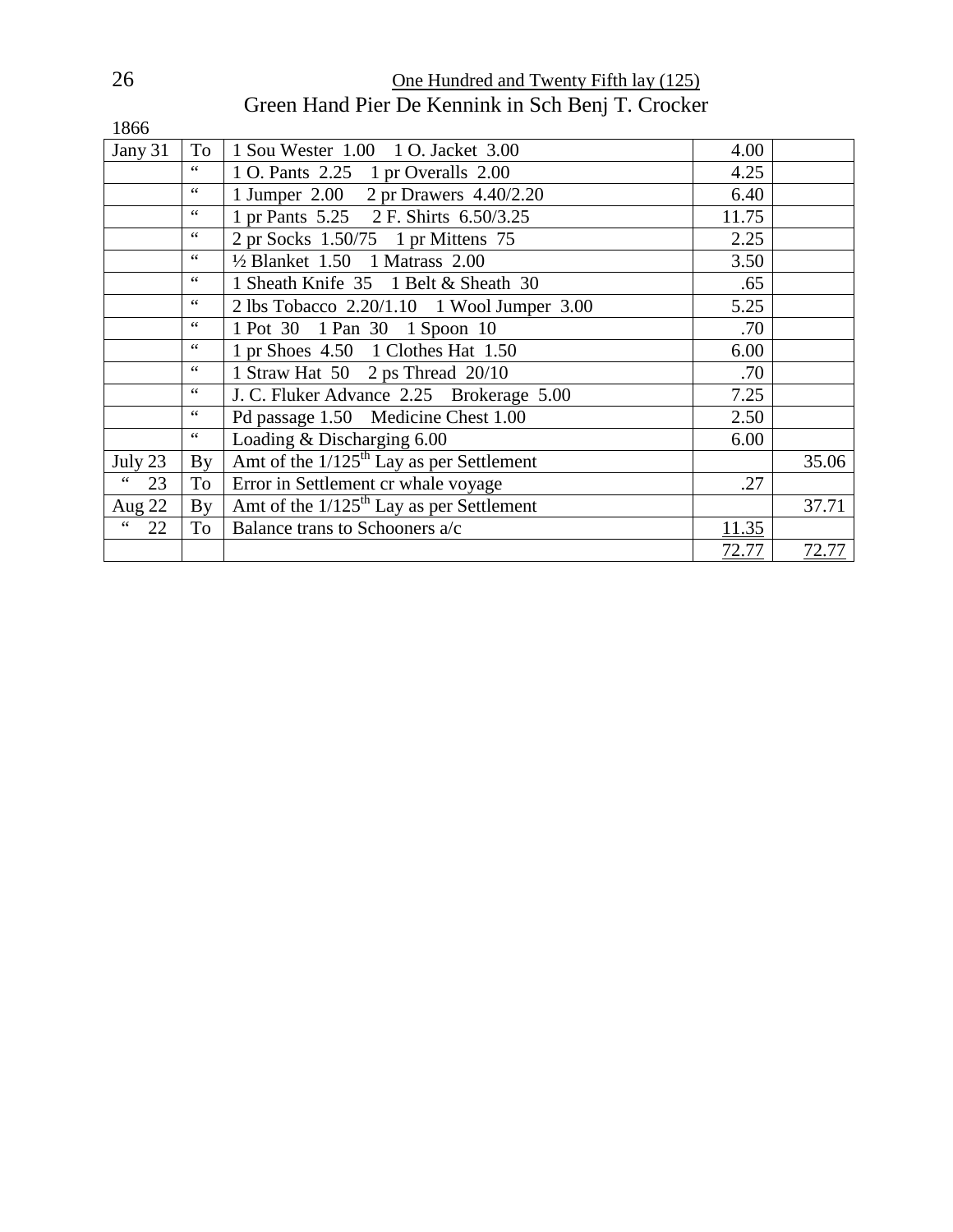One Hundred and Twenty Fifth lay (125)

## Green Hand Pier De Kennink in Sch Benj T. Crocker

1866

| | | | | |
|---|---|---|---|---|
| Jany 31 | To | 1 Sou Wester 1.00 1 O. Jacket 3.00 | 4.00 | |
| | " | 1 O. Pants 2.25 1 pr Overalls 2.00 | 4.25 | |
| | " | 1 Jumper 2.00 2 pr Drawers 4.40/2.20 | 6.40 | |
| | " | 1 pr Pants 5.25 2 F. Shirts 6.50/3.25 | 11.75 | |
| | " | 2 pr Socks 1.50/75 1 pr Mittens 75 | 2.25 | |
| | " | ½ Blanket 1.50 1 Matrass 2.00 | 3.50 | |
| | " | 1 Sheath Knife 35 1 Belt & Sheath 30 | .65 | |
| | " | 2 lbs Tobacco 2.20/1.10 1 Wool Jumper 3.00 | 5.25 | |
| | " | 1 Pot 30 1 Pan 30 1 Spoon 10 | .70 | |
| | " | 1 pr Shoes 4.50 1 Clothes Hat 1.50 | 6.00 | |
| | " | 1 Straw Hat 50 2 ps Thread 20/10 | .70 | |
| | " | J. C. Fluker Advance 2.25 Brokerage 5.00 | 7.25 | |
| | " | Pd passage 1.50 Medicine Chest 1.00 | 2.50 | |
| | " | Loading & Discharging 6.00 | 6.00 | |
| July 23 | By | Amt of the 1/125th Lay as per Settlement | | 35.06 |
| " 23 | To | Error in Settlement cr whale voyage | .27 | |
| Aug 22 | By | Amt of the 1/125th Lay as per Settlement | | 37.71 |
| " 22 | To | Balance trans to Schooners a/c | 11.35 | |
| | | | 72.77 | 72.77 |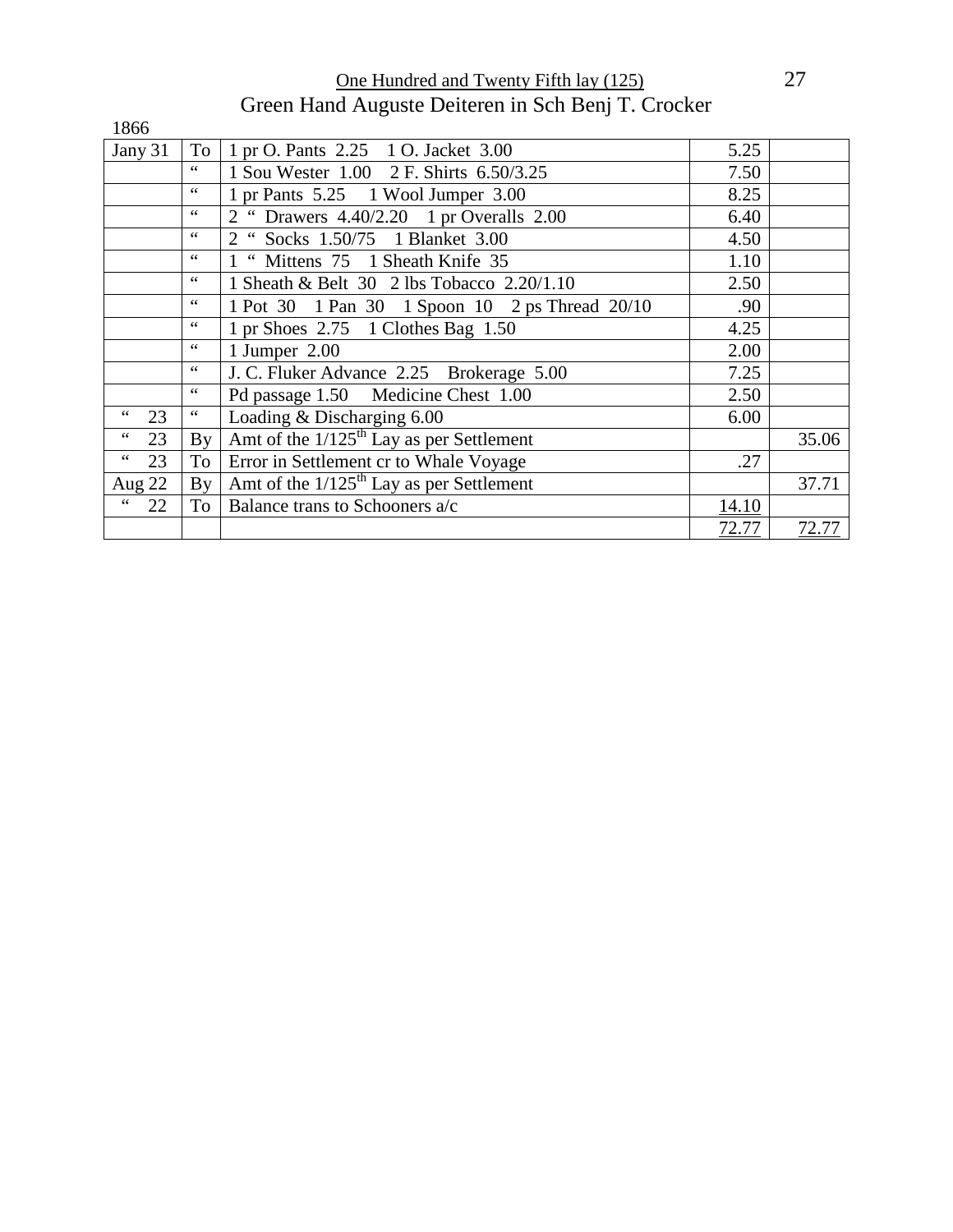One Hundred and Twenty Fifth lay (125)

Green Hand Auguste Deiteren in Sch Benj T. Crocker

1866

| | | | | |
|---|---|---|---|---|
| Jany 31 | To | 1 pr O. Pants 2.25 1 O. Jacket 3.00 | 5.25 | |
| | " | 1 Sou Wester 1.00 2 F. Shirts 6.50/3.25 | 7.50 | |
| | " | 1 pr Pants 5.25 1 Wool Jumper 3.00 | 8.25 | |
| | " | 2 " Drawers 4.40/2.20 1 pr Overalls 2.00 | 6.40 | |
| | " | 2 " Socks 1.50/75 1 Blanket 3.00 | 4.50 | |
| | " | 1 " Mittens 75 1 Sheath Knife 35 | 1.10 | |
| | " | 1 Sheath & Belt 30 2 lbs Tobacco 2.20/1.10 | 2.50 | |
| | " | 1 Pot 30 1 Pan 30 1 Spoon 10 2 ps Thread 20/10 | .90 | |
| | " | 1 pr Shoes 2.75 1 Clothes Bag 1.50 | 4.25 | |
| | " | 1 Jumper 2.00 | 2.00 | |
| | " | J. C. Fluker Advance 2.25 Brokerage 5.00 | 7.25 | |
| | " | Pd passage 1.50 Medicine Chest 1.00 | 2.50 | |
| " 23 | " | Loading & Discharging 6.00 | 6.00 | |
| " 23 | By | Amt of the 1/125th Lay as per Settlement | | 35.06 |
| " 23 | To | Error in Settlement cr to Whale Voyage | .27 | |
| Aug 22 | By | Amt of the 1/125th Lay as per Settlement | | 37.71 |
| " 22 | To | Balance trans to Schooners a/c | 14.10 | |
| | | | 72.77 | 72.77 |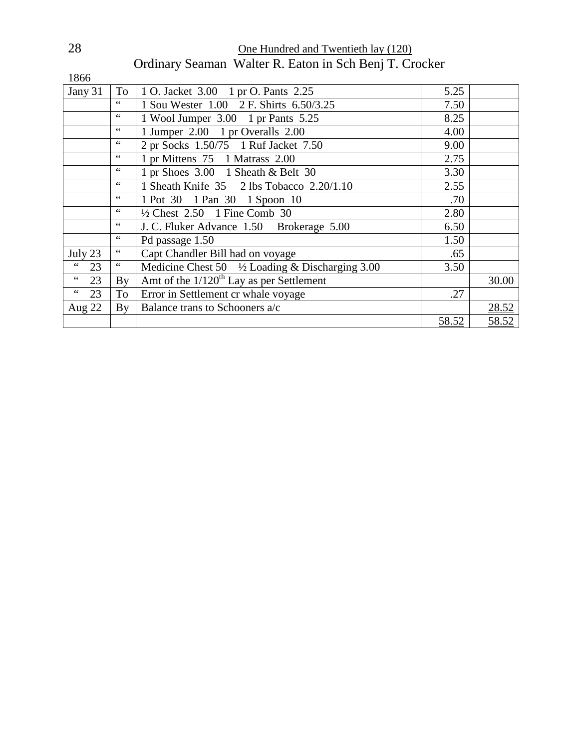One Hundred and Twentieth lay (120)

Ordinary Seaman  Walter R. Eaton in Sch Benj T. Crocker

1866

| Jany 31 | To | 1 O. Jacket 3.00    1 pr O. Pants 2.25 | 5.25 | |
|---|---|---|---|---|
| | " | 1 Sou Wester 1.00    2 F. Shirts 6.50/3.25 | 7.50 | |
| | " | 1 Wool Jumper 3.00    1 pr Pants 5.25 | 8.25 | |
| | " | 1 Jumper 2.00    1 pr Overalls 2.00 | 4.00 | |
| | " | 2 pr Socks 1.50/75    1 Ruf Jacket 7.50 | 9.00 | |
| | " | 1 pr Mittens 75    1 Matrass 2.00 | 2.75 | |
| | " | 1 pr Shoes 3.00    1 Sheath & Belt 30 | 3.30 | |
| | " | 1 Sheath Knife 35    2 lbs Tobacco 2.20/1.10 | 2.55 | |
| | " | 1 Pot 30    1 Pan 30    1 Spoon 10 | .70 | |
| | " | ½ Chest 2.50    1 Fine Comb 30 | 2.80 | |
| | " | J. C. Fluker Advance 1.50    Brokerage 5.00 | 6.50 | |
| | " | Pd passage 1.50 | 1.50 | |
| July 23 | " | Capt Chandler Bill had on voyage | .65 | |
| " 23 | " | Medicine Chest 50    ½ Loading & Discharging 3.00 | 3.50 | |
| " 23 | By | Amt of the 1/120th Lay as per Settlement | | 30.00 |
| " 23 | To | Error in Settlement cr whale voyage | .27 | |
| Aug 22 | By | Balance trans to Schooners a/c | | 28.52 |
| | | | 58.52 | 58.52 |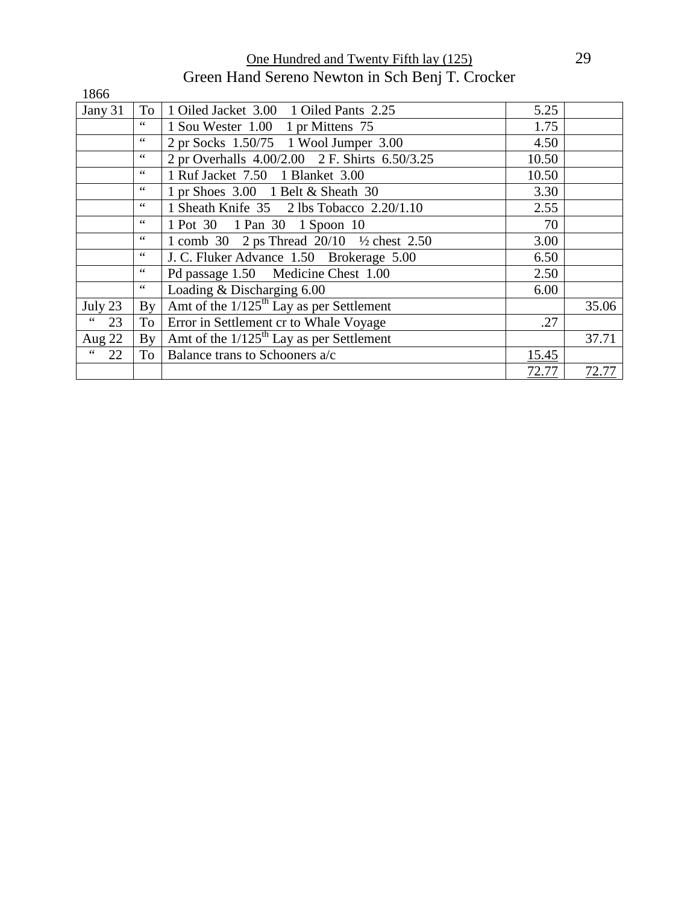One Hundred and Twenty Fifth lay (125)

Green Hand Sereno Newton in Sch Benj T. Crocker

1866

| | | | | |
|---|---|---|---|---|
| Jany 31 | To | 1 Oiled Jacket 3.00 1 Oiled Pants 2.25 | 5.25 | |
| | " | 1 Sou Wester 1.00 1 pr Mittens 75 | 1.75 | |
| | " | 2 pr Socks 1.50/75 1 Wool Jumper 3.00 | 4.50 | |
| | " | 2 pr Overhalls 4.00/2.00 2 F. Shirts 6.50/3.25 | 10.50 | |
| | " | 1 Ruf Jacket 7.50 1 Blanket 3.00 | 10.50 | |
| | " | 1 pr Shoes 3.00 1 Belt & Sheath 30 | 3.30 | |
| | " | 1 Sheath Knife 35 2 lbs Tobacco 2.20/1.10 | 2.55 | |
| | " | 1 Pot 30 1 Pan 30 1 Spoon 10 | 70 | |
| | " | 1 comb 30 2 ps Thread 20/10 ½ chest 2.50 | 3.00 | |
| | " | J. C. Fluker Advance 1.50 Brokerage 5.00 | 6.50 | |
| | " | Pd passage 1.50 Medicine Chest 1.00 | 2.50 | |
| | " | Loading & Discharging 6.00 | 6.00 | |
| July 23 | By | Amt of the 1/125th Lay as per Settlement | | 35.06 |
| " 23 | To | Error in Settlement cr to Whale Voyage | .27 | |
| Aug 22 | By | Amt of the 1/125th Lay as per Settlement | | 37.71 |
| " 22 | To | Balance trans to Schooners a/c | 15.45 | |
| | | | 72.77 | 72.77 |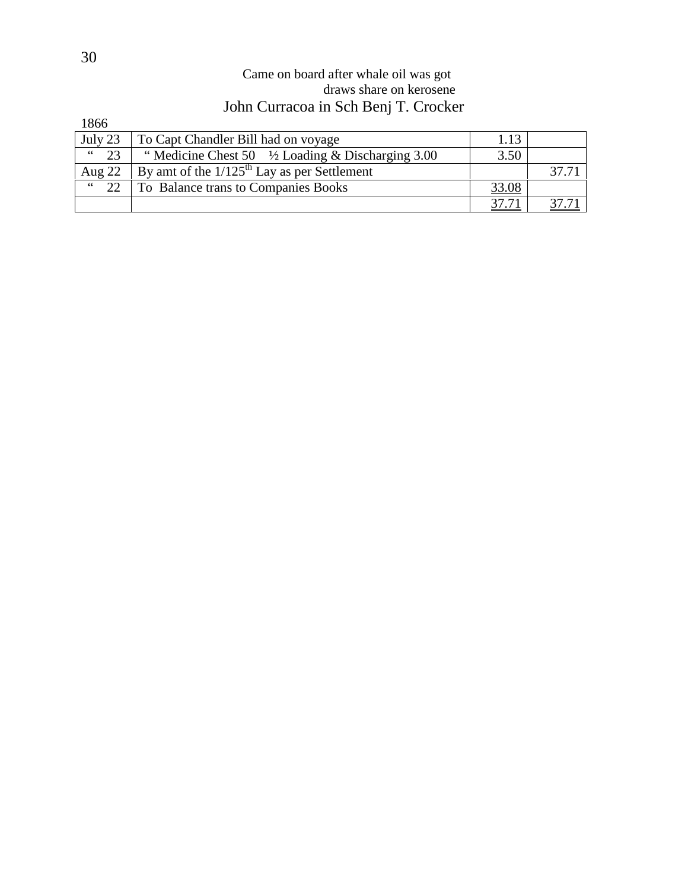Came on board after whale oil was got
draws share on kerosene

## John Curracoa in Sch Benj T. Crocker

1866

| | | | |
|---|---|---|---|
| July 23 | To Capt Chandler Bill had on voyage | 1.13 | |
| " 23 | " Medicine Chest 50 ½ Loading & Discharging 3.00 | 3.50 | |
| Aug 22 | By amt of the 1/125th Lay as per Settlement | | 37.71 |
| " 22 | To Balance trans to Companies Books | 33.08 | |
| | | 37.71 | 37.71 |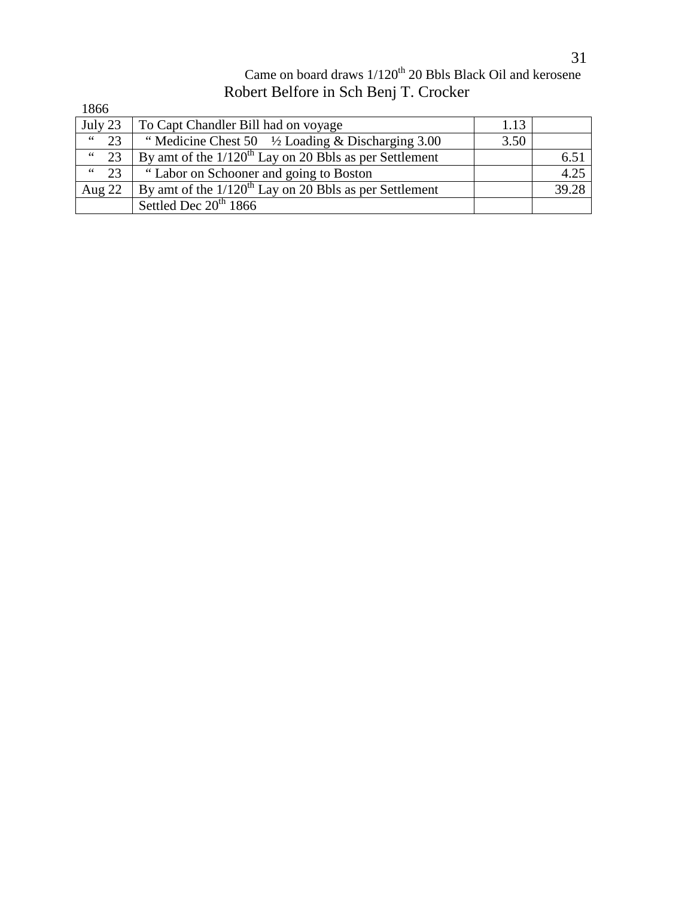Came on board draws 1/120th 20 Bbls Black Oil and kerosene

Robert Belfore in Sch Benj T. Crocker

1866

| | | | |
|---|---|---|---|
| July 23 | To Capt Chandler Bill had on voyage | 1.13 | |
| " 23 | " Medicine Chest 50 ½ Loading & Discharging 3.00 | 3.50 | |
| " 23 | By amt of the 1/120th Lay on 20 Bbls as per Settlement | | 6.51 |
| " 23 | " Labor on Schooner and going to Boston | | 4.25 |
| Aug 22 | By amt of the 1/120th Lay on 20 Bbls as per Settlement | | 39.28 |
| | Settled Dec 20th 1866 | | |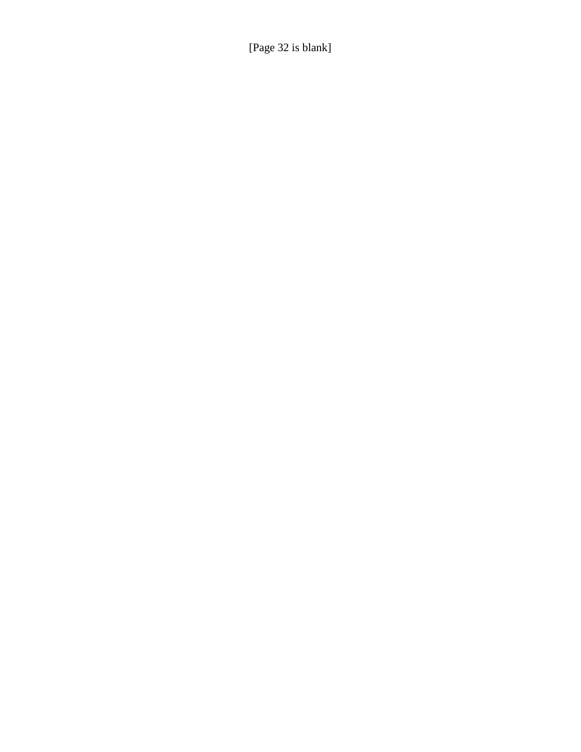[Page 32 is blank]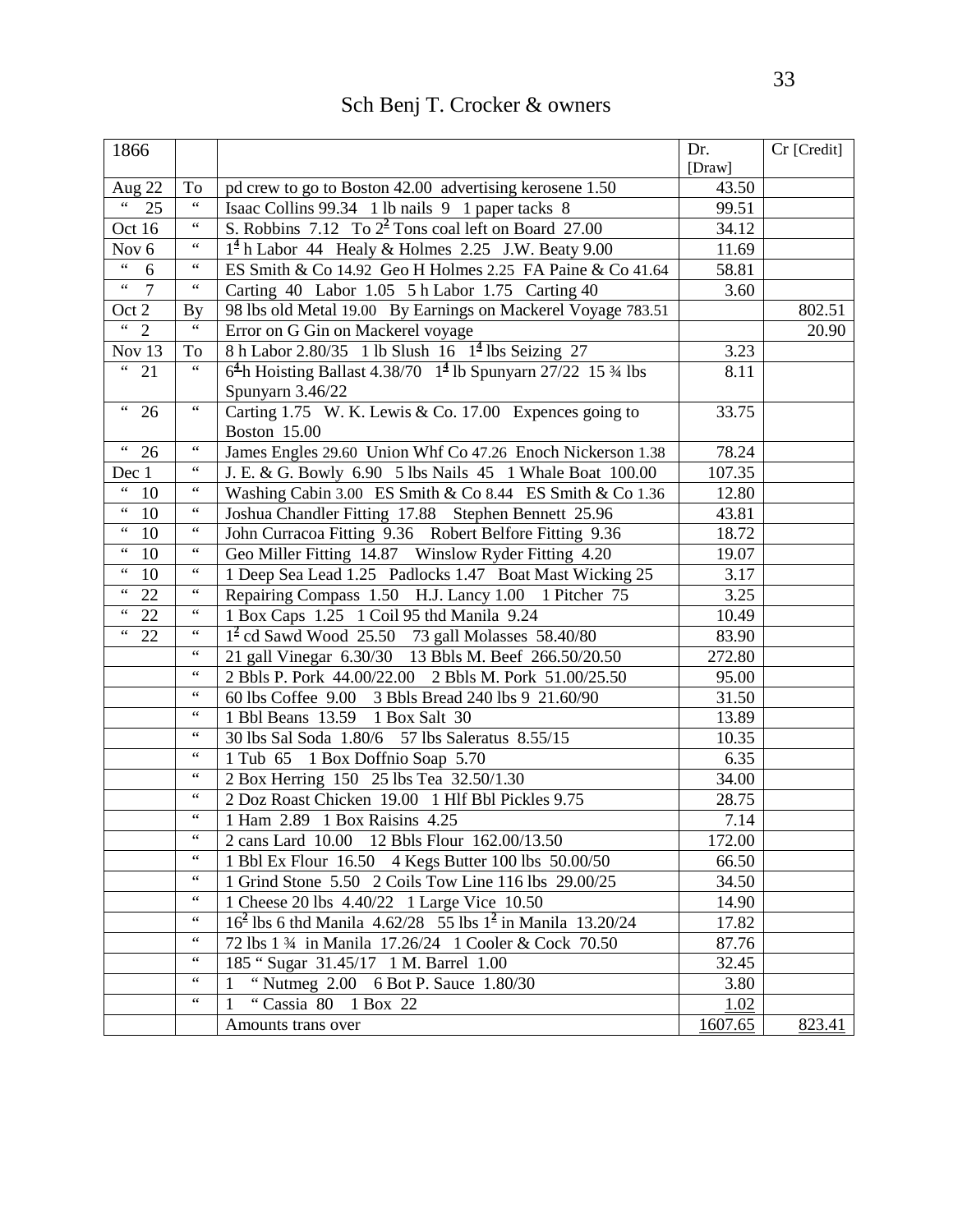# Sch Benj T. Crocker & owners

| 1866 | | | Dr. [Draw] | Cr [Credit] |
|---|---|---|---|---|
| Aug 22 | To | pd crew to go to Boston 42.00 advertising kerosene 1.50 | 43.50 | |
| " 25 | " | Isaac Collins 99.34 1 lb nails 9 1 paper tacks 8 | 99.51 | |
| Oct 16 | " | S. Robbins 7.12 To $2^{\frac{2}{}}$ Tons coal left on Board 27.00 | 34.12 | |
| Nov 6 | " | $1^{\frac{4}{}}$ h Labor 44 Healy & Holmes 2.25 J.W. Beaty 9.00 | 11.69 | |
| " 6 | " | ES Smith & Co 14.92 Geo H Holmes 2.25 FA Paine & Co 41.64 | 58.81 | |
| " 7 | " | Carting 40 Labor 1.05 5 h Labor 1.75 Carting 40 | 3.60 | |
| Oct 2 | By | 98 lbs old Metal 19.00 By Earnings on Mackerel Voyage 783.51 | | 802.51 |
| " 2 | " | Error on G Gin on Mackerel voyage | | 20.90 |
| Nov 13 | To | 8 h Labor 2.80/35 1 lb Slush 16 $1^{\frac{4}{}}$ lbs Seizing 27 | 3.23 | |
| " 21 | " | $6^{\frac{4}{}}$h Hoisting Ballast 4.38/70 $1^{\frac{4}{}}$ lb Spunyarn 27/22 15 ¾ lbs Spunyarn 3.46/22 | 8.11 | |
| " 26 | " | Carting 1.75 W. K. Lewis & Co. 17.00 Expences going to Boston 15.00 | 33.75 | |
| " 26 | " | James Engles 29.60 Union Whf Co 47.26 Enoch Nickerson 1.38 | 78.24 | |
| Dec 1 | " | J. E. & G. Bowly 6.90 5 lbs Nails 45 1 Whale Boat 100.00 | 107.35 | |
| " 10 | " | Washing Cabin 3.00 ES Smith & Co 8.44 ES Smith & Co 1.36 | 12.80 | |
| " 10 | " | Joshua Chandler Fitting 17.88 Stephen Bennett 25.96 | 43.81 | |
| " 10 | " | John Curracoa Fitting 9.36 Robert Belfore Fitting 9.36 | 18.72 | |
| " 10 | " | Geo Miller Fitting 14.87 Winslow Ryder Fitting 4.20 | 19.07 | |
| " 10 | " | 1 Deep Sea Lead 1.25 Padlocks 1.47 Boat Mast Wicking 25 | 3.17 | |
| " 22 | " | Repairing Compass 1.50 H.J. Lancy 1.00 1 Pitcher 75 | 3.25 | |
| " 22 | " | 1 Box Caps 1.25 1 Coil 95 thd Manila 9.24 | 10.49 | |
| " 22 | " | $1^{\frac{2}{}}$ cd Sawd Wood 25.50 73 gall Molasses 58.40/80 | 83.90 | |
| | " | 21 gall Vinegar 6.30/30 13 Bbls M. Beef 266.50/20.50 | 272.80 | |
| | " | 2 Bbls P. Pork 44.00/22.00 2 Bbls M. Pork 51.00/25.50 | 95.00 | |
| | " | 60 lbs Coffee 9.00 3 Bbls Bread 240 lbs 9 21.60/90 | 31.50 | |
| | " | 1 Bbl Beans 13.59 1 Box Salt 30 | 13.89 | |
| | " | 30 lbs Sal Soda 1.80/6 57 lbs Saleratus 8.55/15 | 10.35 | |
| | " | 1 Tub 65 1 Box Doffnio Soap 5.70 | 6.35 | |
| | " | 2 Box Herring 150 25 lbs Tea 32.50/1.30 | 34.00 | |
| | " | 2 Doz Roast Chicken 19.00 1 Hlf Bbl Pickles 9.75 | 28.75 | |
| | " | 1 Ham 2.89 1 Box Raisins 4.25 | 7.14 | |
| | " | 2 cans Lard 10.00 12 Bbls Flour 162.00/13.50 | 172.00 | |
| | " | 1 Bbl Ex Flour 16.50 4 Kegs Butter 100 lbs 50.00/50 | 66.50 | |
| | " | 1 Grind Stone 5.50 2 Coils Tow Line 116 lbs 29.00/25 | 34.50 | |
| | " | 1 Cheese 20 lbs 4.40/22 1 Large Vice 10.50 | 14.90 | |
| | " | $16^{\frac{2}{}}$ lbs 6 thd Manila 4.62/28 55 lbs $1^{\frac{2}{}}$ in Manila 13.20/24 | 17.82 | |
| | " | 72 lbs 1 ¾ in Manila 17.26/24 1 Cooler & Cock 70.50 | 87.76 | |
| | " | 185 " Sugar 31.45/17 1 M. Barrel 1.00 | 32.45 | |
| | " | 1 " Nutmeg 2.00 6 Bot P. Sauce 1.80/30 | 3.80 | |
| | " | 1 " Cassia 80 1 Box 22 | 1.02 | |
| | | Amounts trans over | 1607.65 | 823.41 |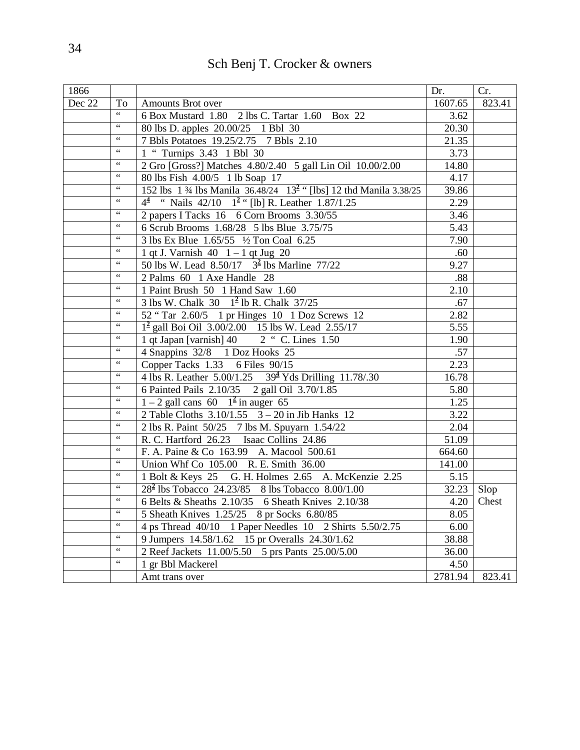# Sch Benj T. Crocker & owners

| 1866 | | | Dr. | Cr. |
|---|---|---|---|---|
| Dec 22 | To | Amounts Brot over | 1607.65 | 823.41 |
| | " | 6 Box Mustard 1.80  2 lbs C. Tartar 1.60  Box 22 | 3.62 | |
| | " | 80 lbs D. apples 20.00/25  1 Bbl 30 | 20.30 | |
| | " | 7 Bbls Potatoes 19.25/2.75  7 Bbls 2.10 | 21.35 | |
| | " | 1 " Turnips 3.43  1 Bbl 30 | 3.73 | |
| | " | 2 Gro [Gross?] Matches 4.80/2.40  5 gall Lin Oil 10.00/2.00 | 14.80 | |
| | " | 80 lbs Fish 4.00/5  1 lb Soap 17 | 4.17 | |
| | " | 152 lbs 1 ¾ lbs Manila 36.48/24  $13^{\underline{2}}$ " [lbs] 12 thd Manila 3.38/25 | 39.86 | |
| | " | $4^{\underline{4}}$ " Nails 42/10  $1^{\underline{2}}$ " [lb] R. Leather 1.87/1.25 | 2.29 | |
| | " | 2 papers I Tacks 16  6 Corn Brooms 3.30/55 | 3.46 | |
| | " | 6 Scrub Brooms 1.68/28  5 lbs Blue 3.75/75 | 5.43 | |
| | " | 3 lbs Ex Blue 1.65/55  ½ Ton Coal 6.25 | 7.90 | |
| | " | 1 qt J. Varnish 40  1 – 1 qt Jug 20 | .60 | |
| | " | 50 lbs W. Lead 8.50/17  $3^{\underline{2}}$ lbs Marline 77/22 | 9.27 | |
| | " | 2 Palms 60  1 Axe Handle 28 | .88 | |
| | " | 1 Paint Brush 50  1 Hand Saw 1.60 | 2.10 | |
| | " | 3 lbs W. Chalk 30  $1^{\underline{2}}$ lb R. Chalk 37/25 | .67 | |
| | " | 52 " Tar 2.60/5  1 pr Hinges 10  1 Doz Screws 12 | 2.82 | |
| | " | $1^{\underline{2}}$ gall Boi Oil 3.00/2.00  15 lbs W. Lead 2.55/17 | 5.55 | |
| | " | 1 qt Japan [varnish] 40  2 " C. Lines 1.50 | 1.90 | |
| | " | 4 Snappins 32/8  1 Doz Hooks 25 | .57 | |
| | " | Copper Tacks 1.33  6 Files 90/15 | 2.23 | |
| | " | 4 lbs R. Leather 5.00/1.25  $39^{\underline{4}}$ Yds Drilling 11.78/.30 | 16.78 | |
| | " | 6 Painted Pails 2.10/35  2 gall Oil 3.70/1.85 | 5.80 | |
| | " | 1 – 2 gall cans 60  $1^{\underline{2}}$ in auger 65 | 1.25 | |
| | " | 2 Table Cloths 3.10/1.55  3 – 20 in Jib Hanks 12 | 3.22 | |
| | " | 2 lbs R. Paint 50/25  7 lbs M. Spuyarn 1.54/22 | 2.04 | |
| | " | R. C. Hartford 26.23  Isaac Collins 24.86 | 51.09 | |
| | " | F. A. Paine & Co 163.99  A. Macool 500.61 | 664.60 | |
| | " | Union Whf Co 105.00  R. E. Smith 36.00 | 141.00 | |
| | " | 1 Bolt & Keys 25  G. H. Holmes 2.65  A. McKenzie 2.25 | 5.15 | |
| | " | $28^{\underline{2}}$ lbs Tobacco 24.23/85  8 lbs Tobacco 8.00/1.00 | 32.23 | Slop |
| | " | 6 Belts & Sheaths 2.10/35  6 Sheath Knives 2.10/38 | 4.20 | Chest |
| | " | 5 Sheath Knives 1.25/25  8 pr Socks 6.80/85 | 8.05 | |
| | " | 4 ps Thread 40/10  1 Paper Needles 10  2 Shirts 5.50/2.75 | 6.00 | |
| | " | 9 Jumpers 14.58/1.62  15 pr Overalls 24.30/1.62 | 38.88 | |
| | " | 2 Reef Jackets 11.00/5.50  5 prs Pants 25.00/5.00 | 36.00 | |
| | " | 1 gr Bbl Mackerel | 4.50 | |
| | | Amt trans over | 2781.94 | 823.41 |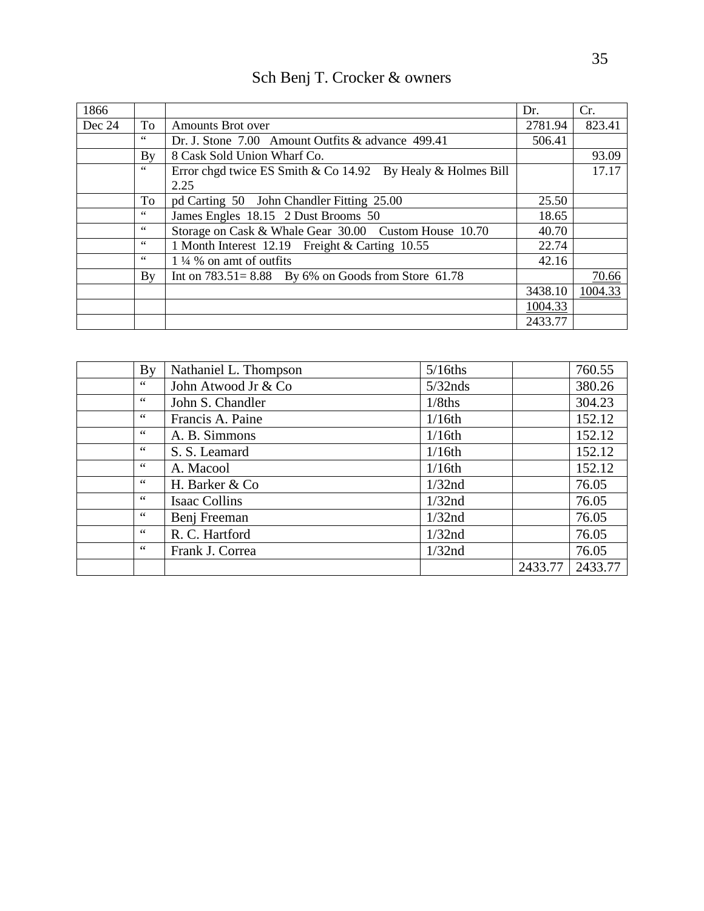# Sch Benj T. Crocker & owners

| 1866 | | | Dr. | Cr. |
|---|---|---|---|---|
| Dec 24 | To | Amounts Brot over | 2781.94 | 823.41 |
| | " | Dr. J. Stone 7.00 Amount Outfits & advance 499.41 | 506.41 | |
| | By | 8 Cask Sold Union Wharf Co. | | 93.09 |
| | " | Error chgd twice ES Smith & Co 14.92 By Healy & Holmes Bill 2.25 | | 17.17 |
| | To | pd Carting 50 John Chandler Fitting 25.00 | 25.50 | |
| | " | James Engles 18.15 2 Dust Brooms 50 | 18.65 | |
| | " | Storage on Cask & Whale Gear 30.00 Custom House 10.70 | 40.70 | |
| | " | 1 Month Interest 12.19 Freight & Carting 10.55 | 22.74 | |
| | " | 1 ¼ % on amt of outfits | 42.16 | |
| | By | Int on 783.51= 8.88 By 6% on Goods from Store 61.78 | | 70.66 |
| | | | 3438.10 | 1004.33 |
| | | | 1004.33 | |
| | | | 2433.77 | |

| | | | | | |
|---|---|---|---|---|---|
| | By | Nathaniel L. Thompson | 5/16ths | | 760.55 |
| | " | John Atwood Jr & Co | 5/32nds | | 380.26 |
| | " | John S. Chandler | 1/8ths | | 304.23 |
| | " | Francis A. Paine | 1/16th | | 152.12 |
| | " | A. B. Simmons | 1/16th | | 152.12 |
| | " | S. S. Leamard | 1/16th | | 152.12 |
| | " | A. Macool | 1/16th | | 152.12 |
| | " | H. Barker & Co | 1/32nd | | 76.05 |
| | " | Isaac Collins | 1/32nd | | 76.05 |
| | " | Benj Freeman | 1/32nd | | 76.05 |
| | " | R. C. Hartford | 1/32nd | | 76.05 |
| | " | Frank J. Correa | 1/32nd | | 76.05 |
| | | | | 2433.77 | 2433.77 |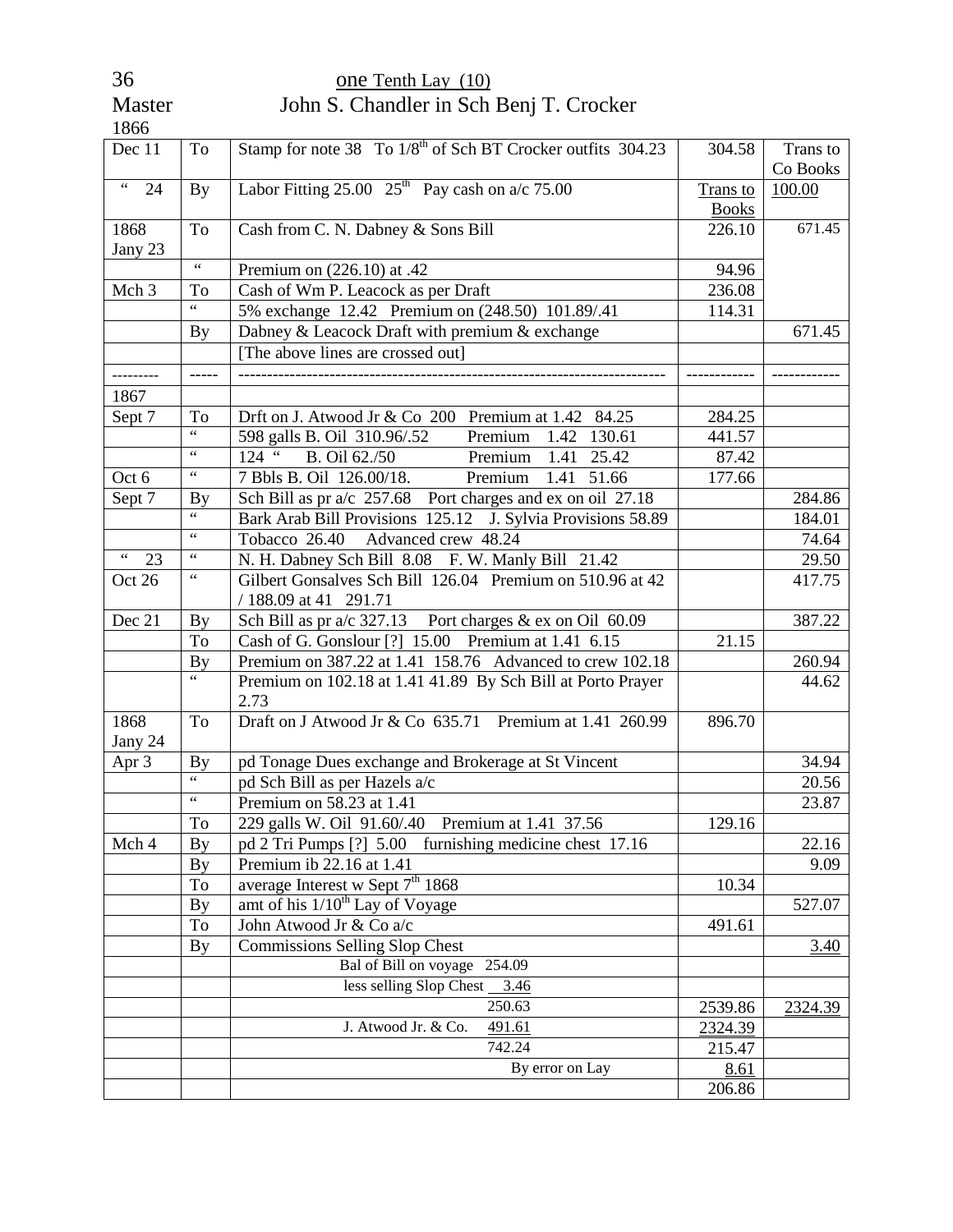36 one Tenth Lay (10)

Master John S. Chandler in Sch Benj T. Crocker

1866

| | | | | |
|---|---|---|---|---|
| Dec 11 | To | Stamp for note 38 To 1/8th of Sch BT Crocker outfits 304.23 | 304.58 | Trans to Co Books |
| " 24 | By | Labor Fitting 25.00 25th Pay cash on a/c 75.00 | Trans to Books | 100.00 |
| 1868 Jany 23 | To | Cash from C. N. Dabney & Sons Bill | 226.10 | 671.45 |
| | " | Premium on (226.10) at .42 | 94.96 | |
| Mch 3 | To | Cash of Wm P. Leacock as per Draft | 236.08 | |
| | " | 5% exchange 12.42 Premium on (248.50) 101.89/.41 | 114.31 | |
| | By | Dabney & Leacock Draft with premium & exchange | | 671.45 |
| | | [The above lines are crossed out] | | |
| --------- | ----- | ------------------------------------------------------------------------ | ------------ | ------------ |
| 1867 | | | | |
| Sept 7 | To | Drft on J. Atwood Jr & Co 200 Premium at 1.42 84.25 | 284.25 | |
| | " | 598 galls B. Oil 310.96/.52 Premium 1.42 130.61 | 441.57 | |
| | " | 124 " B. Oil 62./50 Premium 1.41 25.42 | 87.42 | |
| Oct 6 | " | 7 Bbls B. Oil 126.00/18. Premium 1.41 51.66 | 177.66 | |
| Sept 7 | By | Sch Bill as pr a/c 257.68 Port charges and ex on oil 27.18 | | 284.86 |
| | " | Bark Arab Bill Provisions 125.12 J. Sylvia Provisions 58.89 | | 184.01 |
| | " | Tobacco 26.40 Advanced crew 48.24 | | 74.64 |
| " 23 | " | N. H. Dabney Sch Bill 8.08 F. W. Manly Bill 21.42 | | 29.50 |
| Oct 26 | " | Gilbert Gonsalves Sch Bill 126.04 Premium on 510.96 at 42 / 188.09 at 41 291.71 | | 417.75 |
| Dec 21 | By | Sch Bill as pr a/c 327.13 Port charges & ex on Oil 60.09 | | 387.22 |
| | To | Cash of G. Gonslour [?] 15.00 Premium at 1.41 6.15 | 21.15 | |
| | By | Premium on 387.22 at 1.41 158.76 Advanced to crew 102.18 | | 260.94 |
| | " | Premium on 102.18 at 1.41 41.89 By Sch Bill at Porto Prayer 2.73 | | 44.62 |
| 1868 Jany 24 | To | Draft on J Atwood Jr & Co 635.71 Premium at 1.41 260.99 | 896.70 | |
| Apr 3 | By | pd Tonage Dues exchange and Brokerage at St Vincent | | 34.94 |
| | " | pd Sch Bill as per Hazels a/c | | 20.56 |
| | " | Premium on 58.23 at 1.41 | | 23.87 |
| | To | 229 galls W. Oil 91.60/.40 Premium at 1.41 37.56 | 129.16 | |
| Mch 4 | By | pd 2 Tri Pumps [?] 5.00 furnishing medicine chest 17.16 | | 22.16 |
| | By | Premium ib 22.16 at 1.41 | | 9.09 |
| | To | average Interest w Sept 7th 1868 | 10.34 | |
| | By | amt of his 1/10th Lay of Voyage | | 527.07 |
| | To | John Atwood Jr & Co a/c | 491.61 | |
| | By | Commissions Selling Slop Chest | | 3.40 |
| | | Bal of Bill on voyage 254.09 | | |
| | | less selling Slop Chest 3.46 | | |
| | | 250.63 | 2539.86 | 2324.39 |
| | | J. Atwood Jr. & Co. 491.61 | 2324.39 | |
| | | 742.24 | 215.47 | |
| | | By error on Lay | 8.61 | |
| | | | 206.86 | |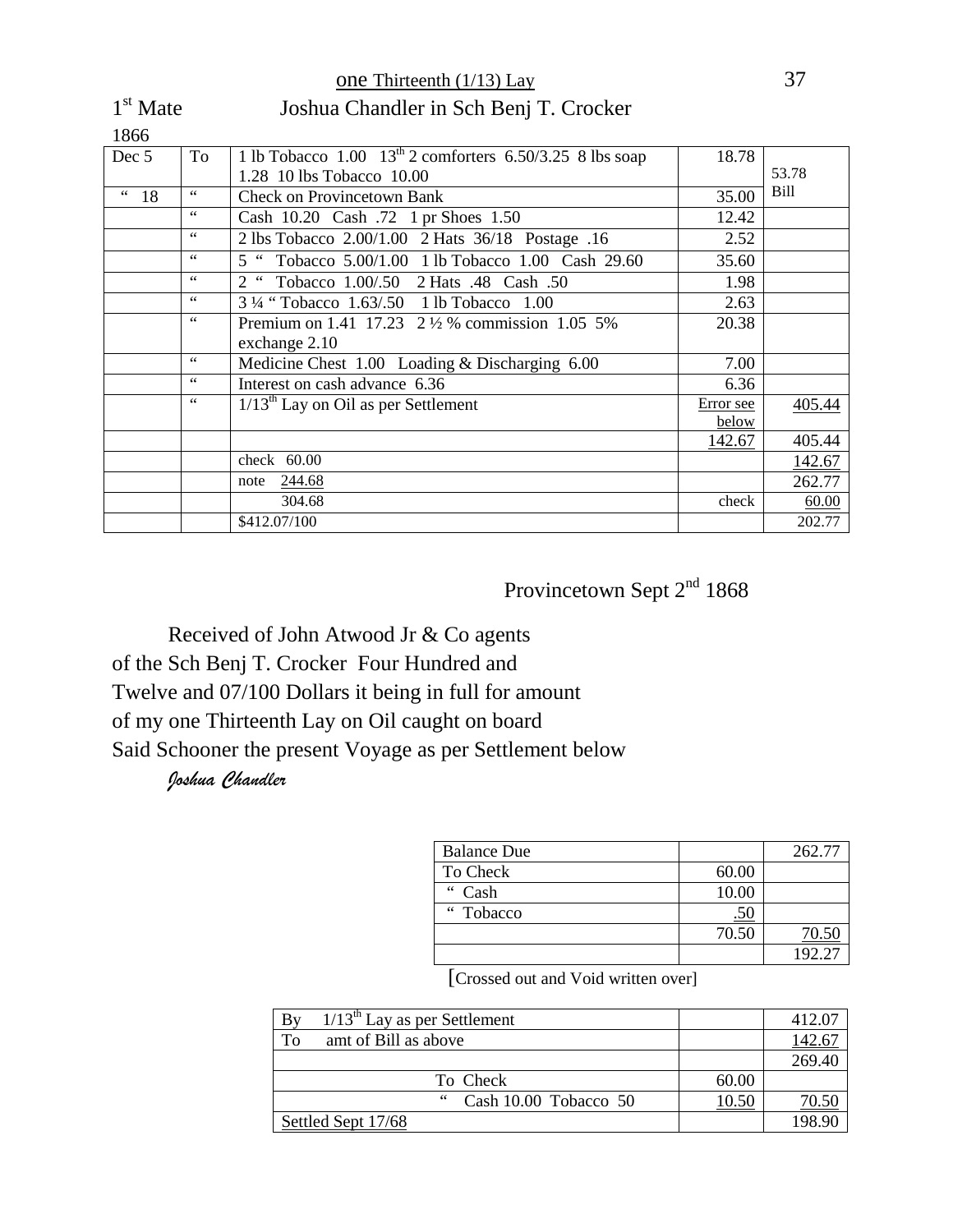one Thirteenth (1/13) Lay

1st Mate Joshua Chandler in Sch Benj T. Crocker

1866

| | | | | |
|---|---|---|---|---|
| Dec 5 | To | 1 lb Tobacco 1.00 13th 2 comforters 6.50/3.25 8 lbs soap 1.28 10 lbs Tobacco 10.00 | 18.78 | 53.78 Bill |
| " 18 | " | Check on Provincetown Bank | 35.00 | |
| | " | Cash 10.20 Cash .72 1 pr Shoes 1.50 | 12.42 | |
| | " | 2 lbs Tobacco 2.00/1.00 2 Hats 36/18 Postage .16 | 2.52 | |
| | " | 5 " Tobacco 5.00/1.00 1 lb Tobacco 1.00 Cash 29.60 | 35.60 | |
| | " | 2 " Tobacco 1.00/.50 2 Hats .48 Cash .50 | 1.98 | |
| | " | 3 ¼ " Tobacco 1.63/.50 1 lb Tobacco 1.00 | 2.63 | |
| | " | Premium on 1.41 17.23 2 ½ % commission 1.05 5% exchange 2.10 | 20.38 | |
| | " | Medicine Chest 1.00 Loading & Discharging 6.00 | 7.00 | |
| | " | Interest on cash advance 6.36 | 6.36 | |
| | " | 1/13th Lay on Oil as per Settlement | Error see below | 405.44 |
| | | | 142.67 | 405.44 |
| | | check 60.00 | | 142.67 |
| | | note 244.68 | | 262.77 |
| | | 304.68 | check | 60.00 |
| | | $412.07/100 | | 202.77 |

Provincetown Sept 2nd 1868

Received of John Atwood Jr & Co agents of the Sch Benj T. Crocker Four Hundred and Twelve and 07/100 Dollars it being in full for amount of my one Thirteenth Lay on Oil caught on board Said Schooner the present Voyage as per Settlement below

*Joshua Chandler*

| | | |
|---|---|---|
| Balance Due | | 262.77 |
| To Check | 60.00 | |
| " Cash | 10.00 | |
| " Tobacco | .50 | |
| | 70.50 | 70.50 |
| | | 192.27 |

[Crossed out and Void written over]

| | | |
|---|---|---|
| By 1/13th Lay as per Settlement | | 412.07 |
| To amt of Bill as above | | 142.67 |
| | | 269.40 |
| To Check | 60.00 | |
| " Cash 10.00 Tobacco 50 | 10.50 | 70.50 |
| Settled Sept 17/68 | | 198.90 |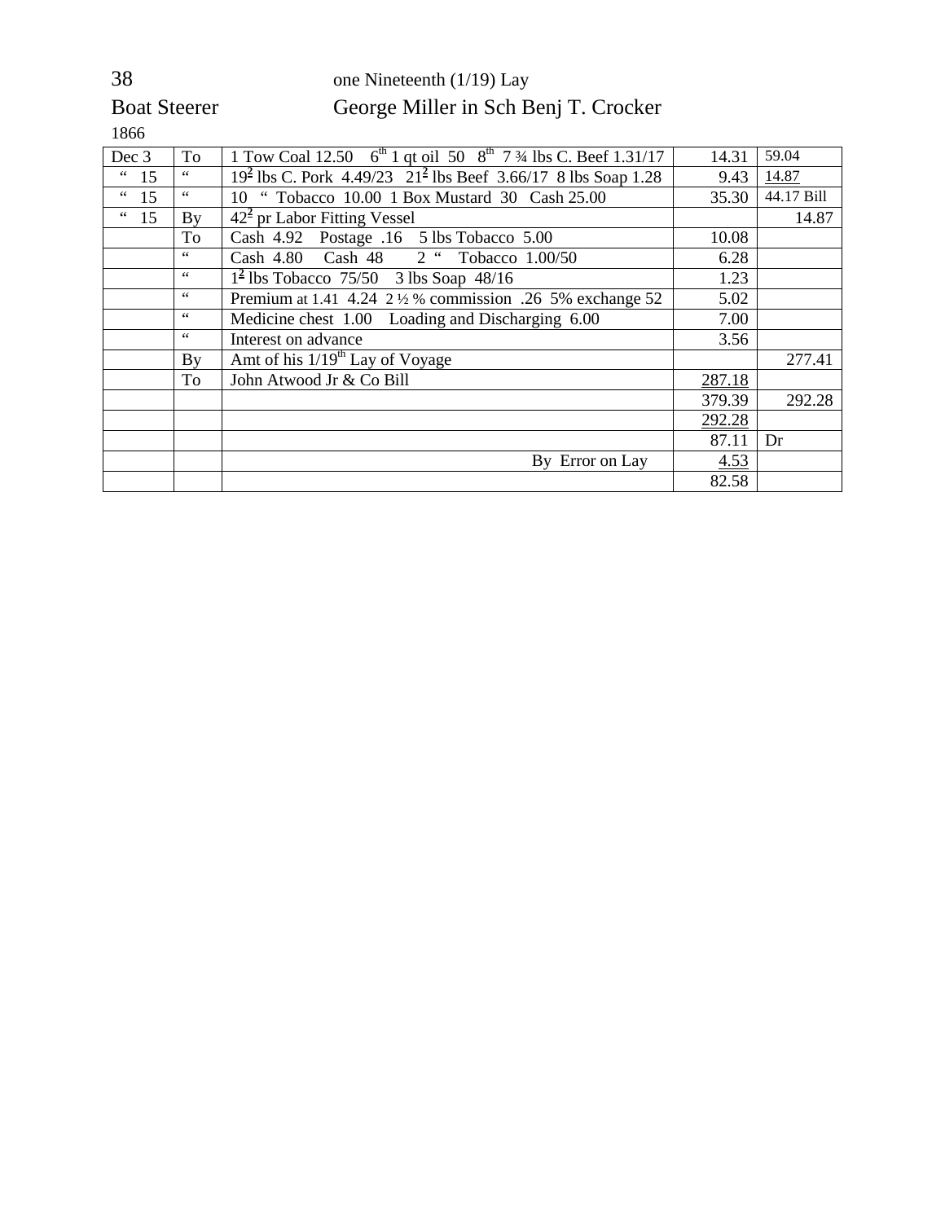38 one Nineteenth (1/19) Lay

Boat Steerer George Miller in Sch Benj T. Crocker

1866

| | | | | |
|---|---|---|---|---|
| Dec 3 | To | 1 Tow Coal 12.50 6th 1 qt oil 50 8th 7 ¾ lbs C. Beef 1.31/17 | 14.31 | 59.04 |
| " 15 | " | 19² lbs C. Pork 4.49/23 21² lbs Beef 3.66/17 8 lbs Soap 1.28 | 9.43 | 14.87 |
| " 15 | " | 10 " Tobacco 10.00 1 Box Mustard 30 Cash 25.00 | 35.30 | 44.17 Bill |
| " 15 | By | 42² pr Labor Fitting Vessel | | 14.87 |
| | To | Cash 4.92 Postage .16 5 lbs Tobacco 5.00 | 10.08 | |
| | " | Cash 4.80 Cash 48 2 " Tobacco 1.00/50 | 6.28 | |
| | " | 1² lbs Tobacco 75/50 3 lbs Soap 48/16 | 1.23 | |
| | " | Premium at 1.41 4.24 2 ½ % commission .26 5% exchange 52 | 5.02 | |
| | " | Medicine chest 1.00 Loading and Discharging 6.00 | 7.00 | |
| | " | Interest on advance | 3.56 | |
| | By | Amt of his 1/19th Lay of Voyage | | 277.41 |
| | To | John Atwood Jr & Co Bill | 287.18 | |
| | | | 379.39 | 292.28 |
| | | | 292.28 | |
| | | | 87.11 | Dr |
| | | By Error on Lay | 4.53 | |
| | | | 82.58 | |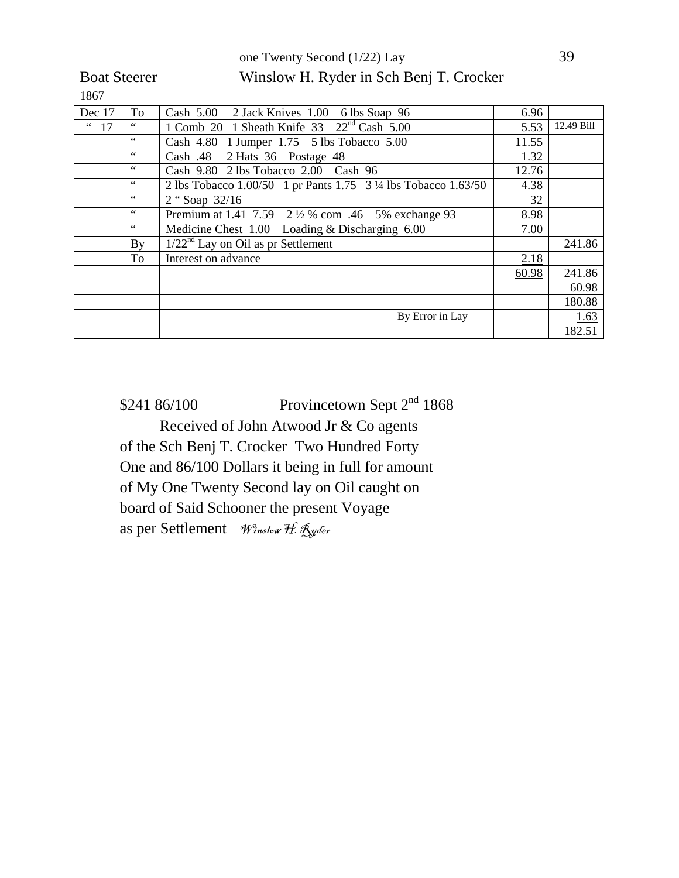one Twenty Second (1/22) Lay

Boat Steerer Winslow H. Ryder in Sch Benj T. Crocker

1867

| Dec 17 | To | Cash 5.00 2 Jack Knives 1.00 6 lbs Soap 96 | 6.96 | |
|---|---|---|---|---|
| " 17 | " | 1 Comb 20 1 Sheath Knife 33 22nd Cash 5.00 | 5.53 | 12.49 Bill |
| | " | Cash 4.80 1 Jumper 1.75 5 lbs Tobacco 5.00 | 11.55 | |
| | " | Cash .48 2 Hats 36 Postage 48 | 1.32 | |
| | " | Cash 9.80 2 lbs Tobacco 2.00 Cash 96 | 12.76 | |
| | " | 2 lbs Tobacco 1.00/50 1 pr Pants 1.75 3 ¼ lbs Tobacco 1.63/50 | 4.38 | |
| | " | 2 " Soap 32/16 | 32 | |
| | " | Premium at 1.41 7.59 2 ½ % com .46 5% exchange 93 | 8.98 | |
| | " | Medicine Chest 1.00 Loading & Discharging 6.00 | 7.00 | |
| | By | 1/22nd Lay on Oil as pr Settlement | | 241.86 |
| | To | Interest on advance | 2.18 | |
| | | | 60.98 | 241.86 |
| | | | | 60.98 |
| | | | | 180.88 |
| | | By Error in Lay | | 1.63 |
| | | | | 182.51 |

$241 86/100 Provincetown Sept 2nd 1868

Received of John Atwood Jr & Co agents of the Sch Benj T. Crocker Two Hundred Forty One and 86/100 Dollars it being in full for amount of My One Twenty Second lay on Oil caught on board of Said Schooner the present Voyage as per Settlement *Winslow H. Ryder*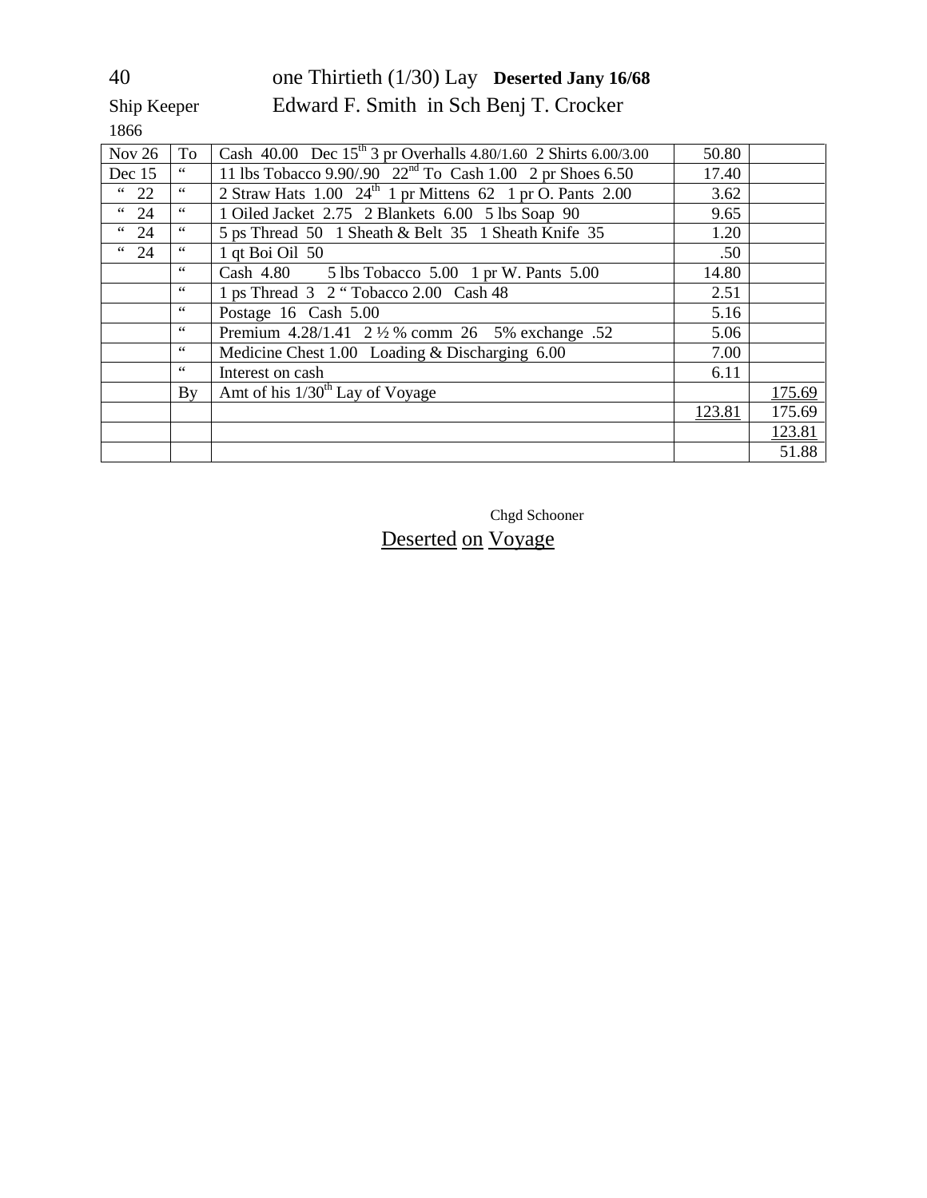40 one Thirtieth (1/30) Lay **Deserted Jany 16/68**

Ship Keeper Edward F. Smith in Sch Benj T. Crocker

1866

| | | | | |
|---|---|---|---|---|
| Nov 26 | To | Cash 40.00 Dec 15th 3 pr Overhalls 4.80/1.60 2 Shirts 6.00/3.00 | 50.80 | |
| Dec 15 | " | 11 lbs Tobacco 9.90/.90 22nd To Cash 1.00 2 pr Shoes 6.50 | 17.40 | |
| " 22 | " | 2 Straw Hats 1.00 24th 1 pr Mittens 62 1 pr O. Pants 2.00 | 3.62 | |
| " 24 | " | 1 Oiled Jacket 2.75 2 Blankets 6.00 5 lbs Soap 90 | 9.65 | |
| " 24 | " | 5 ps Thread 50 1 Sheath & Belt 35 1 Sheath Knife 35 | 1.20 | |
| " 24 | " | 1 qt Boi Oil 50 | .50 | |
| | " | Cash 4.80 5 lbs Tobacco 5.00 1 pr W. Pants 5.00 | 14.80 | |
| | " | 1 ps Thread 3 2 " Tobacco 2.00 Cash 48 | 2.51 | |
| | " | Postage 16 Cash 5.00 | 5.16 | |
| | " | Premium 4.28/1.41 2 ½ % comm 26 5% exchange .52 | 5.06 | |
| | " | Medicine Chest 1.00 Loading & Discharging 6.00 | 7.00 | |
| | " | Interest on cash | 6.11 | |
| | By | Amt of his 1/30th Lay of Voyage | | 175.69 |
| | | | 123.81 | 175.69 |
| | | | | 123.81 |
| | | | | 51.88 |

Chgd Schooner

Deserted on Voyage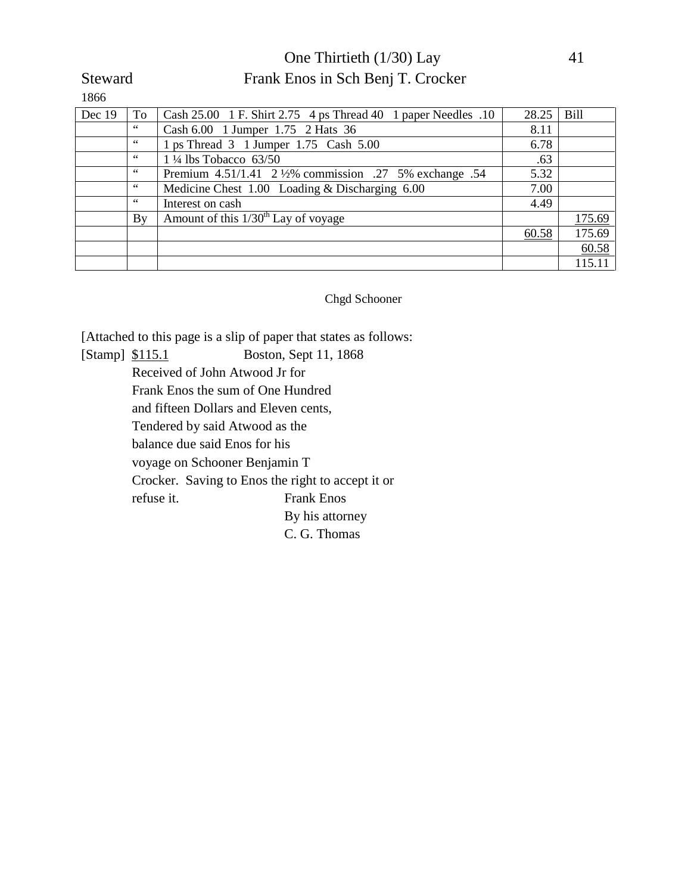One Thirtieth (1/30) Lay

Steward Frank Enos in Sch Benj T. Crocker

1866

| | | | | |
|---|---|---|---|---|
| Dec 19 | To | Cash 25.00 1 F. Shirt 2.75 4 ps Thread 40 1 paper Needles .10 | 28.25 | Bill |
| | " | Cash 6.00 1 Jumper 1.75 2 Hats 36 | 8.11 | |
| | " | 1 ps Thread 3 1 Jumper 1.75 Cash 5.00 | 6.78 | |
| | " | 1 ¼ lbs Tobacco 63/50 | .63 | |
| | " | Premium 4.51/1.41 2 ½% commission .27 5% exchange .54 | 5.32 | |
| | " | Medicine Chest 1.00 Loading & Discharging 6.00 | 7.00 | |
| | " | Interest on cash | 4.49 | |
| | By | Amount of this 1/30th Lay of voyage | | 175.69 |
| | | | 60.58 | 175.69 |
| | | | | 60.58 |
| | | | | 115.11 |

Chgd Schooner

[Attached to this page is a slip of paper that states as follows:

[Stamp] $115.1 Boston, Sept 11, 1868

Received of John Atwood Jr for
Frank Enos the sum of One Hundred
and fifteen Dollars and Eleven cents,
Tendered by said Atwood as the
balance due said Enos for his
voyage on Schooner Benjamin T
Crocker. Saving to Enos the right to accept it or
refuse it. Frank Enos
By his attorney
C. G. Thomas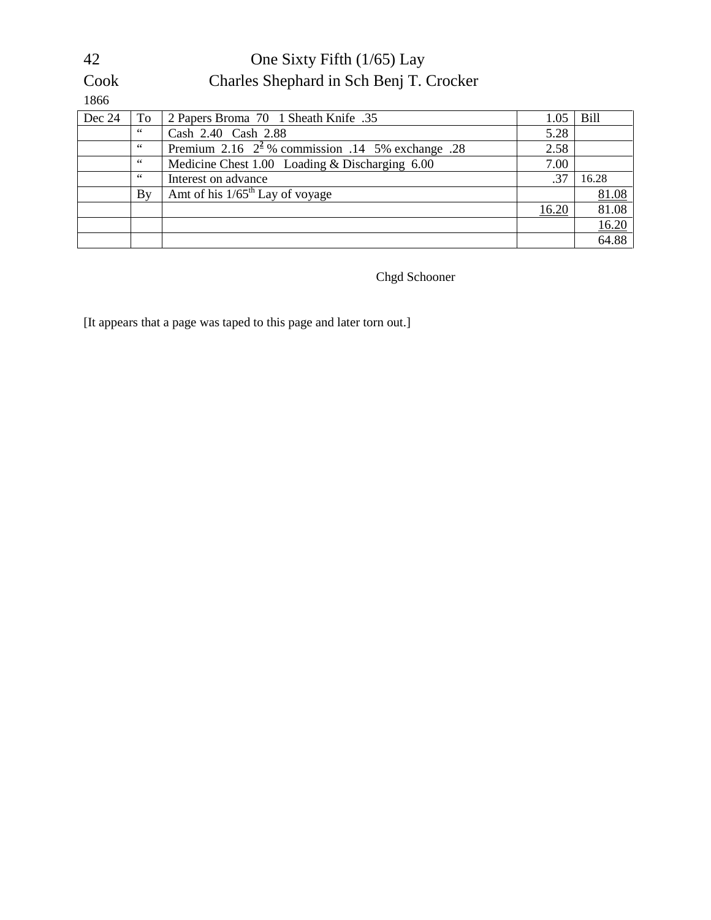42 One Sixty Fifth (1/65) Lay

Cook Charles Shephard in Sch Benj T. Crocker

1866

| | | | | |
|---|---|---|---|---|
| Dec 24 | To | 2 Papers Broma 70 1 Sheath Knife .35 | 1.05 | Bill |
| | " | Cash 2.40 Cash 2.88 | 5.28 | |
| | " | Premium 2.16 2$^{2}$ % commission .14 5% exchange .28 | 2.58 | |
| | " | Medicine Chest 1.00 Loading & Discharging 6.00 | 7.00 | |
| | " | Interest on advance | .37 | 16.28 |
| | By | Amt of his 1/65th Lay of voyage | | 81.08 |
| | | | 16.20 | 81.08 |
| | | | | 16.20 |
| | | | | 64.88 |

Chgd Schooner

[It appears that a page was taped to this page and later torn out.]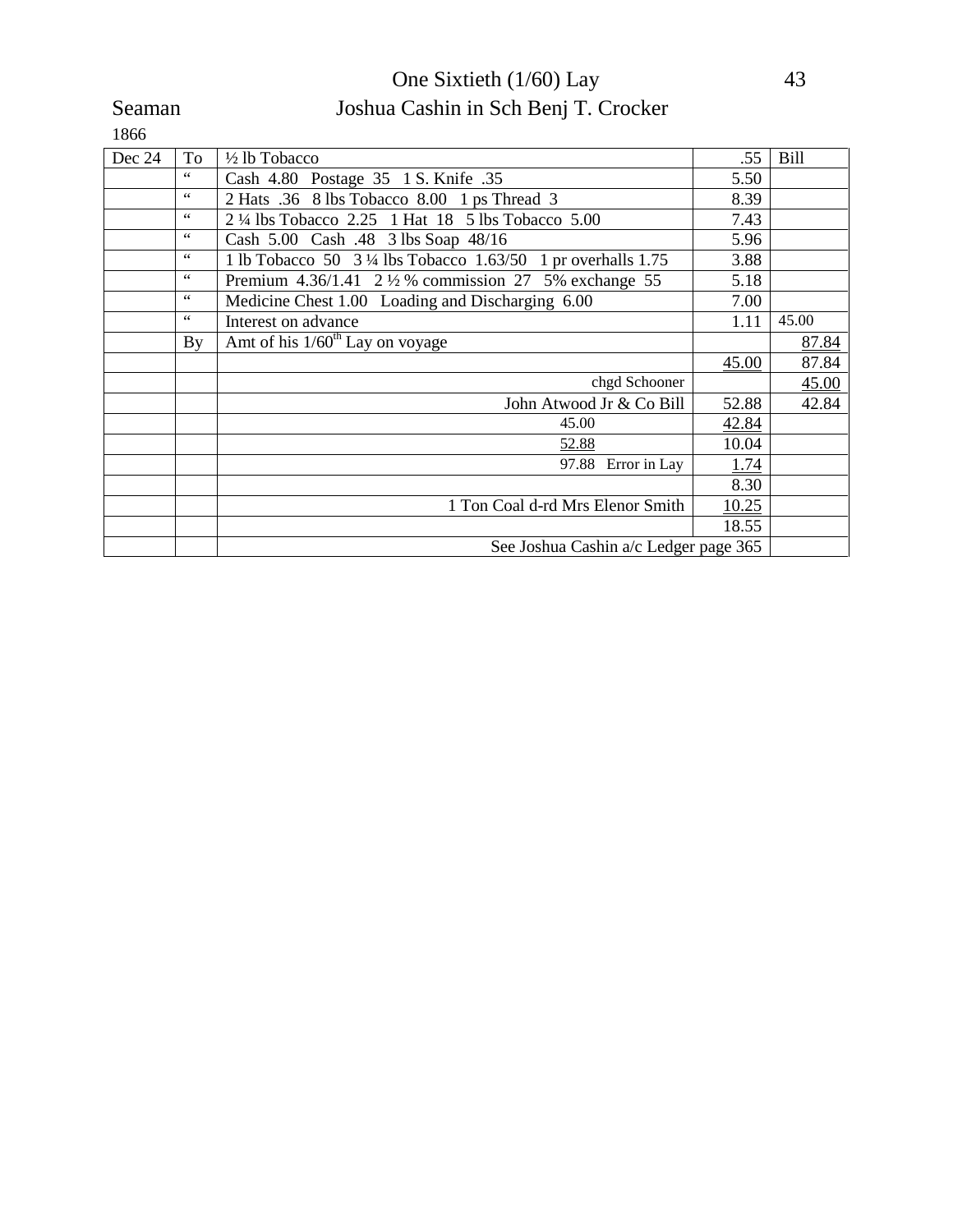One Sixtieth (1/60) Lay

Seaman Joshua Cashin in Sch Benj T. Crocker

1866

| | | | | |
|---|---|---|---|---|
| Dec 24 | To | ½ lb Tobacco | .55 | Bill |
| | " | Cash 4.80 Postage 35 1 S. Knife .35 | 5.50 | |
| | " | 2 Hats .36 8 lbs Tobacco 8.00 1 ps Thread 3 | 8.39 | |
| | " | 2 ¼ lbs Tobacco 2.25 1 Hat 18 5 lbs Tobacco 5.00 | 7.43 | |
| | " | Cash 5.00 Cash .48 3 lbs Soap 48/16 | 5.96 | |
| | " | 1 lb Tobacco 50 3 ¼ lbs Tobacco 1.63/50 1 pr overhalls 1.75 | 3.88 | |
| | " | Premium 4.36/1.41 2 ½ % commission 27 5% exchange 55 | 5.18 | |
| | " | Medicine Chest 1.00 Loading and Discharging 6.00 | 7.00 | |
| | " | Interest on advance | 1.11 | 45.00 |
| | By | Amt of his 1/60th Lay on voyage | | 87.84 |
| | | | 45.00 | 87.84 |
| | | chgd Schooner | | 45.00 |
| | | John Atwood Jr & Co Bill | 52.88 | 42.84 |
| | | 45.00 | 42.84 | |
| | | 52.88 | 10.04 | |
| | | 97.88 Error in Lay | 1.74 | |
| | | | 8.30 | |
| | | 1 Ton Coal d-rd Mrs Elenor Smith | 10.25 | |
| | | | 18.55 | |
| | | See Joshua Cashin a/c Ledger page 365 | | |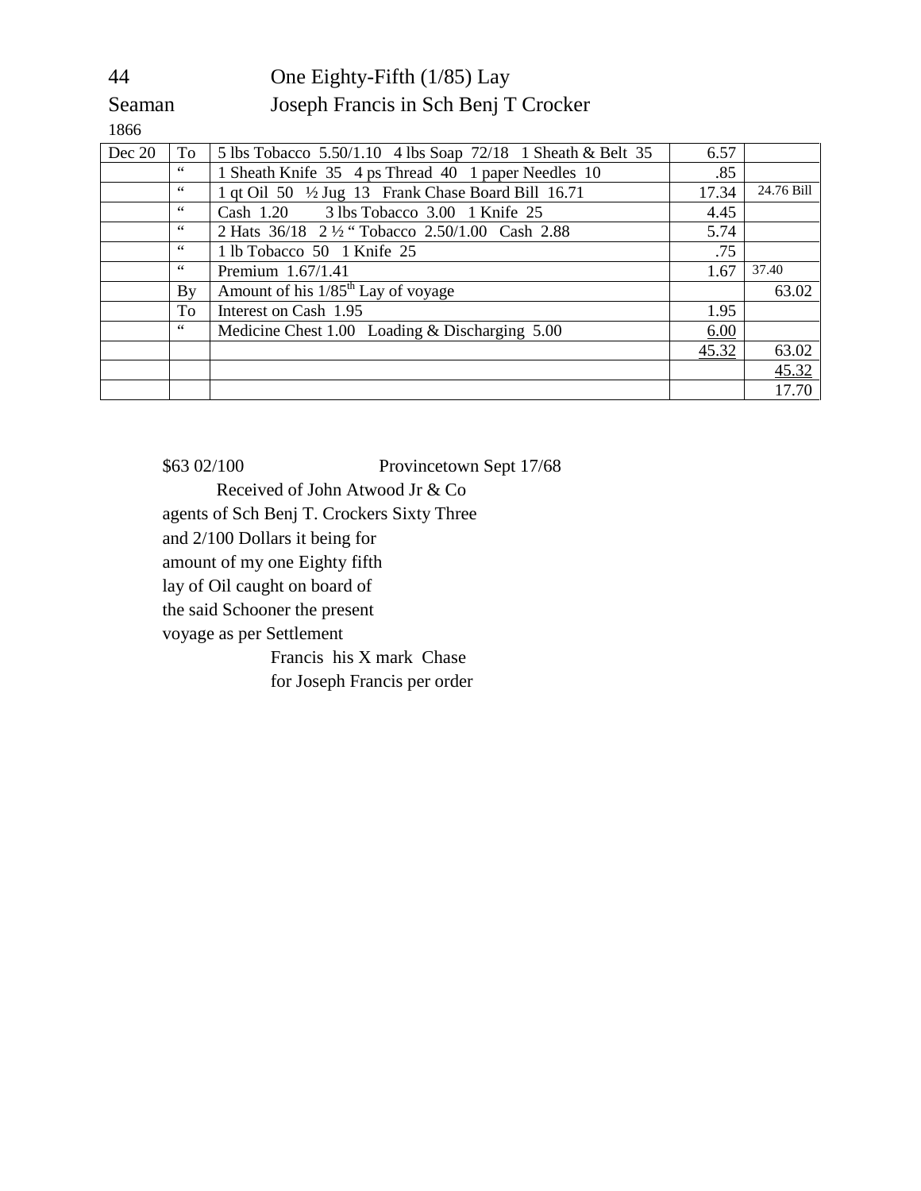44 One Eighty-Fifth (1/85) Lay

Seaman Joseph Francis in Sch Benj T Crocker

1866

| Date | | Item | Amount | |
|---|---|---|---|---|
| Dec 20 | To | 5 lbs Tobacco 5.50/1.10 4 lbs Soap 72/18 1 Sheath & Belt 35 | 6.57 | |
| | " | 1 Sheath Knife 35 4 ps Thread 40 1 paper Needles 10 | .85 | |
| | " | 1 qt Oil 50 ½ Jug 13 Frank Chase Board Bill 16.71 | 17.34 | 24.76 Bill |
| | " | Cash 1.20 3 lbs Tobacco 3.00 1 Knife 25 | 4.45 | |
| | " | 2 Hats 36/18 2 ½ " Tobacco 2.50/1.00 Cash 2.88 | 5.74 | |
| | " | 1 lb Tobacco 50 1 Knife 25 | .75 | |
| | " | Premium 1.67/1.41 | 1.67 | 37.40 |
| | By | Amount of his 1/85th Lay of voyage | | 63.02 |
| | To | Interest on Cash 1.95 | 1.95 | |
| | " | Medicine Chest 1.00 Loading & Discharging 5.00 | 6.00 | |
| | | | 45.32 | 63.02 |
| | | | | 45.32 |
| | | | | 17.70 |

$63 02/100 Provincetown Sept 17/68

Received of John Atwood Jr & Co
agents of Sch Benj T. Crockers Sixty Three
and 2/100 Dollars it being for
amount of my one Eighty fifth
lay of Oil caught on board of
the said Schooner the present
voyage as per Settlement

Francis his X mark Chase
for Joseph Francis per order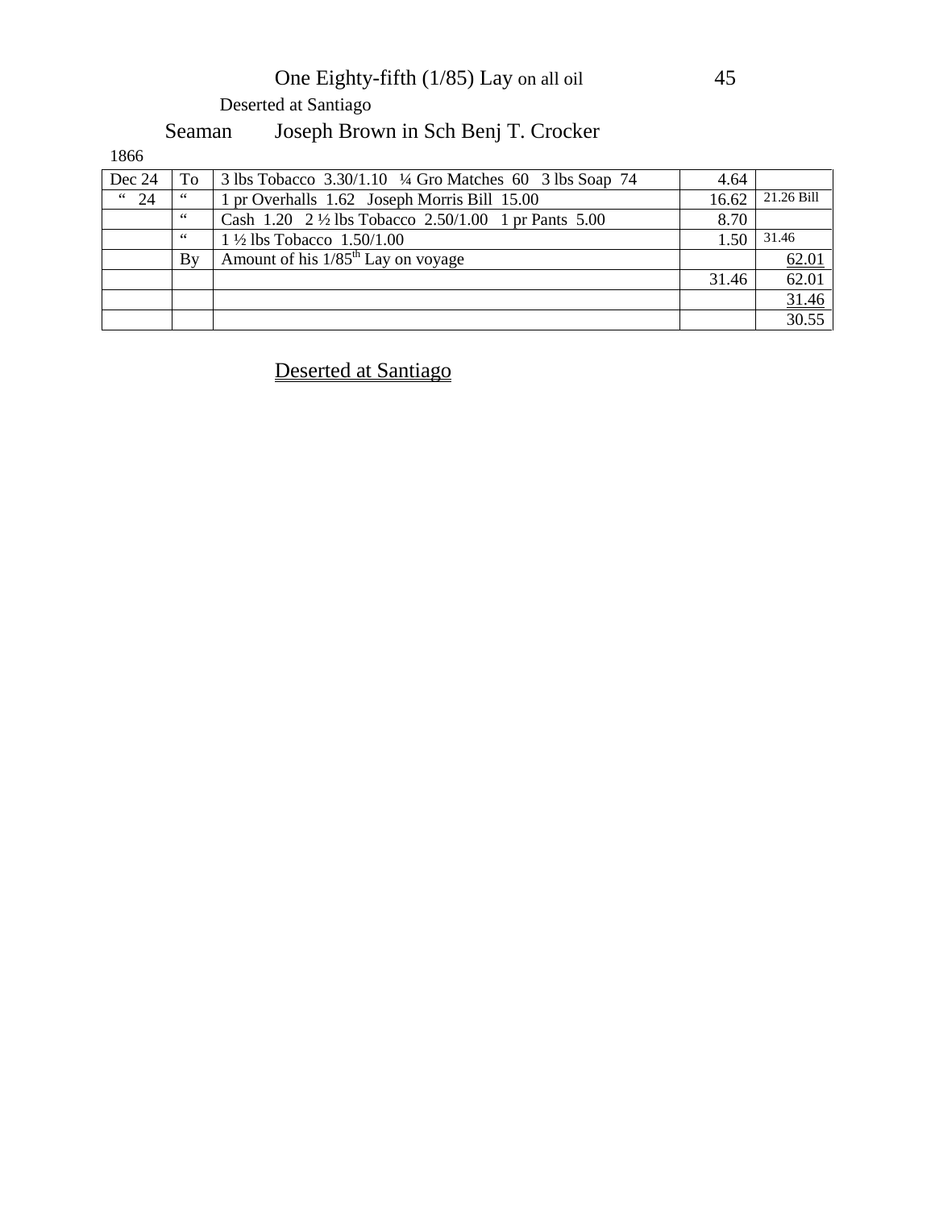One Eighty-fifth (1/85) Lay on all oil

Deserted at Santiago

Seaman Joseph Brown in Sch Benj T. Crocker

1866

| | | | | |
|---|---|---|---|---|
| Dec 24 | To | 3 lbs Tobacco 3.30/1.10 ¼ Gro Matches 60 3 lbs Soap 74 | 4.64 | |
| " 24 | " | 1 pr Overhalls 1.62 Joseph Morris Bill 15.00 | 16.62 | 21.26 Bill |
| | " | Cash 1.20 2 ½ lbs Tobacco 2.50/1.00 1 pr Pants 5.00 | 8.70 | |
| | " | 1 ½ lbs Tobacco 1.50/1.00 | 1.50 | 31.46 |
| | By | Amount of his 1/85th Lay on voyage | | 62.01 |
| | | | 31.46 | 62.01 |
| | | | | 31.46 |
| | | | | 30.55 |

Deserted at Santiago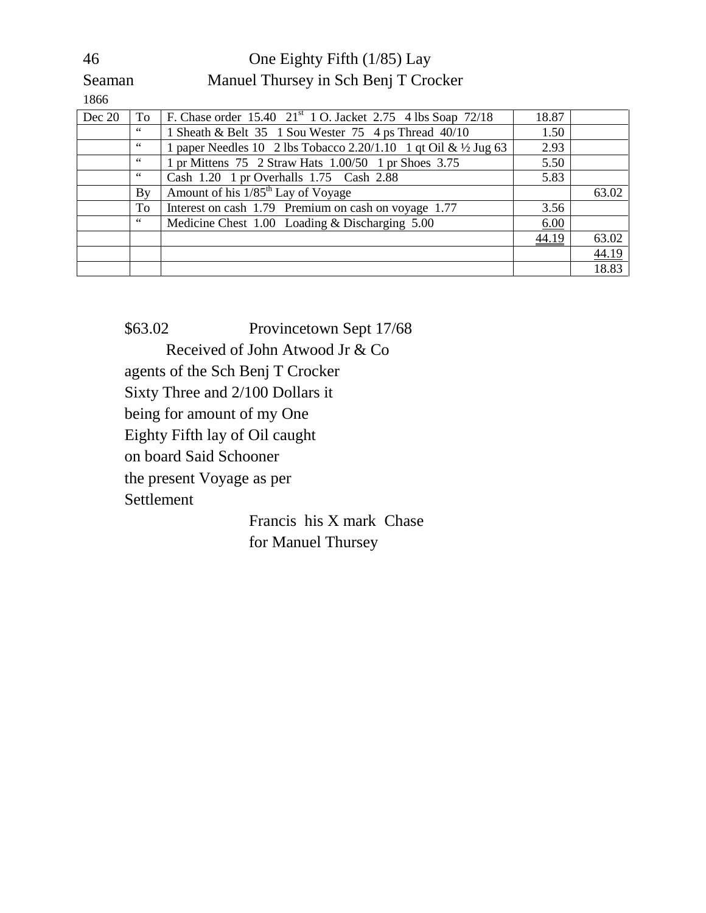46 One Eighty Fifth (1/85) Lay

Seaman Manuel Thursey in Sch Benj T Crocker

1866

| | | | | |
|---|---|---|---|---|
| Dec 20 | To | F. Chase order 15.40 21st 1 O. Jacket 2.75 4 lbs Soap 72/18 | 18.87 | |
| | " | 1 Sheath & Belt 35 1 Sou Wester 75 4 ps Thread 40/10 | 1.50 | |
| | " | 1 paper Needles 10 2 lbs Tobacco 2.20/1.10 1 qt Oil & ½ Jug 63 | 2.93 | |
| | " | 1 pr Mittens 75 2 Straw Hats 1.00/50 1 pr Shoes 3.75 | 5.50 | |
| | " | Cash 1.20 1 pr Overhalls 1.75 Cash 2.88 | 5.83 | |
| | By | Amount of his 1/85th Lay of Voyage | | 63.02 |
| | To | Interest on cash 1.79 Premium on cash on voyage 1.77 | 3.56 | |
| | " | Medicine Chest 1.00 Loading & Discharging 5.00 | 6.00 | |
| | | | 44.19 | 63.02 |
| | | | | 44.19 |
| | | | | 18.83 |

$63.02 Provincetown Sept 17/68

Received of John Atwood Jr & Co agents of the Sch Benj T Crocker Sixty Three and 2/100 Dollars it being for amount of my One Eighty Fifth lay of Oil caught on board Said Schooner the present Voyage as per Settlement

Francis his X mark Chase
for Manuel Thursey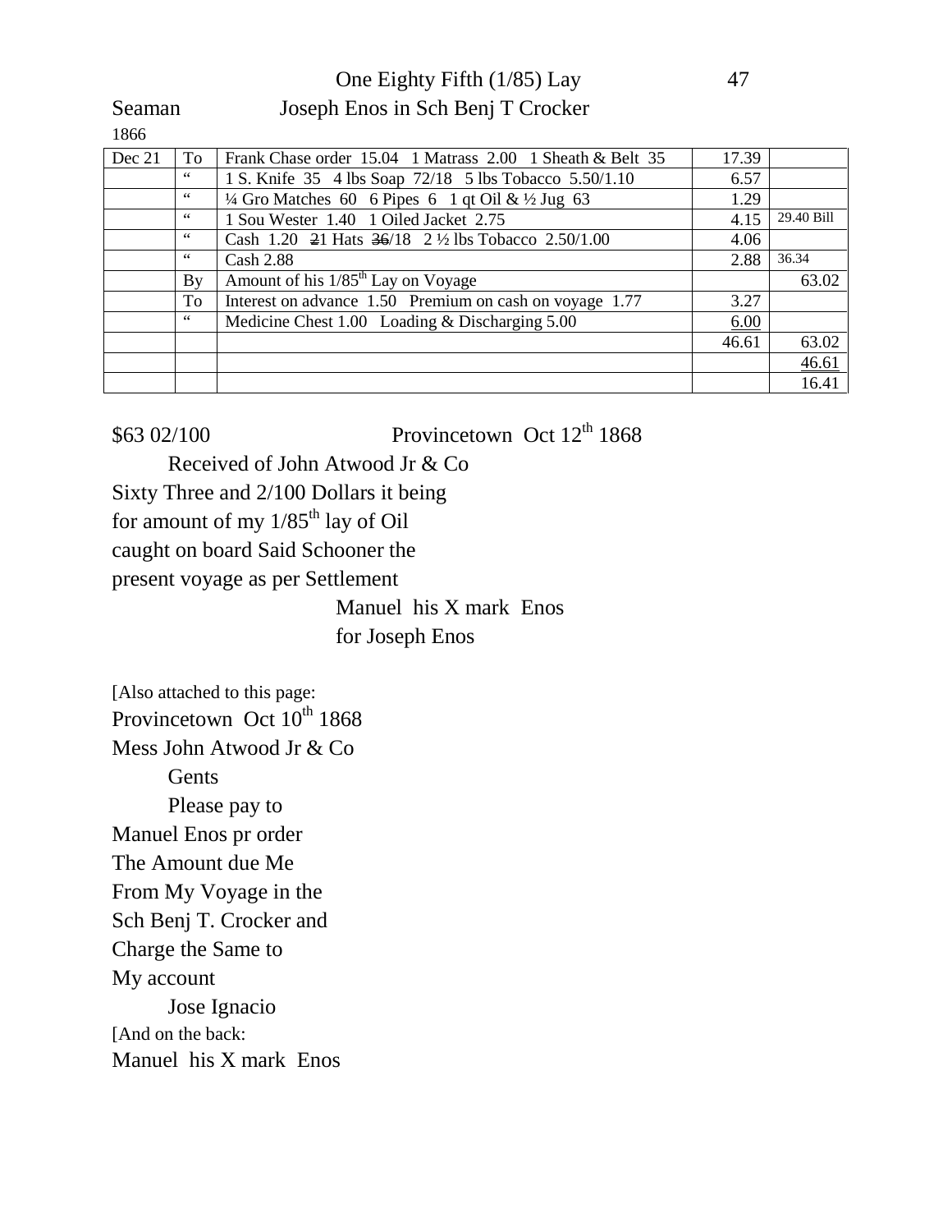One Eighty Fifth (1/85) Lay

Seaman Joseph Enos in Sch Benj T Crocker

1866

| | | | | |
|---|---|---|---|---|
| Dec 21 | To | Frank Chase order 15.04 1 Matrass 2.00 1 Sheath & Belt 35 | 17.39 | |
| | " | 1 S. Knife 35 4 lbs Soap 72/18 5 lbs Tobacco 5.50/1.10 | 6.57 | |
| | " | ¼ Gro Matches 60 6 Pipes 6 1 qt Oil & ½ Jug 63 | 1.29 | |
| | " | 1 Sou Wester 1.40 1 Oiled Jacket 2.75 | 4.15 | 29.40 Bill |
| | " | Cash 1.20 ~~2~~1 Hats ~~36~~/18 2 ½ lbs Tobacco 2.50/1.00 | 4.06 | |
| | " | Cash 2.88 | 2.88 | 36.34 |
| | By | Amount of his 1/85th Lay on Voyage | | 63.02 |
| | To | Interest on advance 1.50 Premium on cash on voyage 1.77 | 3.27 | |
| | " | Medicine Chest 1.00 Loading & Discharging 5.00 | 6.00 | |
| | | | 46.61 | 63.02 |
| | | | | 46.61 |
| | | | | 16.41 |

$63 02/100 Provincetown Oct 12th 1868

Received of John Atwood Jr & Co
Sixty Three and 2/100 Dollars it being
for amount of my 1/85th lay of Oil
caught on board Said Schooner the
present voyage as per Settlement

Manuel his X mark Enos
for Joseph Enos

[Also attached to this page:

Provincetown Oct 10th 1868

Mess John Atwood Jr & Co

Gents

Please pay to
Manuel Enos pr order
The Amount due Me
From My Voyage in the
Sch Benj T. Crocker and
Charge the Same to
My account

Jose Ignacio

[And on the back:

Manuel his X mark Enos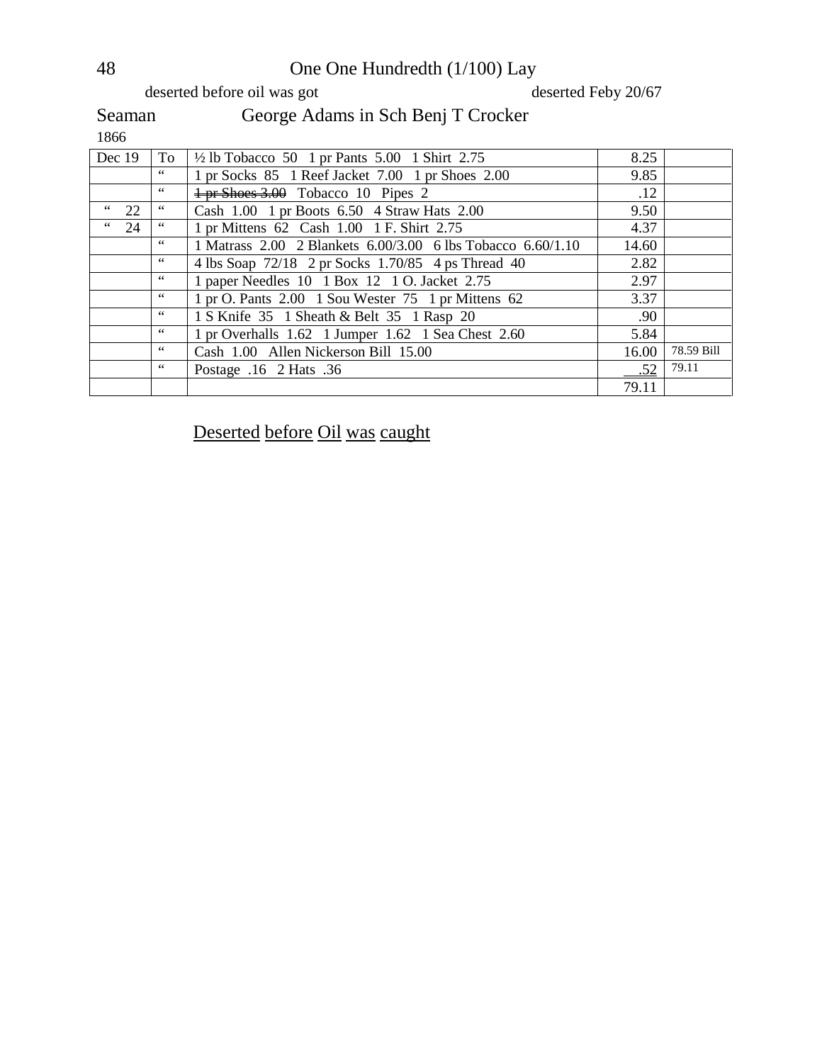# One One Hundredth (1/100) Lay

deserted before oil was got — deserted Feby 20/67

## Seaman George Adams in Sch Benj T Crocker

1866

| | | | | |
|---|---|---|---|---|
| Dec 19 | To | ½ lb Tobacco 50 1 pr Pants 5.00 1 Shirt 2.75 | 8.25 | |
| | " | 1 pr Socks 85 1 Reef Jacket 7.00 1 pr Shoes 2.00 | 9.85 | |
| | " | ~~1 pr Shoes 3.00~~ Tobacco 10 Pipes 2 | .12 | |
| " 22 | " | Cash 1.00 1 pr Boots 6.50 4 Straw Hats 2.00 | 9.50 | |
| " 24 | " | 1 pr Mittens 62 Cash 1.00 1 F. Shirt 2.75 | 4.37 | |
| | " | 1 Matrass 2.00 2 Blankets 6.00/3.00 6 lbs Tobacco 6.60/1.10 | 14.60 | |
| | " | 4 lbs Soap 72/18 2 pr Socks 1.70/85 4 ps Thread 40 | 2.82 | |
| | " | 1 paper Needles 10 1 Box 12 1 O. Jacket 2.75 | 2.97 | |
| | " | 1 pr O. Pants 2.00 1 Sou Wester 75 1 pr Mittens 62 | 3.37 | |
| | " | 1 S Knife 35 1 Sheath & Belt 35 1 Rasp 20 | .90 | |
| | " | 1 pr Overhalls 1.62 1 Jumper 1.62 1 Sea Chest 2.60 | 5.84 | |
| | " | Cash 1.00 Allen Nickerson Bill 15.00 | 16.00 | 78.59 Bill |
| | " | Postage .16 2 Hats .36 | .52 | 79.11 |
| | | | 79.11 | |

Deserted before Oil was caught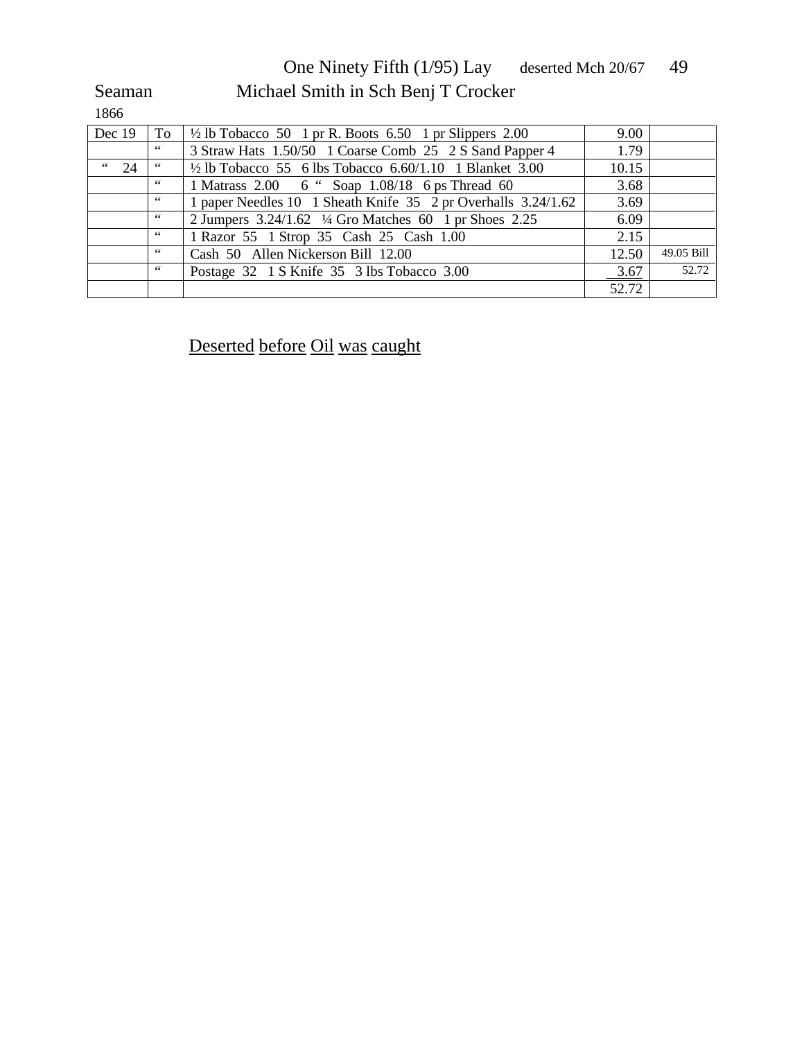One Ninety Fifth (1/95) Lay deserted Mch 20/67

Seaman Michael Smith in Sch Benj T Crocker

1866

| | | | | |
|---|---|---|---|---|
| Dec 19 | To | ½ lb Tobacco 50 1 pr R. Boots 6.50 1 pr Slippers 2.00 | 9.00 | |
| | " | 3 Straw Hats 1.50/50 1 Coarse Comb 25 2 S Sand Papper 4 | 1.79 | |
| " 24 | " | ½ lb Tobacco 55 6 lbs Tobacco 6.60/1.10 1 Blanket 3.00 | 10.15 | |
| | " | 1 Matrass 2.00 6 " Soap 1.08/18 6 ps Thread 60 | 3.68 | |
| | " | 1 paper Needles 10 1 Sheath Knife 35 2 pr Overhalls 3.24/1.62 | 3.69 | |
| | " | 2 Jumpers 3.24/1.62 ¼ Gro Matches 60 1 pr Shoes 2.25 | 6.09 | |
| | " | 1 Razor 55 1 Strop 35 Cash 25 Cash 1.00 | 2.15 | |
| | " | Cash 50 Allen Nickerson Bill 12.00 | 12.50 | 49.05 Bill |
| | " | Postage 32 1 S Knife 35 3 lbs Tobacco 3.00 | 3.67 | 52.72 |
| | | | 52.72 | |

Deserted before Oil was caught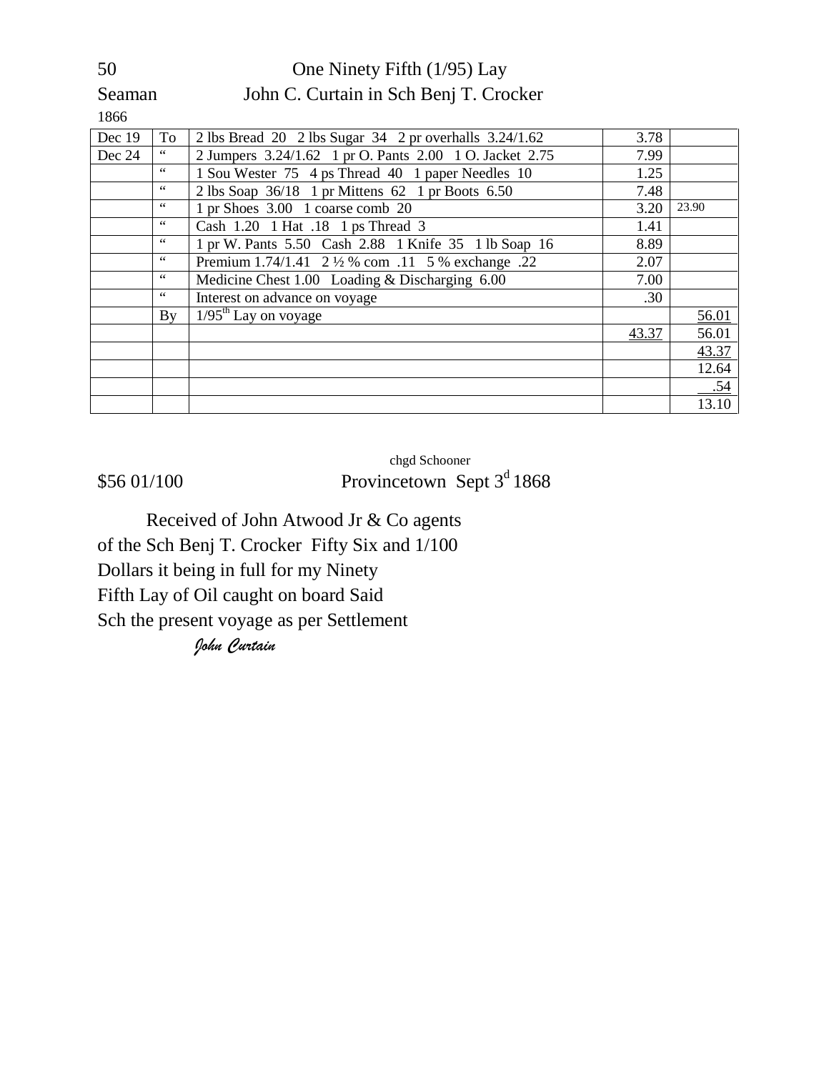50 One Ninety Fifth (1/95) Lay

Seaman John C. Curtain in Sch Benj T. Crocker

1866

| | | | | |
|---|---|---|---|---|
| Dec 19 | To | 2 lbs Bread 20 2 lbs Sugar 34 2 pr overhalls 3.24/1.62 | 3.78 | |
| Dec 24 | " | 2 Jumpers 3.24/1.62 1 pr O. Pants 2.00 1 O. Jacket 2.75 | 7.99 | |
| | " | 1 Sou Wester 75 4 ps Thread 40 1 paper Needles 10 | 1.25 | |
| | " | 2 lbs Soap 36/18 1 pr Mittens 62 1 pr Boots 6.50 | 7.48 | |
| | " | 1 pr Shoes 3.00 1 coarse comb 20 | 3.20 | 23.90 |
| | " | Cash 1.20 1 Hat .18 1 ps Thread 3 | 1.41 | |
| | " | 1 pr W. Pants 5.50 Cash 2.88 1 Knife 35 1 lb Soap 16 | 8.89 | |
| | " | Premium 1.74/1.41 2 ½ % com .11 5 % exchange .22 | 2.07 | |
| | " | Medicine Chest 1.00 Loading & Discharging 6.00 | 7.00 | |
| | " | Interest on advance on voyage | .30 | |
| | By | 1/95th Lay on voyage | | 56.01 |
| | | | 43.37 | 56.01 |
| | | | | 43.37 |
| | | | | 12.64 |
| | | | | .54 |
| | | | | 13.10 |

chgd Schooner

$56 01/100 Provincetown Sept 3d 1868

Received of John Atwood Jr & Co agents of the Sch Benj T. Crocker Fifty Six and 1/100 Dollars it being in full for my Ninety Fifth Lay of Oil caught on board Said Sch the present voyage as per Settlement

*John Curtain*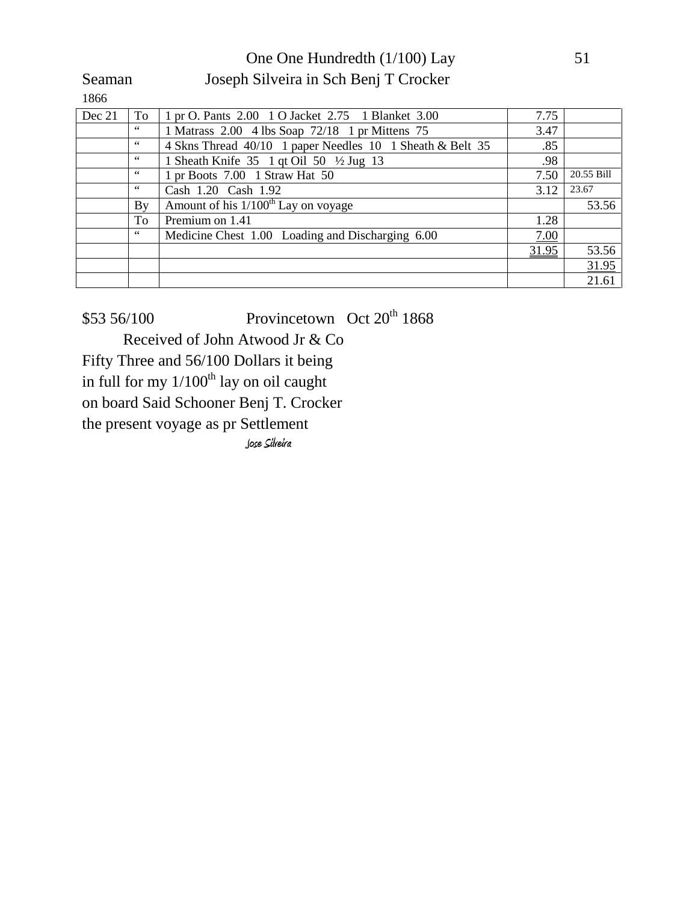One One Hundredth (1/100) Lay

Seaman Joseph Silveira in Sch Benj T Crocker

1866

| | | | | |
|---|---|---|---|---|
| Dec 21 | To | 1 pr O. Pants 2.00 1 O Jacket 2.75 1 Blanket 3.00 | 7.75 | |
| | " | 1 Matrass 2.00 4 lbs Soap 72/18 1 pr Mittens 75 | 3.47 | |
| | " | 4 Skns Thread 40/10 1 paper Needles 10 1 Sheath & Belt 35 | .85 | |
| | " | 1 Sheath Knife 35 1 qt Oil 50 ½ Jug 13 | .98 | |
| | " | 1 pr Boots 7.00 1 Straw Hat 50 | 7.50 | 20.55 Bill |
| | " | Cash 1.20 Cash 1.92 | 3.12 | 23.67 |
| | By | Amount of his 1/100th Lay on voyage | | 53.56 |
| | To | Premium on 1.41 | 1.28 | |
| | " | Medicine Chest 1.00 Loading and Discharging 6.00 | 7.00 | |
| | | | 31.95 | 53.56 |
| | | | | 31.95 |
| | | | | 21.61 |

$53 56/100 Provincetown Oct 20th 1868

Received of John Atwood Jr & Co
Fifty Three and 56/100 Dollars it being
in full for my 1/100th lay on oil caught
on board Said Schooner Benj T. Crocker
the present voyage as pr Settlement

Jose Silveira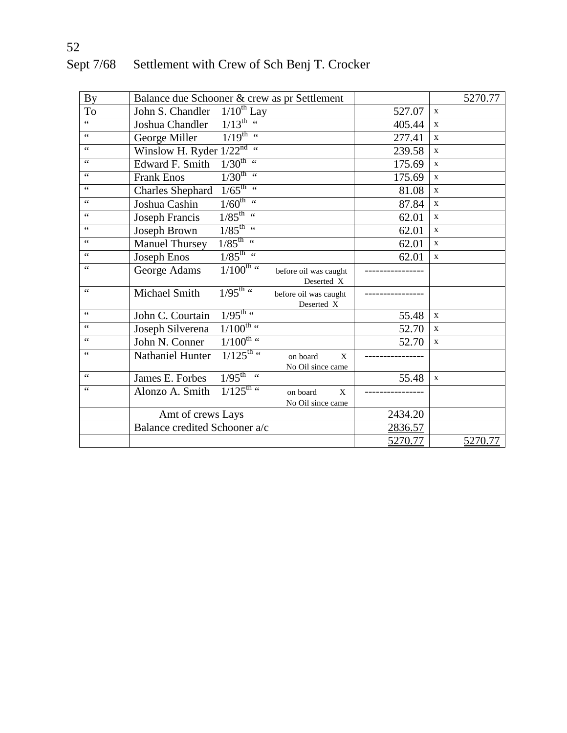Sept 7/68 Settlement with Crew of Sch Benj T. Crocker

| | | | |
|---|---|---|---|
| By | Balance due Schooner & crew as pr Settlement | | 5270.77 |
| To | John S. Chandler 1/10th Lay | 527.07 | x |
| " | Joshua Chandler 1/13th " | 405.44 | x |
| " | George Miller 1/19th " | 277.41 | x |
| " | Winslow H. Ryder 1/22nd " | 239.58 | x |
| " | Edward F. Smith 1/30th " | 175.69 | x |
| " | Frank Enos 1/30th " | 175.69 | x |
| " | Charles Shephard 1/65th " | 81.08 | x |
| " | Joshua Cashin 1/60th " | 87.84 | x |
| " | Joseph Francis 1/85th " | 62.01 | x |
| " | Joseph Brown 1/85th " | 62.01 | x |
| " | Manuel Thursey 1/85th " | 62.01 | x |
| " | Joseph Enos 1/85th " | 62.01 | x |
| " | George Adams 1/100th " before oil was caught Deserted X | --------------- | |
| " | Michael Smith 1/95th " before oil was caught Deserted X | --------------- | |
| " | John C. Courtain 1/95th " | 55.48 | x |
| " | Joseph Silverena 1/100th " | 52.70 | x |
| " | John N. Conner 1/100th " | 52.70 | x |
| " | Nathaniel Hunter 1/125th " on board X No Oil since came | --------------- | |
| " | James E. Forbes 1/95th " | 55.48 | x |
| " | Alonzo A. Smith 1/125th " on board X No Oil since came | --------------- | |
| | Amt of crews Lays | 2434.20 | |
| | Balance credited Schooner a/c | 2836.57 | |
| | | 5270.77 | 5270.77 |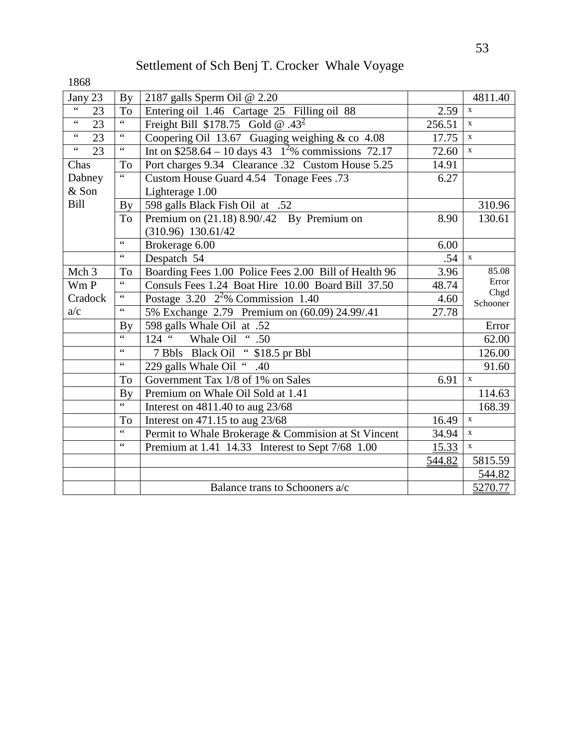# Settlement of Sch Benj T. Crocker Whale Voyage

1868

| | | | | |
|---|---|---|---|---|
| Jany 23 | By | 2187 galls Sperm Oil @ 2.20 | | 4811.40 |
| " 23 | To | Entering oil 1.46 Cartage 25 Filling oil 88 | 2.59 | x |
| " 23 | " | Freight Bill $178.75 Gold @ .43[2] | 256.51 | x |
| " 23 | " | Coopering Oil 13.67 Guaging weighing & co 4.08 | 17.75 | x |
| " 23 | " | Int on $258.64 – 10 days 43 1[2]% commissions 72.17 | 72.60 | x |
| Chas | To | Port charges 9.34 Clearance .32 Custom House 5.25 | 14.91 | |
| Dabney & Son | " | Custom House Guard 4.54 Tonage Fees .73 Lighterage 1.00 | 6.27 | |
| Bill | By | 598 galls Black Fish Oil at .52 | | 310.96 |
| | To | Premium on (21.18) 8.90/.42 By Premium on (310.96) 130.61/42 | 8.90 | 130.61 |
| | " | Brokerage 6.00 | 6.00 | |
| | " | Despatch 54 | .54 | x |
| Mch 3 | To | Boarding Fees 1.00 Police Fees 2.00 Bill of Health 96 | 3.96 | 85.08 Error Chgd Schooner |
| Wm P | " | Consuls Fees 1.24 Boat Hire 10.00 Board Bill 37.50 | 48.74 | |
| Cradock | " | Postage 3.20 2[2]% Commission 1.40 | 4.60 | |
| a/c | " | 5% Exchange 2.79 Premium on (60.09) 24.99/.41 | 27.78 | |
| | By | 598 galls Whale Oil at .52 | | Error |
| | " | 124 " Whale Oil " .50 | | 62.00 |
| | " | 7 Bbls Black Oil " $18.5 pr Bbl | | 126.00 |
| | " | 229 galls Whale Oil " .40 | | 91.60 |
| | To | Government Tax 1/8 of 1% on Sales | 6.91 | x |
| | By | Premium on Whale Oil Sold at 1.41 | | 114.63 |
| | " | Interest on 4811.40 to aug 23/68 | | 168.39 |
| | To | Interest on 471.15 to aug 23/68 | 16.49 | x |
| | " | Permit to Whale Brokerage & Commision at St Vincent | 34.94 | x |
| | " | Premium at 1.41 14.33 Interest to Sept 7/68 1.00 | 15.33 | x |
| | | | 544.82 | 5815.59 |
| | | | | 544.82 |
| | | Balance trans to Schooners a/c | | 5270.77 |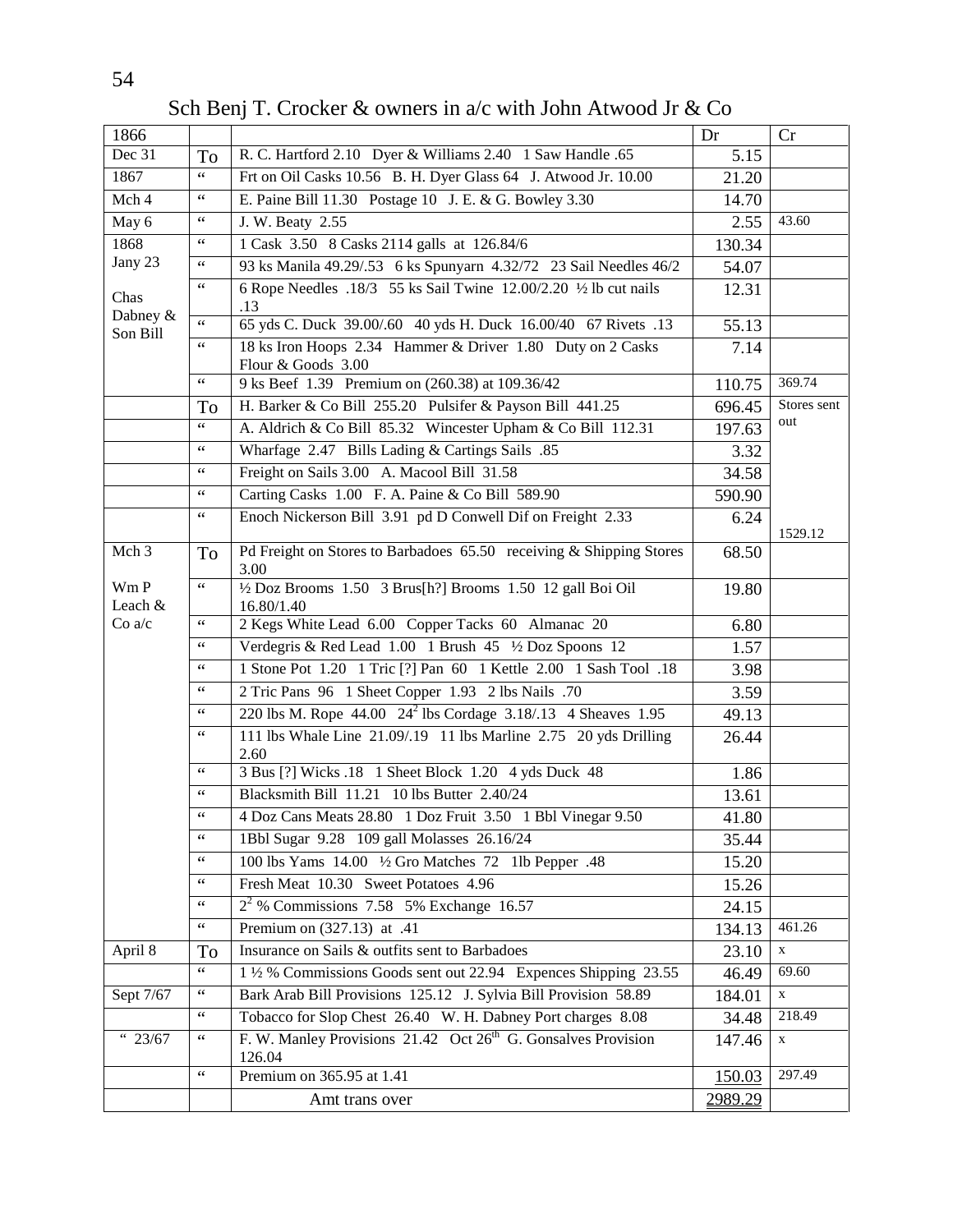Sch Benj T. Crocker & owners in a/c with John Atwood Jr & Co

| 1866 | | | Dr | Cr |
|---|---|---|---|---|
| Dec 31 | To | R. C. Hartford 2.10 Dyer & Williams 2.40 1 Saw Handle .65 | 5.15 | |
| 1867 | " | Frt on Oil Casks 10.56 B. H. Dyer Glass 64 J. Atwood Jr. 10.00 | 21.20 | |
| Mch 4 | " | E. Paine Bill 11.30 Postage 10 J. E. & G. Bowley 3.30 | 14.70 | |
| May 6 | " | J. W. Beaty 2.55 | 2.55 | 43.60 |
| 1868 | " | 1 Cask 3.50 8 Casks 2114 galls at 126.84/6 | 130.34 | |
| Jany 23 | " | 93 ks Manila 49.29/.53 6 ks Spunyarn 4.32/72 23 Sail Needles 46/2 | 54.07 | |
| Chas Dabney & Son Bill | " | 6 Rope Needles .18/3 55 ks Sail Twine 12.00/2.20 ½ lb cut nails .13 | 12.31 | |
| | " | 65 yds C. Duck 39.00/.60 40 yds H. Duck 16.00/40 67 Rivets .13 | 55.13 | |
| | " | 18 ks Iron Hoops 2.34 Hammer & Driver 1.80 Duty on 2 Casks Flour & Goods 3.00 | 7.14 | |
| | " | 9 ks Beef 1.39 Premium on (260.38) at 109.36/42 | 110.75 | 369.74 |
| | To | H. Barker & Co Bill 255.20 Pulsifer & Payson Bill 441.25 | 696.45 | Stores sent out |
| | " | A. Aldrich & Co Bill 85.32 Wincester Upham & Co Bill 112.31 | 197.63 | |
| | " | Wharfage 2.47 Bills Lading & Cartings Sails .85 | 3.32 | |
| | " | Freight on Sails 3.00 A. Macool Bill 31.58 | 34.58 | |
| | " | Carting Casks 1.00 F. A. Paine & Co Bill 589.90 | 590.90 | |
| | " | Enoch Nickerson Bill 3.91 pd D Conwell Dif on Freight 2.33 | 6.24 | 1529.12 |
| Mch 3 | To | Pd Freight on Stores to Barbadoes 65.50 receiving & Shipping Stores 3.00 | 68.50 | |
| Wm P Leach & Co a/c | " | ½ Doz Brooms 1.50 3 Brus[h?] Brooms 1.50 12 gall Boi Oil 16.80/1.40 | 19.80 | |
| | " | 2 Kegs White Lead 6.00 Copper Tacks 60 Almanac 20 | 6.80 | |
| | " | Verdegris & Red Lead 1.00 1 Brush 45 ½ Doz Spoons 12 | 1.57 | |
| | " | 1 Stone Pot 1.20 1 Tric [?] Pan 60 1 Kettle 2.00 1 Sash Tool .18 | 3.98 | |
| | " | 2 Tric Pans 96 1 Sheet Copper 1.93 2 lbs Nails .70 | 3.59 | |
| | " | 220 lbs M. Rope 44.00 $24^2$ lbs Cordage 3.18/.13 4 Sheaves 1.95 | 49.13 | |
| | " | 111 lbs Whale Line 21.09/.19 11 lbs Marline 2.75 20 yds Drilling 2.60 | 26.44 | |
| | " | 3 Bus [?] Wicks .18 1 Sheet Block 1.20 4 yds Duck 48 | 1.86 | |
| | " | Blacksmith Bill 11.21 10 lbs Butter 2.40/24 | 13.61 | |
| | " | 4 Doz Cans Meats 28.80 1 Doz Fruit 3.50 1 Bbl Vinegar 9.50 | 41.80 | |
| | " | 1Bbl Sugar 9.28 109 gall Molasses 26.16/24 | 35.44 | |
| | " | 100 lbs Yams 14.00 ½ Gro Matches 72 1lb Pepper .48 | 15.20 | |
| | " | Fresh Meat 10.30 Sweet Potatoes 4.96 | 15.26 | |
| | " | $2^2$ % Commissions 7.58 5% Exchange 16.57 | 24.15 | |
| | " | Premium on (327.13) at .41 | 134.13 | 461.26 |
| April 8 | To | Insurance on Sails & outfits sent to Barbadoes | 23.10 | x |
| | " | 1 ½ % Commissions Goods sent out 22.94 Expences Shipping 23.55 | 46.49 | 69.60 |
| Sept 7/67 | " | Bark Arab Bill Provisions 125.12 J. Sylvia Bill Provision 58.89 | 184.01 | x |
| | " | Tobacco for Slop Chest 26.40 W. H. Dabney Port charges 8.08 | 34.48 | 218.49 |
| " 23/67 | " | F. W. Manley Provisions 21.42 Oct 26th G. Gonsalves Provision 126.04 | 147.46 | x |
| | " | Premium on 365.95 at 1.41 | 150.03 | 297.49 |
| | | Amt trans over | 2989.29 | |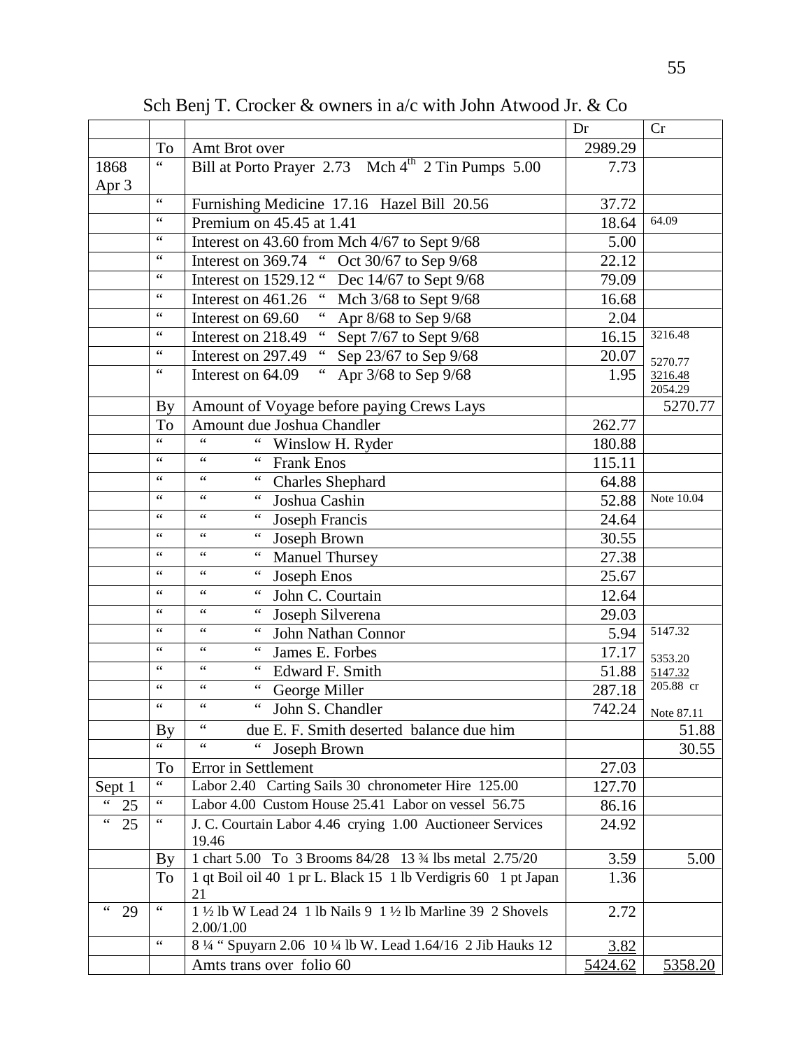Sch Benj T. Crocker & owners in a/c with John Atwood Jr. & Co

| | | | Dr | Cr |
|---|---|---|---|---|
| | To | Amt Brot over | 2989.29 | |
| 1868 Apr 3 | " | Bill at Porto Prayer 2.73 Mch 4th 2 Tin Pumps 5.00 | 7.73 | |
| | " | Furnishing Medicine 17.16 Hazel Bill 20.56 | 37.72 | |
| | " | Premium on 45.45 at 1.41 | 18.64 | 64.09 |
| | " | Interest on 43.60 from Mch 4/67 to Sept 9/68 | 5.00 | |
| | " | Interest on 369.74 " Oct 30/67 to Sep 9/68 | 22.12 | |
| | " | Interest on 1529.12 " Dec 14/67 to Sept 9/68 | 79.09 | |
| | " | Interest on 461.26 " Mch 3/68 to Sept 9/68 | 16.68 | |
| | " | Interest on 69.60 " Apr 8/68 to Sep 9/68 | 2.04 | |
| | " | Interest on 218.49 " Sept 7/67 to Sept 9/68 | 16.15 | 3216.48 |
| | " | Interest on 297.49 " Sep 23/67 to Sep 9/68 | 20.07 | 5270.77 |
| | " | Interest on 64.09 " Apr 3/68 to Sep 9/68 | 1.95 | 3216.48 2054.29 |
| | By | Amount of Voyage before paying Crews Lays | | 5270.77 |
| | To | Amount due Joshua Chandler | 262.77 | |
| | " | " " Winslow H. Ryder | 180.88 | |
| | " | " " Frank Enos | 115.11 | |
| | " | " " Charles Shephard | 64.88 | |
| | " | " " Joshua Cashin | 52.88 | Note 10.04 |
| | " | " " Joseph Francis | 24.64 | |
| | " | " " Joseph Brown | 30.55 | |
| | " | " " Manuel Thursey | 27.38 | |
| | " | " " Joseph Enos | 25.67 | |
| | " | " " John C. Courtain | 12.64 | |
| | " | " " Joseph Silverena | 29.03 | |
| | " | " " John Nathan Connor | 5.94 | 5147.32 |
| | " | " " James E. Forbes | 17.17 | 5353.20 |
| | " | " " Edward F. Smith | 51.88 | 5147.32 |
| | " | " " George Miller | 287.18 | 205.88 cr |
| | " | " " John S. Chandler | 742.24 | Note 87.11 |
| | By | " due E. F. Smith deserted balance due him | | 51.88 |
| | " | " " Joseph Brown | | 30.55 |
| | To | Error in Settlement | 27.03 | |
| Sept 1 | " | Labor 2.40 Carting Sails 30 chronometer Hire 125.00 | 127.70 | |
| " 25 | " | Labor 4.00 Custom House 25.41 Labor on vessel 56.75 | 86.16 | |
| " 25 | " | J. C. Courtain Labor 4.46 crying 1.00 Auctioneer Services 19.46 | 24.92 | |
| | By | 1 chart 5.00 To 3 Brooms 84/28 13 ¾ lbs metal 2.75/20 | 3.59 | 5.00 |
| | To | 1 qt Boil oil 40 1 pr L. Black 15 1 lb Verdigris 60 1 pt Japan 21 | 1.36 | |
| " 29 | " | 1 ½ lb W Lead 24 1 lb Nails 9 1 ½ lb Marline 39 2 Shovels 2.00/1.00 | 2.72 | |
| | " | 8 ¼ " Spuyarn 2.06 10 ¼ lb W. Lead 1.64/16 2 Jib Hauks 12 | 3.82 | |
| | | Amts trans over folio 60 | 5424.62 | 5358.20 |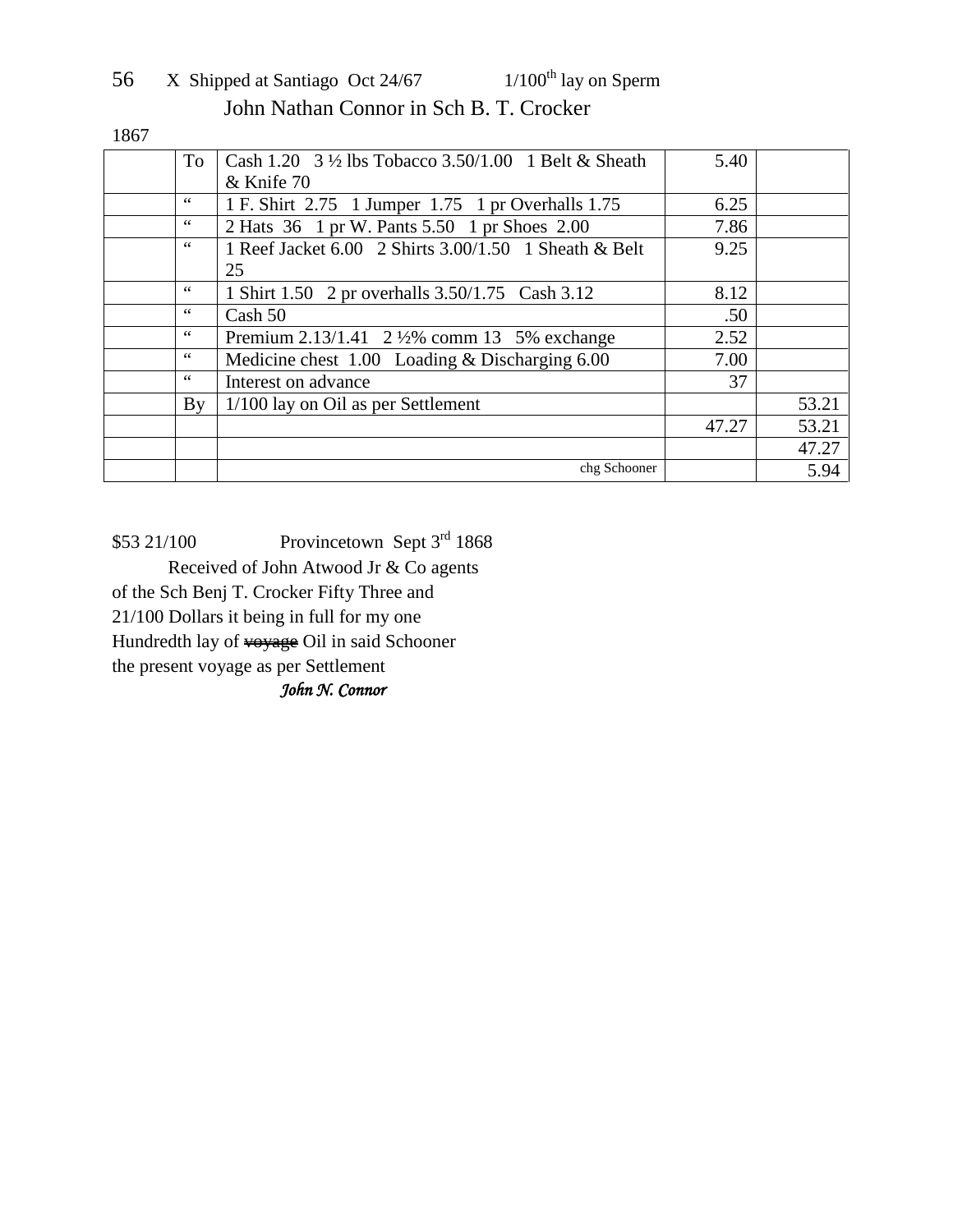56 X Shipped at Santiago Oct 24/67 1/100th lay on Sperm

John Nathan Connor in Sch B. T. Crocker

1867

| | | | | |
|---|---|---|---|---|
| | To | Cash 1.20 3 ½ lbs Tobacco 3.50/1.00 1 Belt & Sheath & Knife 70 | 5.40 | |
| | “ | 1 F. Shirt 2.75 1 Jumper 1.75 1 pr Overhalls 1.75 | 6.25 | |
| | “ | 2 Hats 36 1 pr W. Pants 5.50 1 pr Shoes 2.00 | 7.86 | |
| | “ | 1 Reef Jacket 6.00 2 Shirts 3.00/1.50 1 Sheath & Belt 25 | 9.25 | |
| | “ | 1 Shirt 1.50 2 pr overhalls 3.50/1.75 Cash 3.12 | 8.12 | |
| | “ | Cash 50 | .50 | |
| | “ | Premium 2.13/1.41 2 ½% comm 13 5% exchange | 2.52 | |
| | “ | Medicine chest 1.00 Loading & Discharging 6.00 | 7.00 | |
| | “ | Interest on advance | 37 | |
| | By | 1/100 lay on Oil as per Settlement | | 53.21 |
| | | | 47.27 | 53.21 |
| | | | | 47.27 |
| | | chg Schooner | | 5.94 |

$53 21/100 Provincetown Sept 3rd 1868

Received of John Atwood Jr & Co agents of the Sch Benj T. Crocker Fifty Three and 21/100 Dollars it being in full for my one Hundredth lay of ~~voyage~~ Oil in said Schooner the present voyage as per Settlement

*John N. Connor*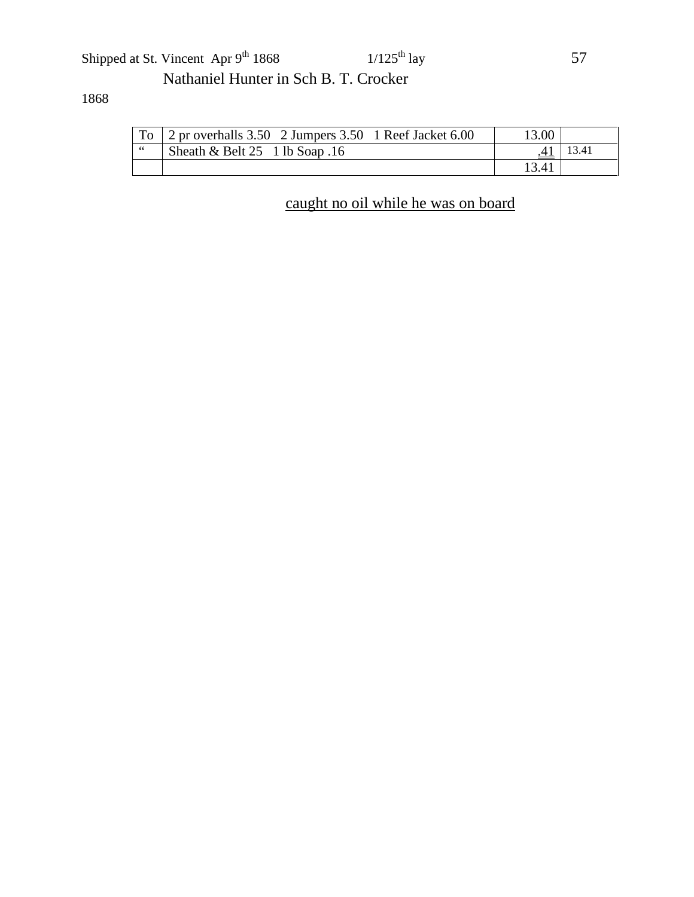Shipped at St. Vincent Apr 9th 1868 1/125th lay

Nathaniel Hunter in Sch B. T. Crocker

1868

| To | 2 pr overhalls 3.50 2 Jumpers 3.50 1 Reef Jacket 6.00 | 13.00 | |
|---|---|---|---|
| " | Sheath & Belt 25 1 lb Soap .16 | .41 | 13.41 |
| | | 13.41 | |

caught no oil while he was on board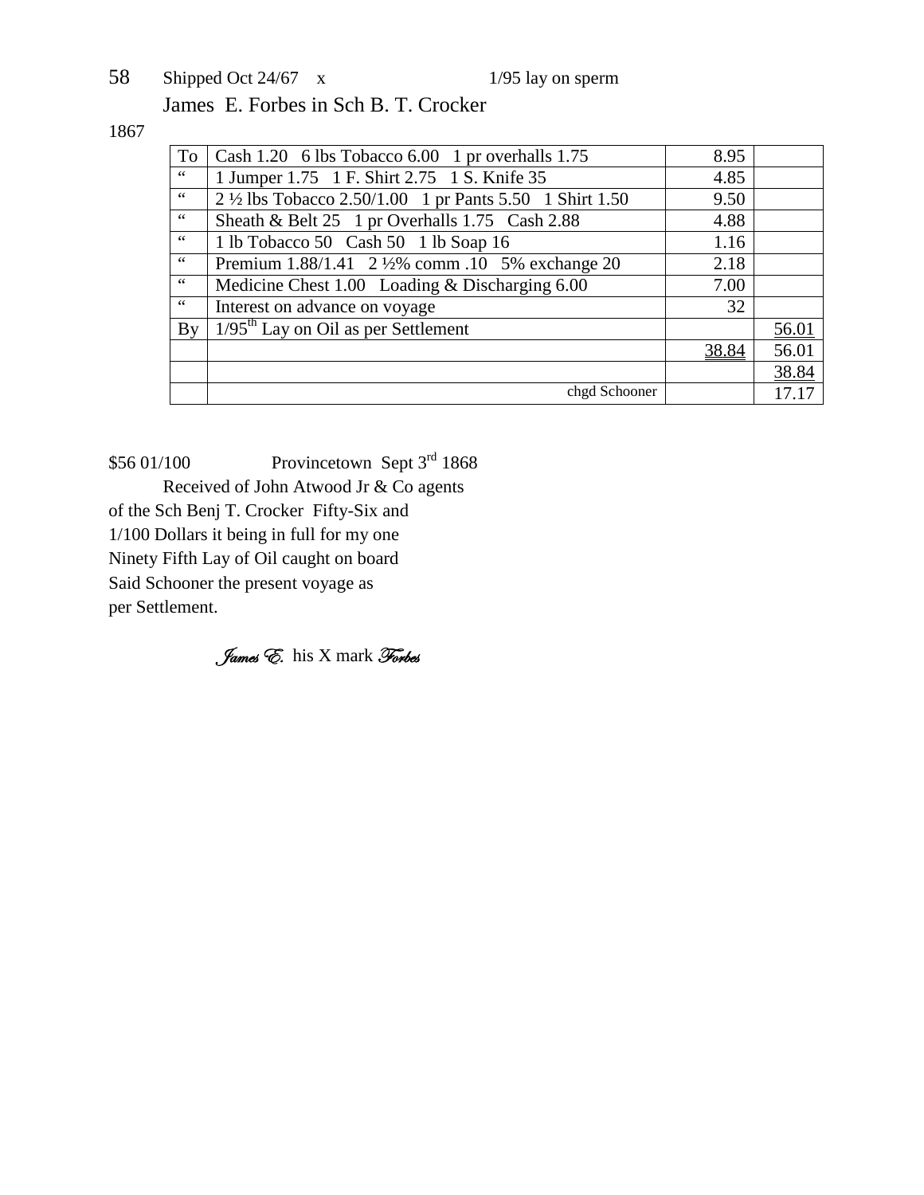58 Shipped Oct 24/67 x 1/95 lay on sperm

James E. Forbes in Sch B. T. Crocker

1867

| To | Cash 1.20 6 lbs Tobacco 6.00 1 pr overhalls 1.75 | 8.95 | |
|---|---|---|---|
| " | 1 Jumper 1.75 1 F. Shirt 2.75 1 S. Knife 35 | 4.85 | |
| " | 2 ½ lbs Tobacco 2.50/1.00 1 pr Pants 5.50 1 Shirt 1.50 | 9.50 | |
| " | Sheath & Belt 25 1 pr Overhalls 1.75 Cash 2.88 | 4.88 | |
| " | 1 lb Tobacco 50 Cash 50 1 lb Soap 16 | 1.16 | |
| " | Premium 1.88/1.41 2 ½% comm .10 5% exchange 20 | 2.18 | |
| " | Medicine Chest 1.00 Loading & Discharging 6.00 | 7.00 | |
| " | Interest on advance on voyage | 32 | |
| By | 1/95th Lay on Oil as per Settlement | | 56.01 |
| | | 38.84 | 56.01 |
| | | | 38.84 |
| | chgd Schooner | | 17.17 |

$56 01/100 Provincetown Sept 3rd 1868

Received of John Atwood Jr & Co agents of the Sch Benj T. Crocker Fifty-Six and 1/100 Dollars it being in full for my one Ninety Fifth Lay of Oil caught on board Said Schooner the present voyage as per Settlement.

*James E.* his X mark *Forbes*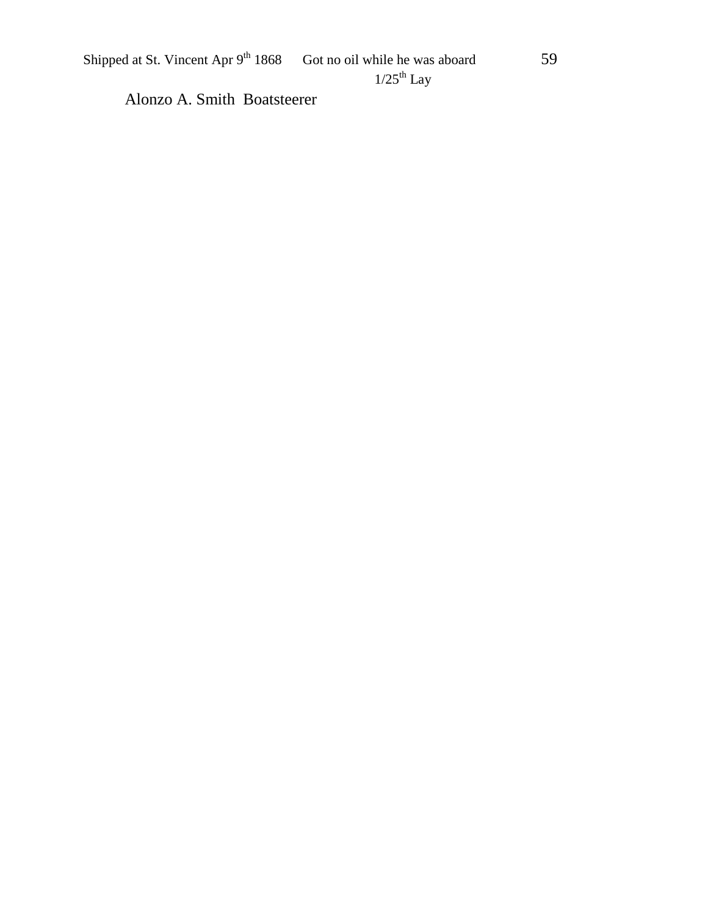Shipped at St. Vincent Apr 9th 1868      Got no oil while he was aboard
1/25th Lay

Alonzo A. Smith  Boatsteerer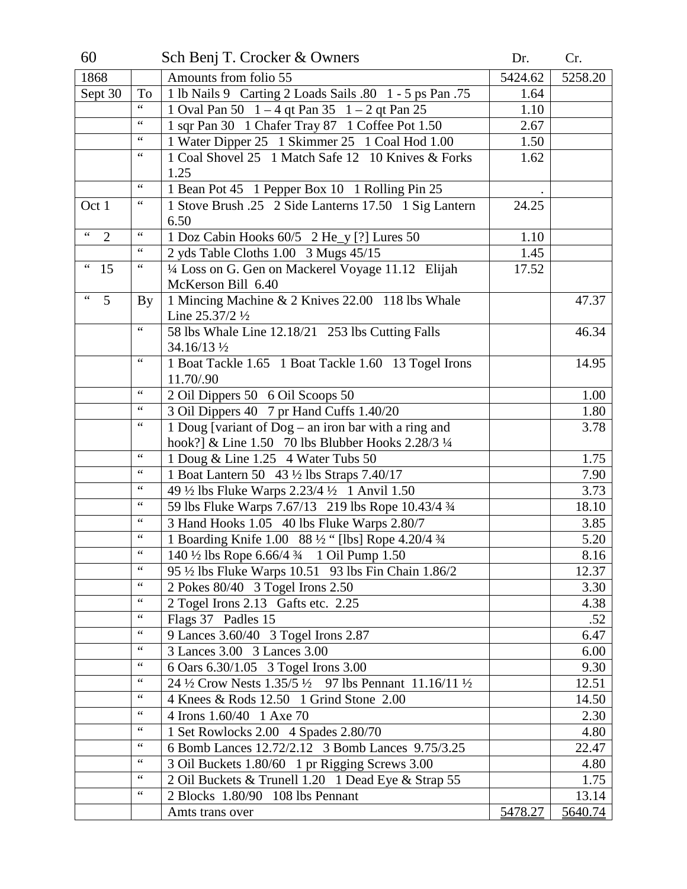# 60 Sch Benj T. Crocker & Owners

| 60 | | Sch Benj T. Crocker & Owners | Dr. | Cr. |
|---|---|---|---|---|
| 1868 | | Amounts from folio 55 | 5424.62 | 5258.20 |
| Sept 30 | To | 1 lb Nails 9 Carting 2 Loads Sails .80 1 - 5 ps Pan .75 | 1.64 | |
| | " | 1 Oval Pan 50 1 – 4 qt Pan 35 1 – 2 qt Pan 25 | 1.10 | |
| | " | 1 sqr Pan 30 1 Chafer Tray 87 1 Coffee Pot 1.50 | 2.67 | |
| | " | 1 Water Dipper 25 1 Skimmer 25 1 Coal Hod 1.00 | 1.50 | |
| | " | 1 Coal Shovel 25 1 Match Safe 12 10 Knives & Forks 1.25 | 1.62 | |
| | " | 1 Bean Pot 45 1 Pepper Box 10 1 Rolling Pin 25 | . | |
| Oct 1 | " | 1 Stove Brush .25 2 Side Lanterns 17.50 1 Sig Lantern 6.50 | 24.25 | |
| " 2 | " | 1 Doz Cabin Hooks 60/5 2 He_y [?] Lures 50 | 1.10 | |
| | " | 2 yds Table Cloths 1.00 3 Mugs 45/15 | 1.45 | |
| " 15 | " | ¼ Loss on G. Gen on Mackerel Voyage 11.12 Elijah McKerson Bill 6.40 | 17.52 | |
| " 5 | By | 1 Mincing Machine & 2 Knives 22.00 118 lbs Whale Line 25.37/2 ½ | | 47.37 |
| | " | 58 lbs Whale Line 12.18/21 253 lbs Cutting Falls 34.16/13 ½ | | 46.34 |
| | " | 1 Boat Tackle 1.65 1 Boat Tackle 1.60 13 Togel Irons 11.70/.90 | | 14.95 |
| | " | 2 Oil Dippers 50 6 Oil Scoops 50 | | 1.00 |
| | " | 3 Oil Dippers 40 7 pr Hand Cuffs 1.40/20 | | 1.80 |
| | " | 1 Doug [variant of Dog – an iron bar with a ring and hook?] & Line 1.50 70 lbs Blubber Hooks 2.28/3 ¼ | | 3.78 |
| | " | 1 Doug & Line 1.25 4 Water Tubs 50 | | 1.75 |
| | " | 1 Boat Lantern 50 43 ½ lbs Straps 7.40/17 | | 7.90 |
| | " | 49 ½ lbs Fluke Warps 2.23/4 ½ 1 Anvil 1.50 | | 3.73 |
| | " | 59 lbs Fluke Warps 7.67/13 219 lbs Rope 10.43/4 ¾ | | 18.10 |
| | " | 3 Hand Hooks 1.05 40 lbs Fluke Warps 2.80/7 | | 3.85 |
| | " | 1 Boarding Knife 1.00 88 ½ " [lbs] Rope 4.20/4 ¾ | | 5.20 |
| | " | 140 ½ lbs Rope 6.66/4 ¾ 1 Oil Pump 1.50 | | 8.16 |
| | " | 95 ½ lbs Fluke Warps 10.51 93 lbs Fin Chain 1.86/2 | | 12.37 |
| | " | 2 Pokes 80/40 3 Togel Irons 2.50 | | 3.30 |
| | " | 2 Togel Irons 2.13 Gafts etc. 2.25 | | 4.38 |
| | " | Flags 37 Padles 15 | | .52 |
| | " | 9 Lances 3.60/40 3 Togel Irons 2.87 | | 6.47 |
| | " | 3 Lances 3.00 3 Lances 3.00 | | 6.00 |
| | " | 6 Oars 6.30/1.05 3 Togel Irons 3.00 | | 9.30 |
| | " | 24 ½ Crow Nests 1.35/5 ½ 97 lbs Pennant 11.16/11 ½ | | 12.51 |
| | " | 4 Knees & Rods 12.50 1 Grind Stone 2.00 | | 14.50 |
| | " | 4 Irons 1.60/40 1 Axe 70 | | 2.30 |
| | " | 1 Set Rowlocks 2.00 4 Spades 2.80/70 | | 4.80 |
| | " | 6 Bomb Lances 12.72/2.12 3 Bomb Lances 9.75/3.25 | | 22.47 |
| | " | 3 Oil Buckets 1.80/60 1 pr Rigging Screws 3.00 | | 4.80 |
| | " | 2 Oil Buckets & Trunell 1.20 1 Dead Eye & Strap 55 | | 1.75 |
| | " | 2 Blocks 1.80/90 108 lbs Pennant | | 13.14 |
| | | Amts trans over | 5478.27 | 5640.74 |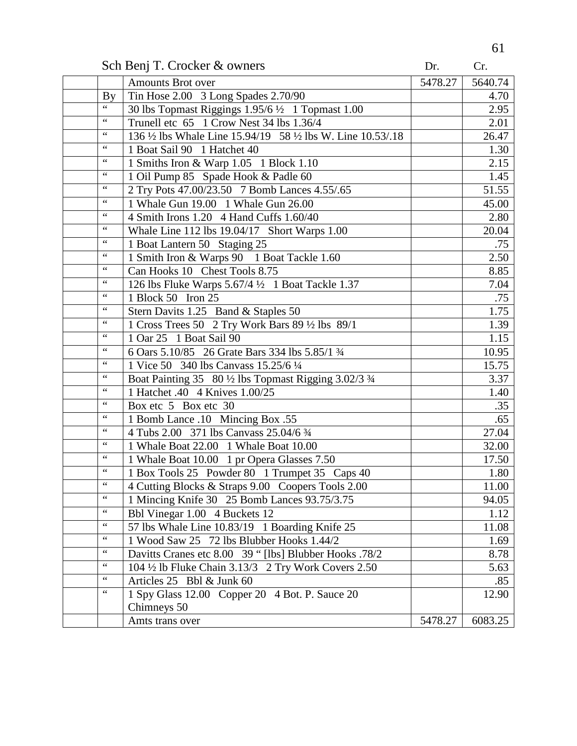Sch Benj T. Crocker & owners

| | | | Dr. | Cr. |
|---|---|---|---|---|
| | | Amounts Brot over | 5478.27 | 5640.74 |
| | By | Tin Hose 2.00   3 Long Spades 2.70/90 | | 4.70 |
| | " | 30 lbs Topmast Riggings 1.95/6 ½   1 Topmast 1.00 | | 2.95 |
| | " | Trunell etc  65   1 Crow Nest 34 lbs 1.36/4 | | 2.01 |
| | " | 136 ½ lbs Whale Line 15.94/19   58 ½ lbs W. Line 10.53/.18 | | 26.47 |
| | " | 1 Boat Sail 90   1 Hatchet 40 | | 1.30 |
| | " | 1 Smiths Iron & Warp 1.05   1 Block 1.10 | | 2.15 |
| | " | 1 Oil Pump 85   Spade Hook & Padle 60 | | 1.45 |
| | " | 2 Try Pots 47.00/23.50   7 Bomb Lances 4.55/.65 | | 51.55 |
| | " | 1 Whale Gun 19.00   1 Whale Gun 26.00 | | 45.00 |
| | " | 4 Smith Irons 1.20   4 Hand Cuffs 1.60/40 | | 2.80 |
| | " | Whale Line 112 lbs 19.04/17   Short Warps 1.00 | | 20.04 |
| | " | 1 Boat Lantern 50   Staging 25 | | .75 |
| | " | 1 Smith Iron & Warps 90    1 Boat Tackle 1.60 | | 2.50 |
| | " | Can Hooks 10   Chest Tools 8.75 | | 8.85 |
| | " | 126 lbs Fluke Warps 5.67/4 ½   1 Boat Tackle 1.37 | | 7.04 |
| | " | 1 Block 50   Iron 25 | | .75 |
| | " | Stern Davits 1.25   Band & Staples 50 | | 1.75 |
| | " | 1 Cross Trees 50   2 Try Work Bars 89 ½ lbs  89/1 | | 1.39 |
| | " | 1 Oar 25   1 Boat Sail 90 | | 1.15 |
| | " | 6 Oars 5.10/85   26 Grate Bars 334 lbs 5.85/1 ¾ | | 10.95 |
| | " | 1 Vice 50   340 lbs Canvass 15.25/6 ¼ | | 15.75 |
| | " | Boat Painting 35   80 ½ lbs Topmast Rigging 3.02/3 ¾ | | 3.37 |
| | " | 1 Hatchet .40   4 Knives 1.00/25 | | 1.40 |
| | " | Box etc  5   Box etc  30 | | .35 |
| | " | 1 Bomb Lance .10   Mincing Box .55 | | .65 |
| | " | 4 Tubs 2.00   371 lbs Canvass 25.04/6 ¾ | | 27.04 |
| | " | 1 Whale Boat 22.00   1 Whale Boat 10.00 | | 32.00 |
| | " | 1 Whale Boat 10.00   1 pr Opera Glasses 7.50 | | 17.50 |
| | " | 1 Box Tools 25   Powder 80   1 Trumpet 35   Caps 40 | | 1.80 |
| | " | 4 Cutting Blocks & Straps 9.00   Coopers Tools 2.00 | | 11.00 |
| | " | 1 Mincing Knife 30   25 Bomb Lances 93.75/3.75 | | 94.05 |
| | " | Bbl Vinegar 1.00   4 Buckets 12 | | 1.12 |
| | " | 57 lbs Whale Line 10.83/19   1 Boarding Knife 25 | | 11.08 |
| | " | 1 Wood Saw 25   72 lbs Blubber Hooks 1.44/2 | | 1.69 |
| | " | Davitts Cranes etc 8.00   39 " [lbs] Blubber Hooks .78/2 | | 8.78 |
| | " | 104 ½ lb Fluke Chain 3.13/3   2 Try Work Covers 2.50 | | 5.63 |
| | " | Articles 25   Bbl & Junk 60 | | .85 |
| | " | 1 Spy Glass 12.00   Copper 20   4 Bot. P. Sauce 20 Chimneys 50 | | 12.90 |
| | | Amts trans over | 5478.27 | 6083.25 |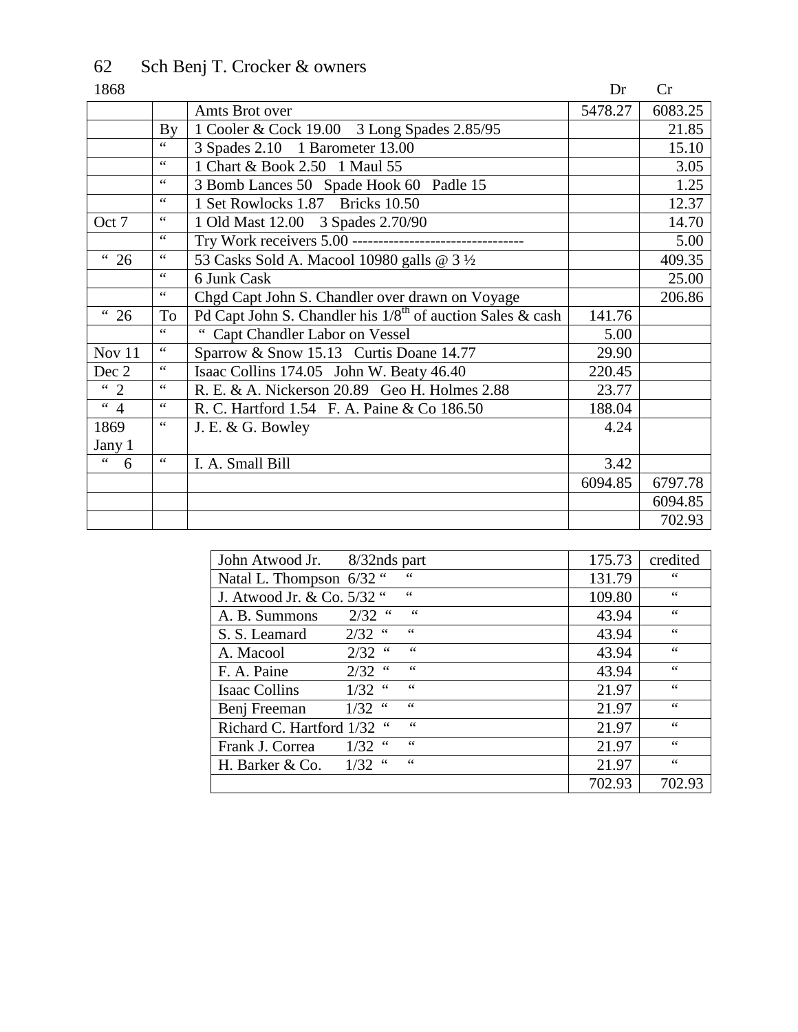62 Sch Benj T. Crocker & owners

| 1868 | | | Dr | Cr |
|---|---|---|---|---|
| | | Amts Brot over | 5478.27 | 6083.25 |
| | By | 1 Cooler & Cock 19.00 3 Long Spades 2.85/95 | | 21.85 |
| | " | 3 Spades 2.10 1 Barometer 13.00 | | 15.10 |
| | " | 1 Chart & Book 2.50 1 Maul 55 | | 3.05 |
| | " | 3 Bomb Lances 50 Spade Hook 60 Padle 15 | | 1.25 |
| | " | 1 Set Rowlocks 1.87 Bricks 10.50 | | 12.37 |
| Oct 7 | " | 1 Old Mast 12.00 3 Spades 2.70/90 | | 14.70 |
| | " | Try Work receivers 5.00 --------------------------------- | | 5.00 |
| " 26 | " | 53 Casks Sold A. Macool 10980 galls @ 3 ½ | | 409.35 |
| | " | 6 Junk Cask | | 25.00 |
| | " | Chgd Capt John S. Chandler over drawn on Voyage | | 206.86 |
| " 26 | To | Pd Capt John S. Chandler his 1/8th of auction Sales & cash | 141.76 | |
| | " | " Capt Chandler Labor on Vessel | 5.00 | |
| Nov 11 | " | Sparrow & Snow 15.13 Curtis Doane 14.77 | 29.90 | |
| Dec 2 | " | Isaac Collins 174.05 John W. Beaty 46.40 | 220.45 | |
| " 2 | " | R. E. & A. Nickerson 20.89 Geo H. Holmes 2.88 | 23.77 | |
| " 4 | " | R. C. Hartford 1.54 F. A. Paine & Co 186.50 | 188.04 | |
| 1869 Jany 1 | " | J. E. & G. Bowley | 4.24 | |
| " 6 | " | I. A. Small Bill | 3.42 | |
| | | | 6094.85 | 6797.78 |
| | | | | 6094.85 |
| | | | | 702.93 |

| | | |
|---|---|---|
| John Atwood Jr. 8/32nds part | 175.73 | credited |
| Natal L. Thompson 6/32 " " | 131.79 | " |
| J. Atwood Jr. & Co. 5/32 " " | 109.80 | " |
| A. B. Summons 2/32 " " | 43.94 | " |
| S. S. Leamard 2/32 " " | 43.94 | " |
| A. Macool 2/32 " " | 43.94 | " |
| F. A. Paine 2/32 " " | 43.94 | " |
| Isaac Collins 1/32 " " | 21.97 | " |
| Benj Freeman 1/32 " " | 21.97 | " |
| Richard C. Hartford 1/32 " " | 21.97 | " |
| Frank J. Correa 1/32 " " | 21.97 | " |
| H. Barker & Co. 1/32 " " | 21.97 | " |
| | 702.93 | 702.93 |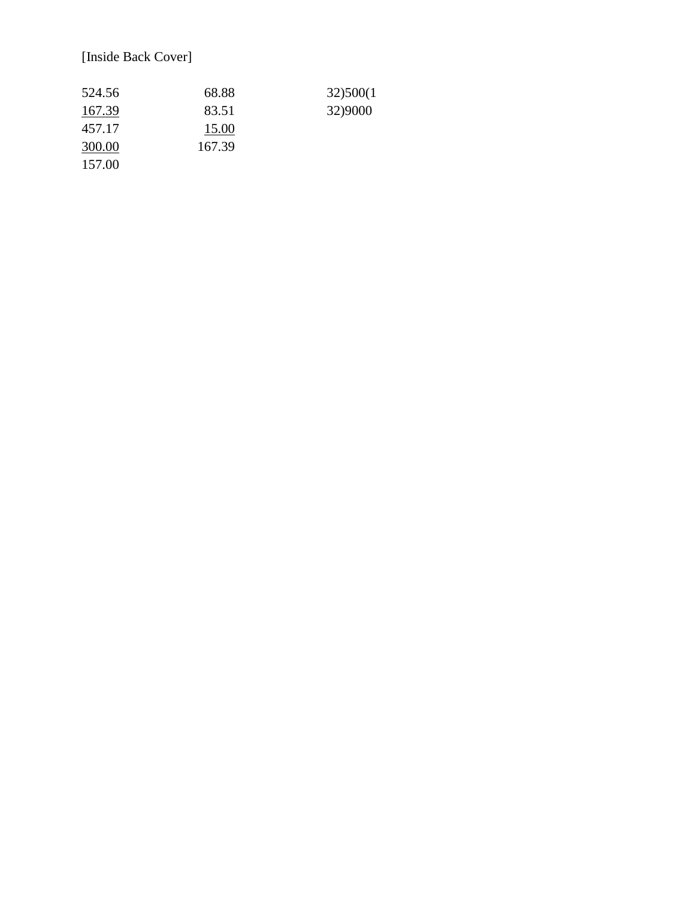[Inside Back Cover]

| | | |
|---|---|---|
| 524.56 | 68.88 | 32)500(1 |
| <u>167.39</u> | 83.51 | 32)9000 |
| 457.17 | <u>15.00</u> | |
| <u>300.00</u> | 167.39 | |
| 157.00 | | |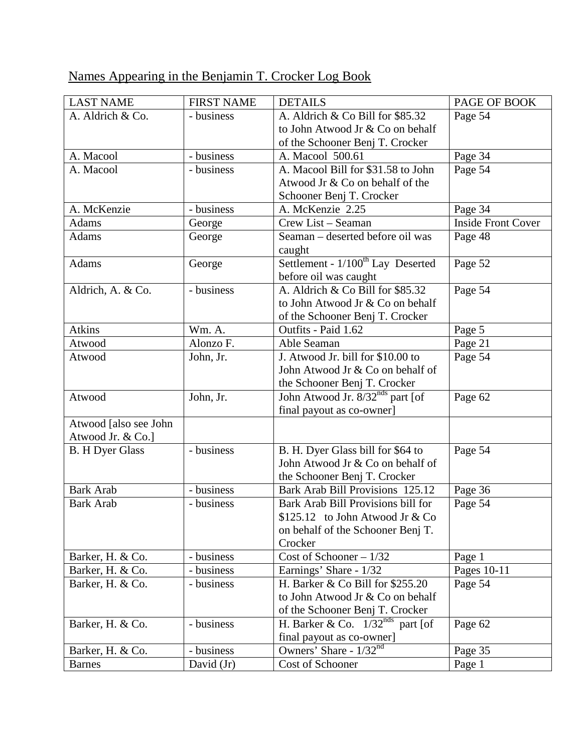Names Appearing in the Benjamin T. Crocker Log Book

| LAST NAME | FIRST NAME | DETAILS | PAGE OF BOOK |
|---|---|---|---|
| A. Aldrich & Co. | - business | A. Aldrich & Co Bill for $85.32 to John Atwood Jr & Co on behalf of the Schooner Benj T. Crocker | Page 54 |
| A. Macool | - business | A. Macool 500.61 | Page 34 |
| A. Macool | - business | A. Macool Bill for $31.58 to John Atwood Jr & Co on behalf of the Schooner Benj T. Crocker | Page 54 |
| A. McKenzie | - business | A. McKenzie 2.25 | Page 34 |
| Adams | George | Crew List – Seaman | Inside Front Cover |
| Adams | George | Seaman – deserted before oil was caught | Page 48 |
| Adams | George | Settlement - 1/100th Lay Deserted before oil was caught | Page 52 |
| Aldrich, A. & Co. | - business | A. Aldrich & Co Bill for $85.32 to John Atwood Jr & Co on behalf of the Schooner Benj T. Crocker | Page 54 |
| Atkins | Wm. A. | Outfits - Paid 1.62 | Page 5 |
| Atwood | Alonzo F. | Able Seaman | Page 21 |
| Atwood | John, Jr. | J. Atwood Jr. bill for $10.00 to John Atwood Jr & Co on behalf of the Schooner Benj T. Crocker | Page 54 |
| Atwood | John, Jr. | John Atwood Jr. 8/32nds part [of final payout as co-owner] | Page 62 |
| Atwood [also see John Atwood Jr. & Co.] | | | |
| B. H Dyer Glass | - business | B. H. Dyer Glass bill for $64 to John Atwood Jr & Co on behalf of the Schooner Benj T. Crocker | Page 54 |
| Bark Arab | - business | Bark Arab Bill Provisions 125.12 | Page 36 |
| Bark Arab | - business | Bark Arab Bill Provisions bill for $125.12 to John Atwood Jr & Co on behalf of the Schooner Benj T. Crocker | Page 54 |
| Barker, H. & Co. | - business | Cost of Schooner – 1/32 | Page 1 |
| Barker, H. & Co. | - business | Earnings' Share - 1/32 | Pages 10-11 |
| Barker, H. & Co. | - business | H. Barker & Co Bill for $255.20 to John Atwood Jr & Co on behalf of the Schooner Benj T. Crocker | Page 54 |
| Barker, H. & Co. | - business | H. Barker & Co. 1/32nds part [of final payout as co-owner] | Page 62 |
| Barker, H. & Co. | - business | Owners' Share - 1/32nd | Page 35 |
| Barnes | David (Jr) | Cost of Schooner | Page 1 |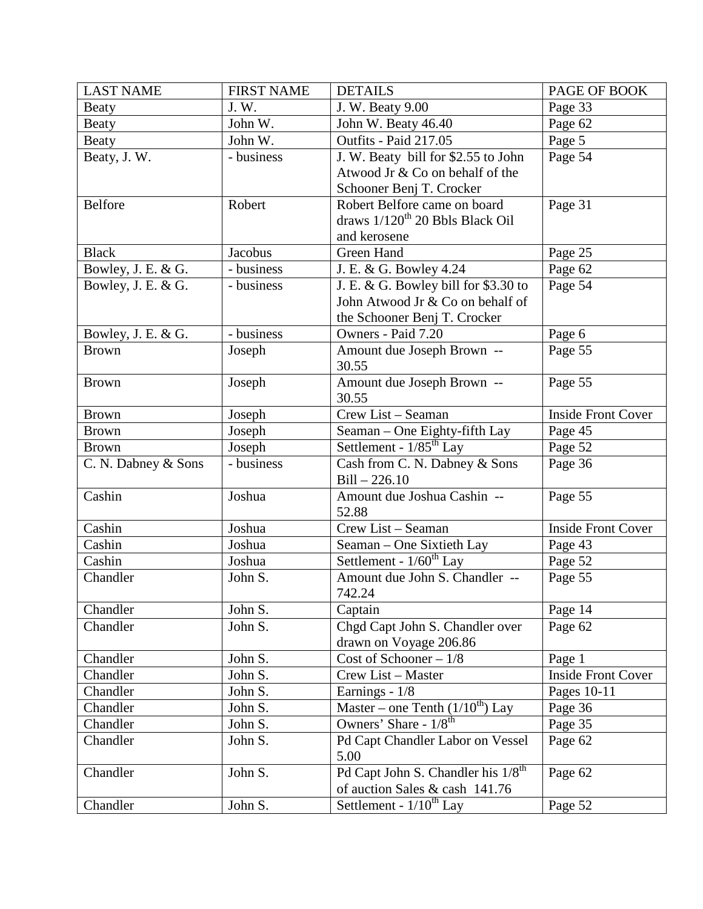| LAST NAME | FIRST NAME | DETAILS | PAGE OF BOOK |
|---|---|---|---|
| Beaty | J. W. | J. W. Beaty 9.00 | Page 33 |
| Beaty | John W. | John W. Beaty 46.40 | Page 62 |
| Beaty | John W. | Outfits - Paid 217.05 | Page 5 |
| Beaty, J. W. | - business | J. W. Beaty bill for $2.55 to John Atwood Jr & Co on behalf of the Schooner Benj T. Crocker | Page 54 |
| Belfore | Robert | Robert Belfore came on board draws 1/120$^{th}$ 20 Bbls Black Oil and kerosene | Page 31 |
| Black | Jacobus | Green Hand | Page 25 |
| Bowley, J. E. & G. | - business | J. E. & G. Bowley 4.24 | Page 62 |
| Bowley, J. E. & G. | - business | J. E. & G. Bowley bill for $3.30 to John Atwood Jr & Co on behalf of the Schooner Benj T. Crocker | Page 54 |
| Bowley, J. E. & G. | - business | Owners - Paid 7.20 | Page 6 |
| Brown | Joseph | Amount due Joseph Brown -- 30.55 | Page 55 |
| Brown | Joseph | Amount due Joseph Brown -- 30.55 | Page 55 |
| Brown | Joseph | Crew List – Seaman | Inside Front Cover |
| Brown | Joseph | Seaman – One Eighty-fifth Lay | Page 45 |
| Brown | Joseph | Settlement - 1/85$^{th}$ Lay | Page 52 |
| C. N. Dabney & Sons | - business | Cash from C. N. Dabney & Sons Bill – 226.10 | Page 36 |
| Cashin | Joshua | Amount due Joshua Cashin -- 52.88 | Page 55 |
| Cashin | Joshua | Crew List – Seaman | Inside Front Cover |
| Cashin | Joshua | Seaman – One Sixtieth Lay | Page 43 |
| Cashin | Joshua | Settlement - 1/60$^{th}$ Lay | Page 52 |
| Chandler | John S. | Amount due John S. Chandler -- 742.24 | Page 55 |
| Chandler | John S. | Captain | Page 14 |
| Chandler | John S. | Chgd Capt John S. Chandler over drawn on Voyage 206.86 | Page 62 |
| Chandler | John S. | Cost of Schooner – 1/8 | Page 1 |
| Chandler | John S. | Crew List – Master | Inside Front Cover |
| Chandler | John S. | Earnings - 1/8 | Pages 10-11 |
| Chandler | John S. | Master – one Tenth (1/10$^{th}$) Lay | Page 36 |
| Chandler | John S. | Owners' Share - 1/8$^{th}$ | Page 35 |
| Chandler | John S. | Pd Capt Chandler Labor on Vessel 5.00 | Page 62 |
| Chandler | John S. | Pd Capt John S. Chandler his 1/8$^{th}$ of auction Sales & cash 141.76 | Page 62 |
| Chandler | John S. | Settlement - 1/10$^{th}$ Lay | Page 52 |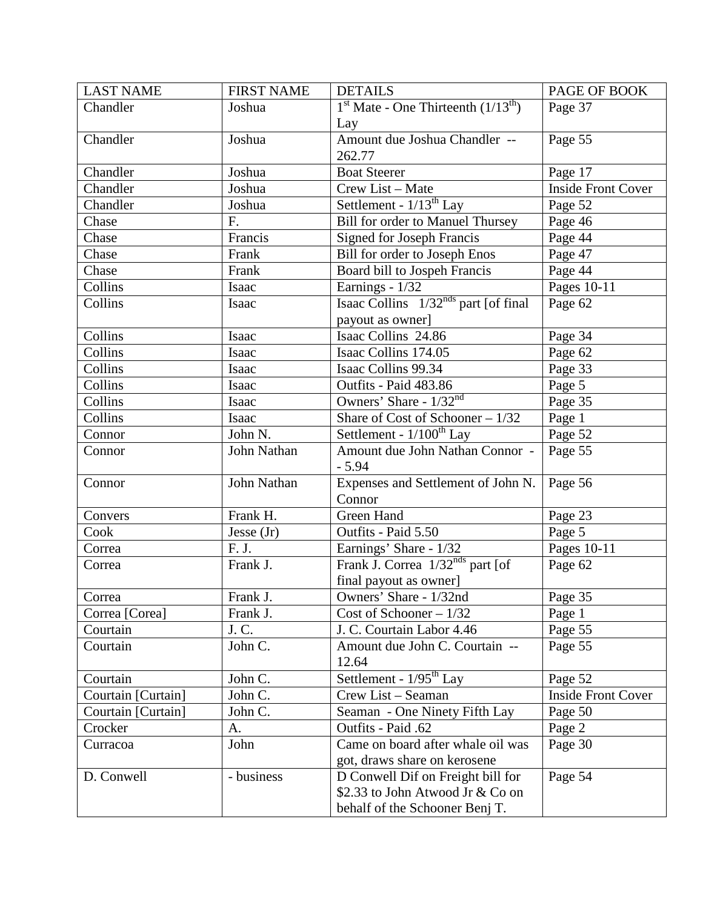| LAST NAME | FIRST NAME | DETAILS | PAGE OF BOOK |
|---|---|---|---|
| Chandler | Joshua | 1st Mate - One Thirteenth (1/13th) Lay | Page 37 |
| Chandler | Joshua | Amount due Joshua Chandler -- 262.77 | Page 55 |
| Chandler | Joshua | Boat Steerer | Page 17 |
| Chandler | Joshua | Crew List – Mate | Inside Front Cover |
| Chandler | Joshua | Settlement - 1/13th Lay | Page 52 |
| Chase | F. | Bill for order to Manuel Thursey | Page 46 |
| Chase | Francis | Signed for Joseph Francis | Page 44 |
| Chase | Frank | Bill for order to Joseph Enos | Page 47 |
| Chase | Frank | Board bill to Jospeh Francis | Page 44 |
| Collins | Isaac | Earnings - 1/32 | Pages 10-11 |
| Collins | Isaac | Isaac Collins 1/32nds part [of final payout as owner] | Page 62 |
| Collins | Isaac | Isaac Collins 24.86 | Page 34 |
| Collins | Isaac | Isaac Collins 174.05 | Page 62 |
| Collins | Isaac | Isaac Collins 99.34 | Page 33 |
| Collins | Isaac | Outfits - Paid 483.86 | Page 5 |
| Collins | Isaac | Owners' Share - 1/32nd | Page 35 |
| Collins | Isaac | Share of Cost of Schooner – 1/32 | Page 1 |
| Connor | John N. | Settlement - 1/100th Lay | Page 52 |
| Connor | John Nathan | Amount due John Nathan Connor -- 5.94 | Page 55 |
| Connor | John Nathan | Expenses and Settlement of John N. Connor | Page 56 |
| Convers | Frank H. | Green Hand | Page 23 |
| Cook | Jesse (Jr) | Outfits - Paid 5.50 | Page 5 |
| Correa | F. J. | Earnings' Share - 1/32 | Pages 10-11 |
| Correa | Frank J. | Frank J. Correa 1/32nds part [of final payout as owner] | Page 62 |
| Correa | Frank J. | Owners' Share - 1/32nd | Page 35 |
| Correa [Corea] | Frank J. | Cost of Schooner – 1/32 | Page 1 |
| Courtain | J. C. | J. C. Courtain Labor 4.46 | Page 55 |
| Courtain | John C. | Amount due John C. Courtain -- 12.64 | Page 55 |
| Courtain | John C. | Settlement - 1/95th Lay | Page 52 |
| Courtain [Curtain] | John C. | Crew List – Seaman | Inside Front Cover |
| Courtain [Curtain] | John C. | Seaman - One Ninety Fifth Lay | Page 50 |
| Crocker | A. | Outfits - Paid .62 | Page 2 |
| Curracoa | John | Came on board after whale oil was got, draws share on kerosene | Page 30 |
| D. Conwell | - business | D Conwell Dif on Freight bill for $2.33 to John Atwood Jr & Co on behalf of the Schooner Benj T. | Page 54 |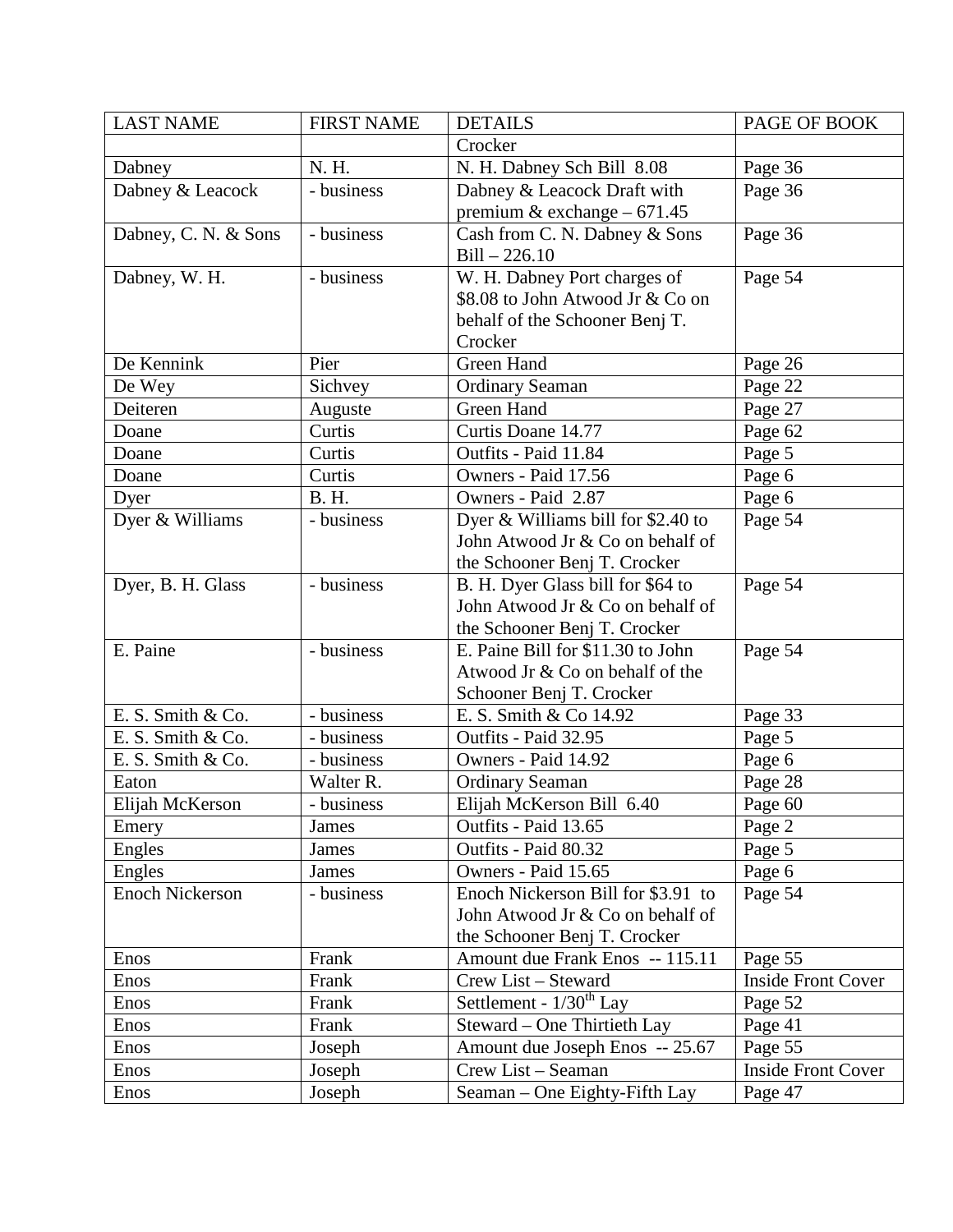| LAST NAME | FIRST NAME | DETAILS | PAGE OF BOOK |
|---|---|---|---|
| | | Crocker | |
| Dabney | N. H. | N. H. Dabney Sch Bill 8.08 | Page 36 |
| Dabney & Leacock | - business | Dabney & Leacock Draft with premium & exchange – 671.45 | Page 36 |
| Dabney, C. N. & Sons | - business | Cash from C. N. Dabney & Sons Bill – 226.10 | Page 36 |
| Dabney, W. H. | - business | W. H. Dabney Port charges of \$8.08 to John Atwood Jr & Co on behalf of the Schooner Benj T. Crocker | Page 54 |
| De Kennink | Pier | Green Hand | Page 26 |
| De Wey | Sichvey | Ordinary Seaman | Page 22 |
| Deiteren | Auguste | Green Hand | Page 27 |
| Doane | Curtis | Curtis Doane 14.77 | Page 62 |
| Doane | Curtis | Outfits - Paid 11.84 | Page 5 |
| Doane | Curtis | Owners - Paid 17.56 | Page 6 |
| Dyer | B. H. | Owners - Paid 2.87 | Page 6 |
| Dyer & Williams | - business | Dyer & Williams bill for \$2.40 to John Atwood Jr & Co on behalf of the Schooner Benj T. Crocker | Page 54 |
| Dyer, B. H. Glass | - business | B. H. Dyer Glass bill for \$64 to John Atwood Jr & Co on behalf of the Schooner Benj T. Crocker | Page 54 |
| E. Paine | - business | E. Paine Bill for \$11.30 to John Atwood Jr & Co on behalf of the Schooner Benj T. Crocker | Page 54 |
| E. S. Smith & Co. | - business | E. S. Smith & Co 14.92 | Page 33 |
| E. S. Smith & Co. | - business | Outfits - Paid 32.95 | Page 5 |
| E. S. Smith & Co. | - business | Owners - Paid 14.92 | Page 6 |
| Eaton | Walter R. | Ordinary Seaman | Page 28 |
| Elijah McKerson | - business | Elijah McKerson Bill 6.40 | Page 60 |
| Emery | James | Outfits - Paid 13.65 | Page 2 |
| Engles | James | Outfits - Paid 80.32 | Page 5 |
| Engles | James | Owners - Paid 15.65 | Page 6 |
| Enoch Nickerson | - business | Enoch Nickerson Bill for \$3.91 to John Atwood Jr & Co on behalf of the Schooner Benj T. Crocker | Page 54 |
| Enos | Frank | Amount due Frank Enos -- 115.11 | Page 55 |
| Enos | Frank | Crew List – Steward | Inside Front Cover |
| Enos | Frank | Settlement - 1/30th Lay | Page 52 |
| Enos | Frank | Steward – One Thirtieth Lay | Page 41 |
| Enos | Joseph | Amount due Joseph Enos -- 25.67 | Page 55 |
| Enos | Joseph | Crew List – Seaman | Inside Front Cover |
| Enos | Joseph | Seaman – One Eighty-Fifth Lay | Page 47 |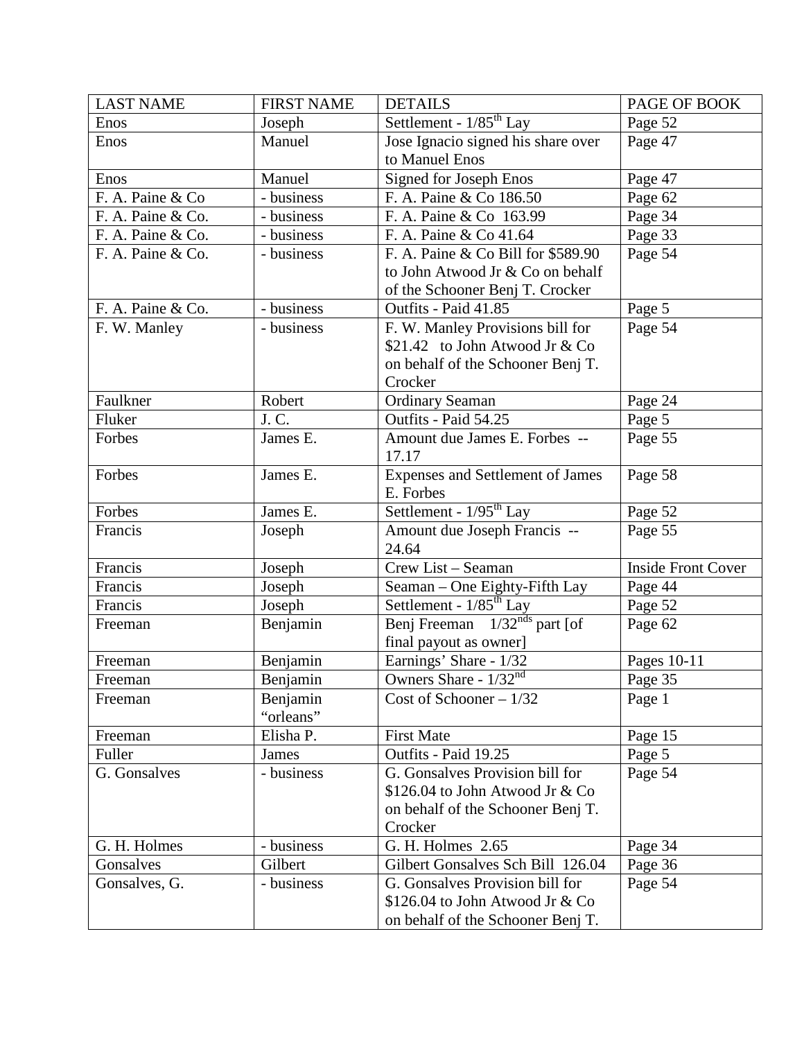| LAST NAME | FIRST NAME | DETAILS | PAGE OF BOOK |
|---|---|---|---|
| Enos | Joseph | Settlement - 1/85$^{th}$ Lay | Page 52 |
| Enos | Manuel | Jose Ignacio signed his share over to Manuel Enos | Page 47 |
| Enos | Manuel | Signed for Joseph Enos | Page 47 |
| F. A. Paine & Co | - business | F. A. Paine & Co 186.50 | Page 62 |
| F. A. Paine & Co. | - business | F. A. Paine & Co 163.99 | Page 34 |
| F. A. Paine & Co. | - business | F. A. Paine & Co 41.64 | Page 33 |
| F. A. Paine & Co. | - business | F. A. Paine & Co Bill for $589.90 to John Atwood Jr & Co on behalf of the Schooner Benj T. Crocker | Page 54 |
| F. A. Paine & Co. | - business | Outfits - Paid 41.85 | Page 5 |
| F. W. Manley | - business | F. W. Manley Provisions bill for $21.42 to John Atwood Jr & Co on behalf of the Schooner Benj T. Crocker | Page 54 |
| Faulkner | Robert | Ordinary Seaman | Page 24 |
| Fluker | J. C. | Outfits - Paid 54.25 | Page 5 |
| Forbes | James E. | Amount due James E. Forbes -- 17.17 | Page 55 |
| Forbes | James E. | Expenses and Settlement of James E. Forbes | Page 58 |
| Forbes | James E. | Settlement - 1/95$^{th}$ Lay | Page 52 |
| Francis | Joseph | Amount due Joseph Francis -- 24.64 | Page 55 |
| Francis | Joseph | Crew List – Seaman | Inside Front Cover |
| Francis | Joseph | Seaman – One Eighty-Fifth Lay | Page 44 |
| Francis | Joseph | Settlement - 1/85$^{th}$ Lay | Page 52 |
| Freeman | Benjamin | Benj Freeman 1/32$^{nds}$ part [of final payout as owner] | Page 62 |
| Freeman | Benjamin | Earnings' Share - 1/32 | Pages 10-11 |
| Freeman | Benjamin | Owners Share - 1/32$^{nd}$ | Page 35 |
| Freeman | Benjamin "orleans" | Cost of Schooner – 1/32 | Page 1 |
| Freeman | Elisha P. | First Mate | Page 15 |
| Fuller | James | Outfits - Paid 19.25 | Page 5 |
| G. Gonsalves | - business | G. Gonsalves Provision bill for $126.04 to John Atwood Jr & Co on behalf of the Schooner Benj T. Crocker | Page 54 |
| G. H. Holmes | - business | G. H. Holmes 2.65 | Page 34 |
| Gonsalves | Gilbert | Gilbert Gonsalves Sch Bill 126.04 | Page 36 |
| Gonsalves, G. | - business | G. Gonsalves Provision bill for $126.04 to John Atwood Jr & Co on behalf of the Schooner Benj T. | Page 54 |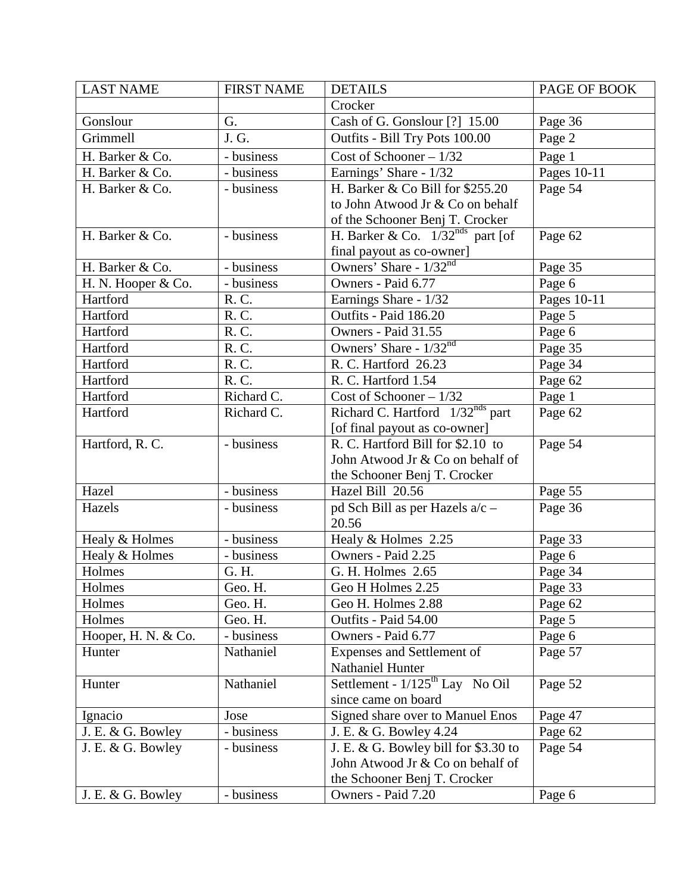| LAST NAME | FIRST NAME | DETAILS | PAGE OF BOOK |
| --- | --- | --- | --- |
| | | Crocker | |
| Gonslour | G. | Cash of G. Gonslour [?] 15.00 | Page 36 |
| Grimmell | J. G. | Outfits - Bill Try Pots 100.00 | Page 2 |
| H. Barker & Co. | - business | Cost of Schooner – 1/32 | Page 1 |
| H. Barker & Co. | - business | Earnings' Share - 1/32 | Pages 10-11 |
| H. Barker & Co. | - business | H. Barker & Co Bill for $255.20 to John Atwood Jr & Co on behalf of the Schooner Benj T. Crocker | Page 54 |
| H. Barker & Co. | - business | H. Barker & Co. 1/32nds part [of final payout as co-owner] | Page 62 |
| H. Barker & Co. | - business | Owners' Share - 1/32nd | Page 35 |
| H. N. Hooper & Co. | - business | Owners - Paid 6.77 | Page 6 |
| Hartford | R. C. | Earnings Share - 1/32 | Pages 10-11 |
| Hartford | R. C. | Outfits - Paid 186.20 | Page 5 |
| Hartford | R. C. | Owners - Paid 31.55 | Page 6 |
| Hartford | R. C. | Owners' Share - 1/32nd | Page 35 |
| Hartford | R. C. | R. C. Hartford 26.23 | Page 34 |
| Hartford | R. C. | R. C. Hartford 1.54 | Page 62 |
| Hartford | Richard C. | Cost of Schooner – 1/32 | Page 1 |
| Hartford | Richard C. | Richard C. Hartford 1/32nds part [of final payout as co-owner] | Page 62 |
| Hartford, R. C. | - business | R. C. Hartford Bill for $2.10 to John Atwood Jr & Co on behalf of the Schooner Benj T. Crocker | Page 54 |
| Hazel | - business | Hazel Bill 20.56 | Page 55 |
| Hazels | - business | pd Sch Bill as per Hazels a/c – 20.56 | Page 36 |
| Healy & Holmes | - business | Healy & Holmes 2.25 | Page 33 |
| Healy & Holmes | - business | Owners - Paid 2.25 | Page 6 |
| Holmes | G. H. | G. H. Holmes 2.65 | Page 34 |
| Holmes | Geo. H. | Geo H Holmes 2.25 | Page 33 |
| Holmes | Geo. H. | Geo H. Holmes 2.88 | Page 62 |
| Holmes | Geo. H. | Outfits - Paid 54.00 | Page 5 |
| Hooper, H. N. & Co. | - business | Owners - Paid 6.77 | Page 6 |
| Hunter | Nathaniel | Expenses and Settlement of Nathaniel Hunter | Page 57 |
| Hunter | Nathaniel | Settlement - 1/125th Lay No Oil since came on board | Page 52 |
| Ignacio | Jose | Signed share over to Manuel Enos | Page 47 |
| J. E. & G. Bowley | - business | J. E. & G. Bowley 4.24 | Page 62 |
| J. E. & G. Bowley | - business | J. E. & G. Bowley bill for $3.30 to John Atwood Jr & Co on behalf of the Schooner Benj T. Crocker | Page 54 |
| J. E. & G. Bowley | - business | Owners - Paid 7.20 | Page 6 |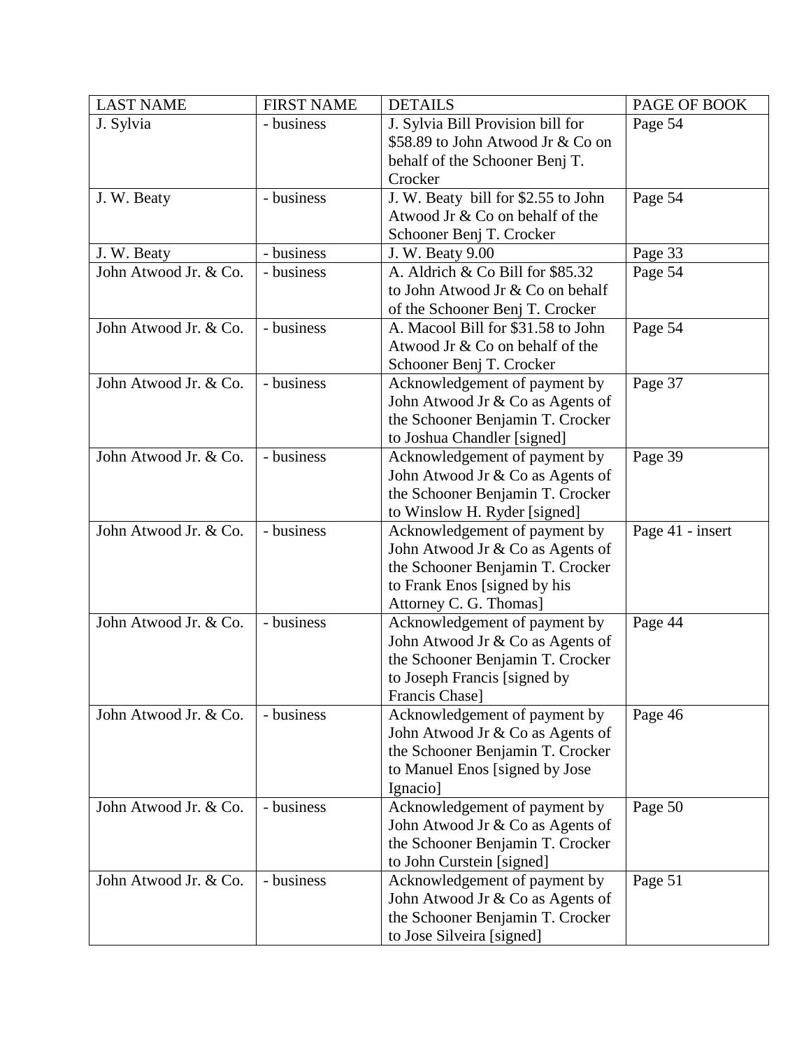| LAST NAME | FIRST NAME | DETAILS | PAGE OF BOOK |
| --- | --- | --- | --- |
| J. Sylvia | - business | J. Sylvia Bill Provision bill for $58.89 to John Atwood Jr & Co on behalf of the Schooner Benj T. Crocker | Page 54 |
| J. W. Beaty | - business | J. W. Beaty bill for $2.55 to John Atwood Jr & Co on behalf of the Schooner Benj T. Crocker | Page 54 |
| J. W. Beaty | - business | J. W. Beaty 9.00 | Page 33 |
| John Atwood Jr. & Co. | - business | A. Aldrich & Co Bill for $85.32 to John Atwood Jr & Co on behalf of the Schooner Benj T. Crocker | Page 54 |
| John Atwood Jr. & Co. | - business | A. Macool Bill for $31.58 to John Atwood Jr & Co on behalf of the Schooner Benj T. Crocker | Page 54 |
| John Atwood Jr. & Co. | - business | Acknowledgement of payment by John Atwood Jr & Co as Agents of the Schooner Benjamin T. Crocker to Joshua Chandler [signed] | Page 37 |
| John Atwood Jr. & Co. | - business | Acknowledgement of payment by John Atwood Jr & Co as Agents of the Schooner Benjamin T. Crocker to Winslow H. Ryder [signed] | Page 39 |
| John Atwood Jr. & Co. | - business | Acknowledgement of payment by John Atwood Jr & Co as Agents of the Schooner Benjamin T. Crocker to Frank Enos [signed by his Attorney C. G. Thomas] | Page 41 - insert |
| John Atwood Jr. & Co. | - business | Acknowledgement of payment by John Atwood Jr & Co as Agents of the Schooner Benjamin T. Crocker to Joseph Francis [signed by Francis Chase] | Page 44 |
| John Atwood Jr. & Co. | - business | Acknowledgement of payment by John Atwood Jr & Co as Agents of the Schooner Benjamin T. Crocker to Manuel Enos [signed by Jose Ignacio] | Page 46 |
| John Atwood Jr. & Co. | - business | Acknowledgement of payment by John Atwood Jr & Co as Agents of the Schooner Benjamin T. Crocker to John Curstein [signed] | Page 50 |
| John Atwood Jr. & Co. | - business | Acknowledgement of payment by John Atwood Jr & Co as Agents of the Schooner Benjamin T. Crocker to Jose Silveira [signed] | Page 51 |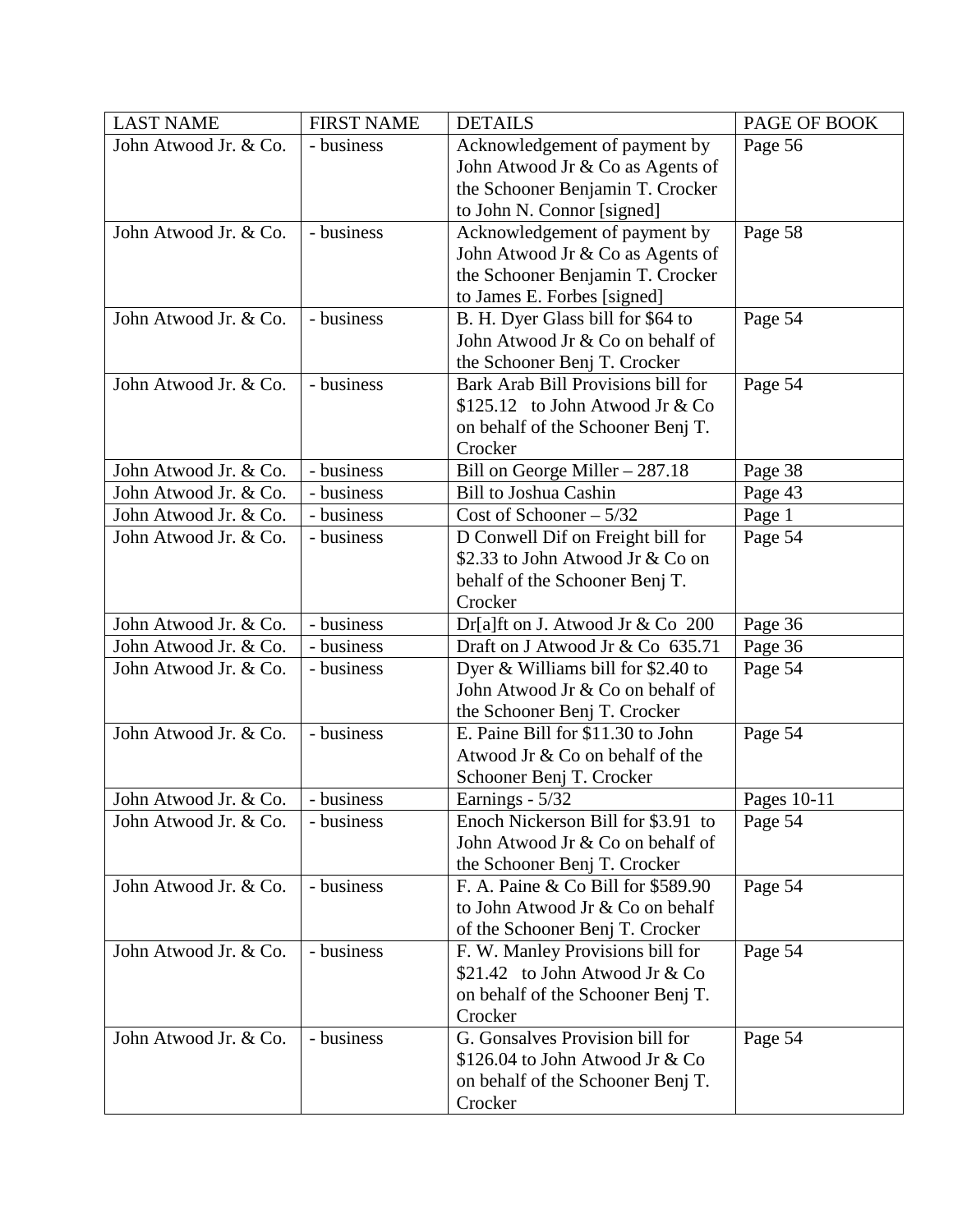| LAST NAME | FIRST NAME | DETAILS | PAGE OF BOOK |
| --- | --- | --- | --- |
| John Atwood Jr. & Co. | - business | Acknowledgement of payment by John Atwood Jr & Co as Agents of the Schooner Benjamin T. Crocker to John N. Connor [signed] | Page 56 |
| John Atwood Jr. & Co. | - business | Acknowledgement of payment by John Atwood Jr & Co as Agents of the Schooner Benjamin T. Crocker to James E. Forbes [signed] | Page 58 |
| John Atwood Jr. & Co. | - business | B. H. Dyer Glass bill for $64 to John Atwood Jr & Co on behalf of the Schooner Benj T. Crocker | Page 54 |
| John Atwood Jr. & Co. | - business | Bark Arab Bill Provisions bill for $125.12 to John Atwood Jr & Co on behalf of the Schooner Benj T. Crocker | Page 54 |
| John Atwood Jr. & Co. | - business | Bill on George Miller – 287.18 | Page 38 |
| John Atwood Jr. & Co. | - business | Bill to Joshua Cashin | Page 43 |
| John Atwood Jr. & Co. | - business | Cost of Schooner – 5/32 | Page 1 |
| John Atwood Jr. & Co. | - business | D Conwell Dif on Freight bill for $2.33 to John Atwood Jr & Co on behalf of the Schooner Benj T. Crocker | Page 54 |
| John Atwood Jr. & Co. | - business | Dr[a]ft on J. Atwood Jr & Co 200 | Page 36 |
| John Atwood Jr. & Co. | - business | Draft on J Atwood Jr & Co 635.71 | Page 36 |
| John Atwood Jr. & Co. | - business | Dyer & Williams bill for $2.40 to John Atwood Jr & Co on behalf of the Schooner Benj T. Crocker | Page 54 |
| John Atwood Jr. & Co. | - business | E. Paine Bill for $11.30 to John Atwood Jr & Co on behalf of the Schooner Benj T. Crocker | Page 54 |
| John Atwood Jr. & Co. | - business | Earnings - 5/32 | Pages 10-11 |
| John Atwood Jr. & Co. | - business | Enoch Nickerson Bill for $3.91 to John Atwood Jr & Co on behalf of the Schooner Benj T. Crocker | Page 54 |
| John Atwood Jr. & Co. | - business | F. A. Paine & Co Bill for $589.90 to John Atwood Jr & Co on behalf of the Schooner Benj T. Crocker | Page 54 |
| John Atwood Jr. & Co. | - business | F. W. Manley Provisions bill for $21.42 to John Atwood Jr & Co on behalf of the Schooner Benj T. Crocker | Page 54 |
| John Atwood Jr. & Co. | - business | G. Gonsalves Provision bill for $126.04 to John Atwood Jr & Co on behalf of the Schooner Benj T. Crocker | Page 54 |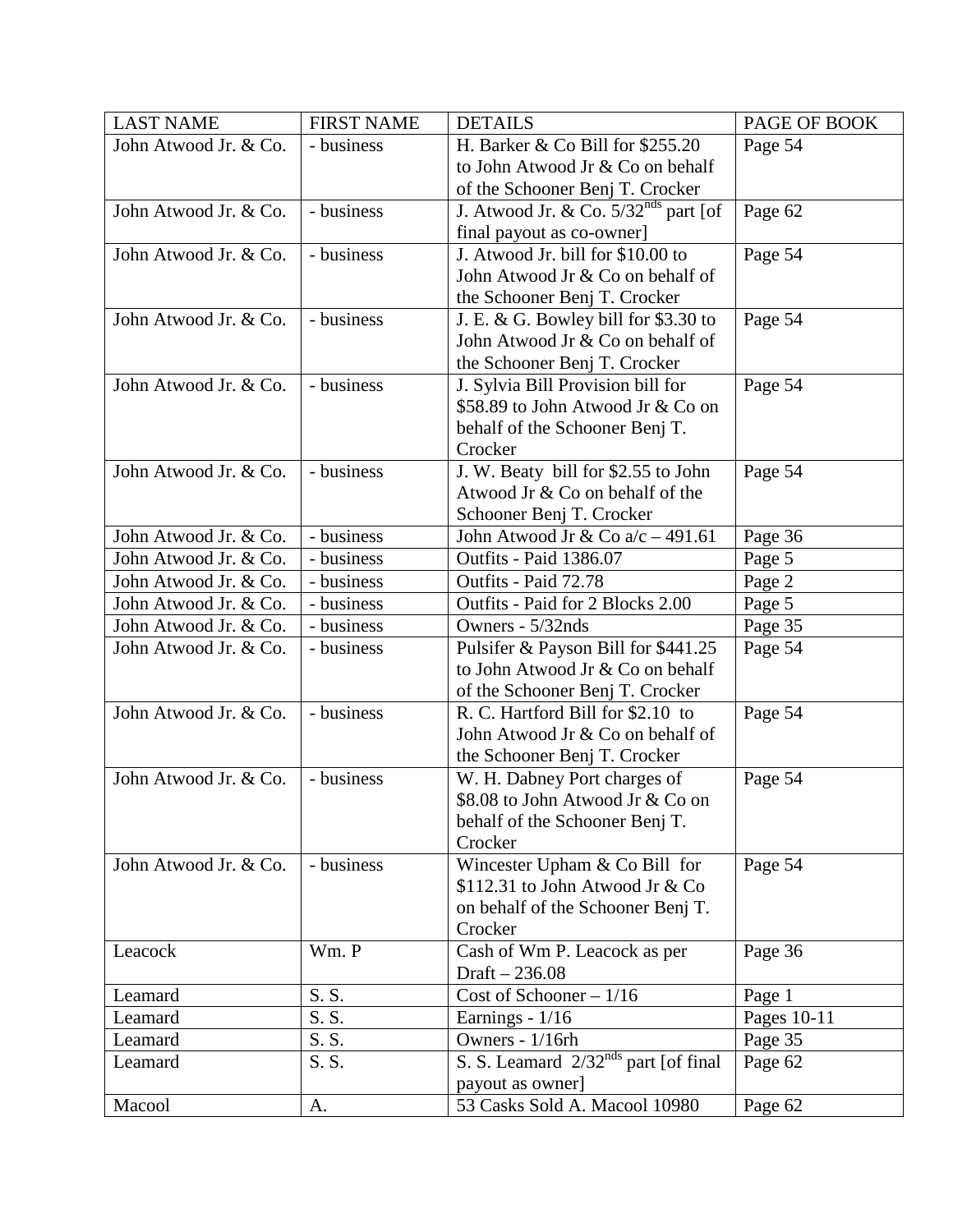| LAST NAME | FIRST NAME | DETAILS | PAGE OF BOOK |
|---|---|---|---|
| John Atwood Jr. & Co. | - business | H. Barker & Co Bill for $255.20 to John Atwood Jr & Co on behalf of the Schooner Benj T. Crocker | Page 54 |
| John Atwood Jr. & Co. | - business | J. Atwood Jr. & Co. 5/32nds part [of final payout as co-owner] | Page 62 |
| John Atwood Jr. & Co. | - business | J. Atwood Jr. bill for $10.00 to John Atwood Jr & Co on behalf of the Schooner Benj T. Crocker | Page 54 |
| John Atwood Jr. & Co. | - business | J. E. & G. Bowley bill for $3.30 to John Atwood Jr & Co on behalf of the Schooner Benj T. Crocker | Page 54 |
| John Atwood Jr. & Co. | - business | J. Sylvia Bill Provision bill for $58.89 to John Atwood Jr & Co on behalf of the Schooner Benj T. Crocker | Page 54 |
| John Atwood Jr. & Co. | - business | J. W. Beaty bill for $2.55 to John Atwood Jr & Co on behalf of the Schooner Benj T. Crocker | Page 54 |
| John Atwood Jr. & Co. | - business | John Atwood Jr & Co a/c – 491.61 | Page 36 |
| John Atwood Jr. & Co. | - business | Outfits - Paid 1386.07 | Page 5 |
| John Atwood Jr. & Co. | - business | Outfits - Paid 72.78 | Page 2 |
| John Atwood Jr. & Co. | - business | Outfits - Paid for 2 Blocks 2.00 | Page 5 |
| John Atwood Jr. & Co. | - business | Owners - 5/32nds | Page 35 |
| John Atwood Jr. & Co. | - business | Pulsifer & Payson Bill for $441.25 to John Atwood Jr & Co on behalf of the Schooner Benj T. Crocker | Page 54 |
| John Atwood Jr. & Co. | - business | R. C. Hartford Bill for $2.10 to John Atwood Jr & Co on behalf of the Schooner Benj T. Crocker | Page 54 |
| John Atwood Jr. & Co. | - business | W. H. Dabney Port charges of $8.08 to John Atwood Jr & Co on behalf of the Schooner Benj T. Crocker | Page 54 |
| John Atwood Jr. & Co. | - business | Wincester Upham & Co Bill for $112.31 to John Atwood Jr & Co on behalf of the Schooner Benj T. Crocker | Page 54 |
| Leacock | Wm. P | Cash of Wm P. Leacock as per Draft – 236.08 | Page 36 |
| Leamard | S. S. | Cost of Schooner – 1/16 | Page 1 |
| Leamard | S. S. | Earnings - 1/16 | Pages 10-11 |
| Leamard | S. S. | Owners - 1/16rh | Page 35 |
| Leamard | S. S. | S. S. Leamard 2/32nds part [of final payout as owner] | Page 62 |
| Macool | A. | 53 Casks Sold A. Macool 10980 | Page 62 |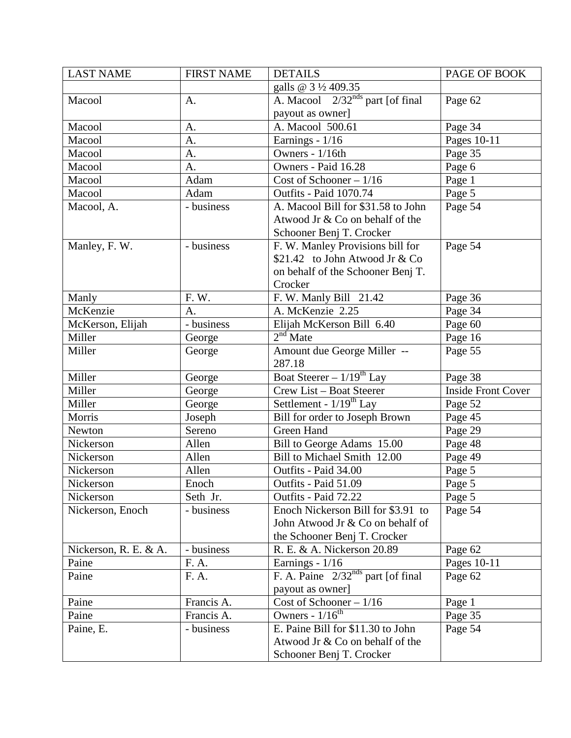| LAST NAME | FIRST NAME | DETAILS | PAGE OF BOOK |
|---|---|---|---|
| | | galls @ 3 ½ 409.35 | |
| Macool | A. | A. Macool 2/32nds part [of final payout as owner] | Page 62 |
| Macool | A. | A. Macool 500.61 | Page 34 |
| Macool | A. | Earnings - 1/16 | Pages 10-11 |
| Macool | A. | Owners - 1/16th | Page 35 |
| Macool | A. | Owners - Paid 16.28 | Page 6 |
| Macool | Adam | Cost of Schooner – 1/16 | Page 1 |
| Macool | Adam | Outfits - Paid 1070.74 | Page 5 |
| Macool, A. | - business | A. Macool Bill for $31.58 to John Atwood Jr & Co on behalf of the Schooner Benj T. Crocker | Page 54 |
| Manley, F. W. | - business | F. W. Manley Provisions bill for $21.42 to John Atwood Jr & Co on behalf of the Schooner Benj T. Crocker | Page 54 |
| Manly | F. W. | F. W. Manly Bill 21.42 | Page 36 |
| McKenzie | A. | A. McKenzie 2.25 | Page 34 |
| McKerson, Elijah | - business | Elijah McKerson Bill 6.40 | Page 60 |
| Miller | George | 2nd Mate | Page 16 |
| Miller | George | Amount due George Miller -- 287.18 | Page 55 |
| Miller | George | Boat Steerer – 1/19th Lay | Page 38 |
| Miller | George | Crew List – Boat Steerer | Inside Front Cover |
| Miller | George | Settlement - 1/19th Lay | Page 52 |
| Morris | Joseph | Bill for order to Joseph Brown | Page 45 |
| Newton | Sereno | Green Hand | Page 29 |
| Nickerson | Allen | Bill to George Adams 15.00 | Page 48 |
| Nickerson | Allen | Bill to Michael Smith 12.00 | Page 49 |
| Nickerson | Allen | Outfits - Paid 34.00 | Page 5 |
| Nickerson | Enoch | Outfits - Paid 51.09 | Page 5 |
| Nickerson | Seth Jr. | Outfits - Paid 72.22 | Page 5 |
| Nickerson, Enoch | - business | Enoch Nickerson Bill for $3.91 to John Atwood Jr & Co on behalf of the Schooner Benj T. Crocker | Page 54 |
| Nickerson, R. E. & A. | - business | R. E. & A. Nickerson 20.89 | Page 62 |
| Paine | F. A. | Earnings - 1/16 | Pages 10-11 |
| Paine | F. A. | F. A. Paine 2/32nds part [of final payout as owner] | Page 62 |
| Paine | Francis A. | Cost of Schooner – 1/16 | Page 1 |
| Paine | Francis A. | Owners - 1/16th | Page 35 |
| Paine, E. | - business | E. Paine Bill for $11.30 to John Atwood Jr & Co on behalf of the Schooner Benj T. Crocker | Page 54 |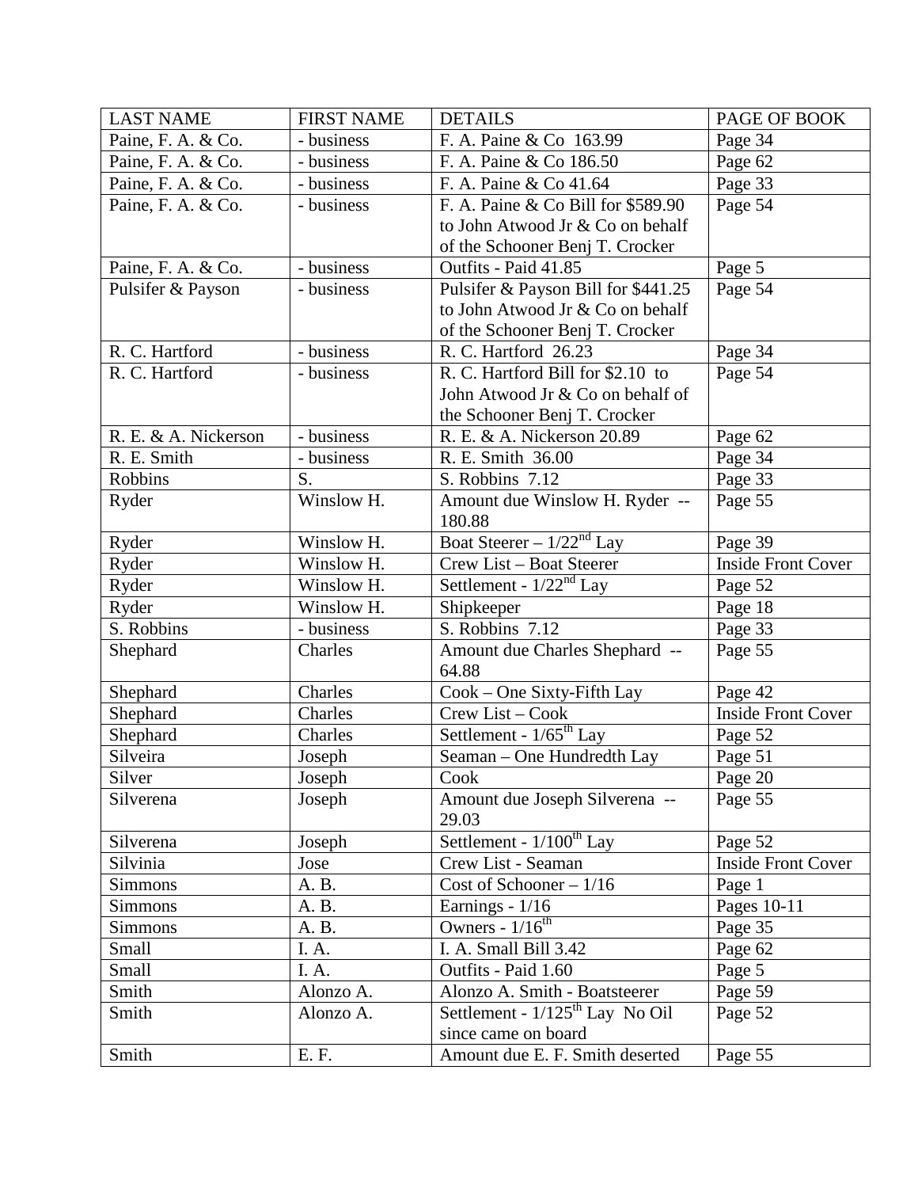| LAST NAME | FIRST NAME | DETAILS | PAGE OF BOOK |
|---|---|---|---|
| Paine, F. A. & Co. | - business | F. A. Paine & Co 163.99 | Page 34 |
| Paine, F. A. & Co. | - business | F. A. Paine & Co 186.50 | Page 62 |
| Paine, F. A. & Co. | - business | F. A. Paine & Co 41.64 | Page 33 |
| Paine, F. A. & Co. | - business | F. A. Paine & Co Bill for $589.90 to John Atwood Jr & Co on behalf of the Schooner Benj T. Crocker | Page 54 |
| Paine, F. A. & Co. | - business | Outfits - Paid 41.85 | Page 5 |
| Pulsifer & Payson | - business | Pulsifer & Payson Bill for $441.25 to John Atwood Jr & Co on behalf of the Schooner Benj T. Crocker | Page 54 |
| R. C. Hartford | - business | R. C. Hartford 26.23 | Page 34 |
| R. C. Hartford | - business | R. C. Hartford Bill for $2.10 to John Atwood Jr & Co on behalf of the Schooner Benj T. Crocker | Page 54 |
| R. E. & A. Nickerson | - business | R. E. & A. Nickerson 20.89 | Page 62 |
| R. E. Smith | - business | R. E. Smith 36.00 | Page 34 |
| Robbins | S. | S. Robbins 7.12 | Page 33 |
| Ryder | Winslow H. | Amount due Winslow H. Ryder -- 180.88 | Page 55 |
| Ryder | Winslow H. | Boat Steerer – 1/22nd Lay | Page 39 |
| Ryder | Winslow H. | Crew List – Boat Steerer | Inside Front Cover |
| Ryder | Winslow H. | Settlement - 1/22nd Lay | Page 52 |
| Ryder | Winslow H. | Shipkeeper | Page 18 |
| S. Robbins | - business | S. Robbins 7.12 | Page 33 |
| Shephard | Charles | Amount due Charles Shephard -- 64.88 | Page 55 |
| Shephard | Charles | Cook – One Sixty-Fifth Lay | Page 42 |
| Shephard | Charles | Crew List – Cook | Inside Front Cover |
| Shephard | Charles | Settlement - 1/65th Lay | Page 52 |
| Silveira | Joseph | Seaman – One Hundredth Lay | Page 51 |
| Silver | Joseph | Cook | Page 20 |
| Silverena | Joseph | Amount due Joseph Silverena -- 29.03 | Page 55 |
| Silverena | Joseph | Settlement - 1/100th Lay | Page 52 |
| Silvinia | Jose | Crew List - Seaman | Inside Front Cover |
| Simmons | A. B. | Cost of Schooner – 1/16 | Page 1 |
| Simmons | A. B. | Earnings - 1/16 | Pages 10-11 |
| Simmons | A. B. | Owners - 1/16th | Page 35 |
| Small | I. A. | I. A. Small Bill 3.42 | Page 62 |
| Small | I. A. | Outfits - Paid 1.60 | Page 5 |
| Smith | Alonzo A. | Alonzo A. Smith - Boatsteerer | Page 59 |
| Smith | Alonzo A. | Settlement - 1/125th Lay No Oil since came on board | Page 52 |
| Smith | E. F. | Amount due E. F. Smith deserted | Page 55 |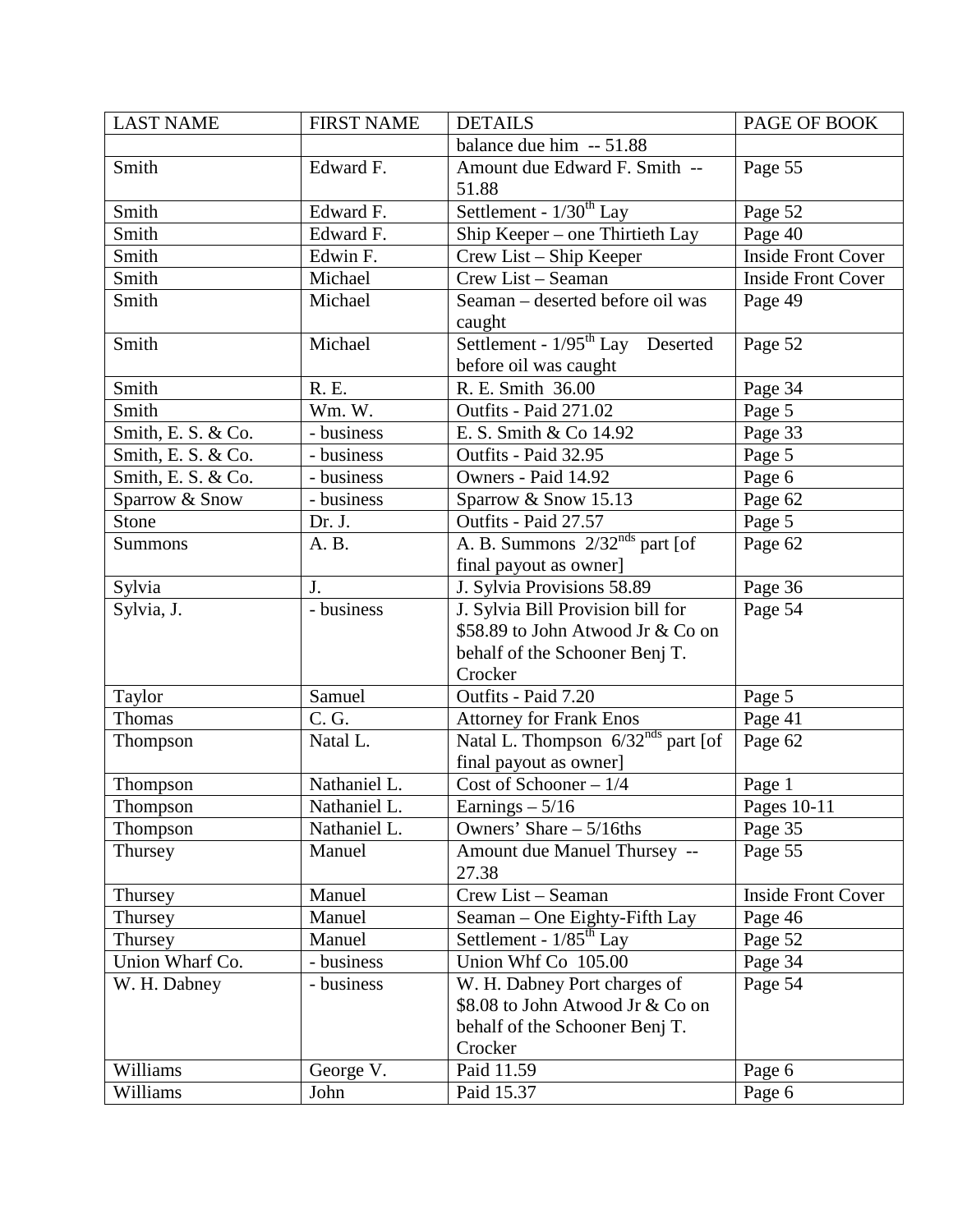| LAST NAME | FIRST NAME | DETAILS | PAGE OF BOOK |
|---|---|---|---|
| | | balance due him -- 51.88 | |
| Smith | Edward F. | Amount due Edward F. Smith -- 51.88 | Page 55 |
| Smith | Edward F. | Settlement - 1/30$^{th}$ Lay | Page 52 |
| Smith | Edward F. | Ship Keeper – one Thirtieth Lay | Page 40 |
| Smith | Edwin F. | Crew List – Ship Keeper | Inside Front Cover |
| Smith | Michael | Crew List – Seaman | Inside Front Cover |
| Smith | Michael | Seaman – deserted before oil was caught | Page 49 |
| Smith | Michael | Settlement - 1/95$^{th}$ Lay Deserted before oil was caught | Page 52 |
| Smith | R. E. | R. E. Smith 36.00 | Page 34 |
| Smith | Wm. W. | Outfits - Paid 271.02 | Page 5 |
| Smith, E. S. & Co. | - business | E. S. Smith & Co 14.92 | Page 33 |
| Smith, E. S. & Co. | - business | Outfits - Paid 32.95 | Page 5 |
| Smith, E. S. & Co. | - business | Owners - Paid 14.92 | Page 6 |
| Sparrow & Snow | - business | Sparrow & Snow 15.13 | Page 62 |
| Stone | Dr. J. | Outfits - Paid 27.57 | Page 5 |
| Summons | A. B. | A. B. Summons 2/32$^{nds}$ part [of final payout as owner] | Page 62 |
| Sylvia | J. | J. Sylvia Provisions 58.89 | Page 36 |
| Sylvia, J. | - business | J. Sylvia Bill Provision bill for $58.89 to John Atwood Jr & Co on behalf of the Schooner Benj T. Crocker | Page 54 |
| Taylor | Samuel | Outfits - Paid 7.20 | Page 5 |
| Thomas | C. G. | Attorney for Frank Enos | Page 41 |
| Thompson | Natal L. | Natal L. Thompson 6/32$^{nds}$ part [of final payout as owner] | Page 62 |
| Thompson | Nathaniel L. | Cost of Schooner – 1/4 | Page 1 |
| Thompson | Nathaniel L. | Earnings – 5/16 | Pages 10-11 |
| Thompson | Nathaniel L. | Owners' Share – 5/16ths | Page 35 |
| Thursey | Manuel | Amount due Manuel Thursey -- 27.38 | Page 55 |
| Thursey | Manuel | Crew List – Seaman | Inside Front Cover |
| Thursey | Manuel | Seaman – One Eighty-Fifth Lay | Page 46 |
| Thursey | Manuel | Settlement - 1/85$^{th}$ Lay | Page 52 |
| Union Wharf Co. | - business | Union Whf Co 105.00 | Page 34 |
| W. H. Dabney | - business | W. H. Dabney Port charges of $8.08 to John Atwood Jr & Co on behalf of the Schooner Benj T. Crocker | Page 54 |
| Williams | George V. | Paid 11.59 | Page 6 |
| Williams | John | Paid 15.37 | Page 6 |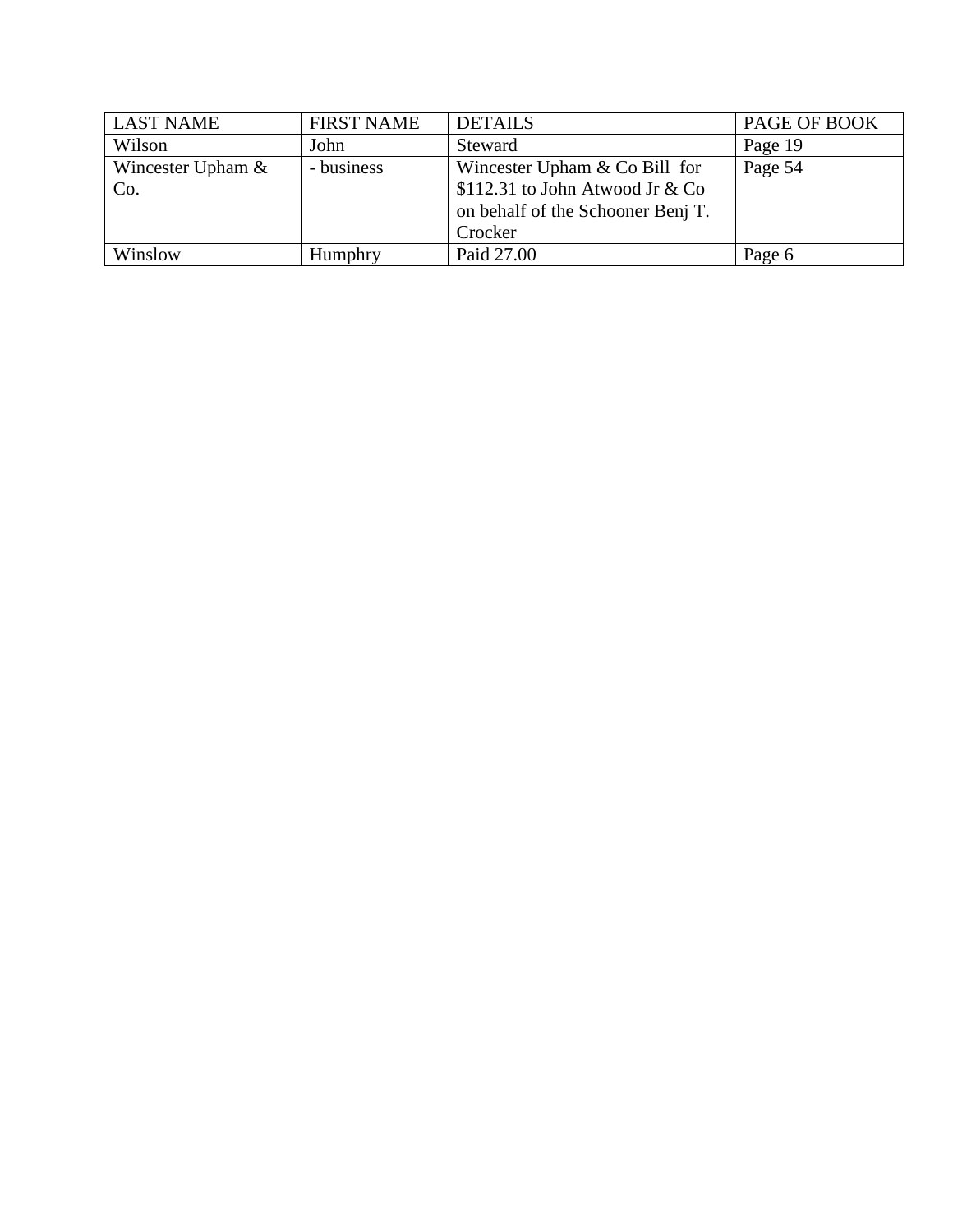| LAST NAME | FIRST NAME | DETAILS | PAGE OF BOOK |
|---|---|---|---|
| Wilson | John | Steward | Page 19 |
| Wincester Upham & Co. | - business | Wincester Upham & Co Bill for $112.31 to John Atwood Jr & Co on behalf of the Schooner Benj T. Crocker | Page 54 |
| Winslow | Humphry | Paid 27.00 | Page 6 |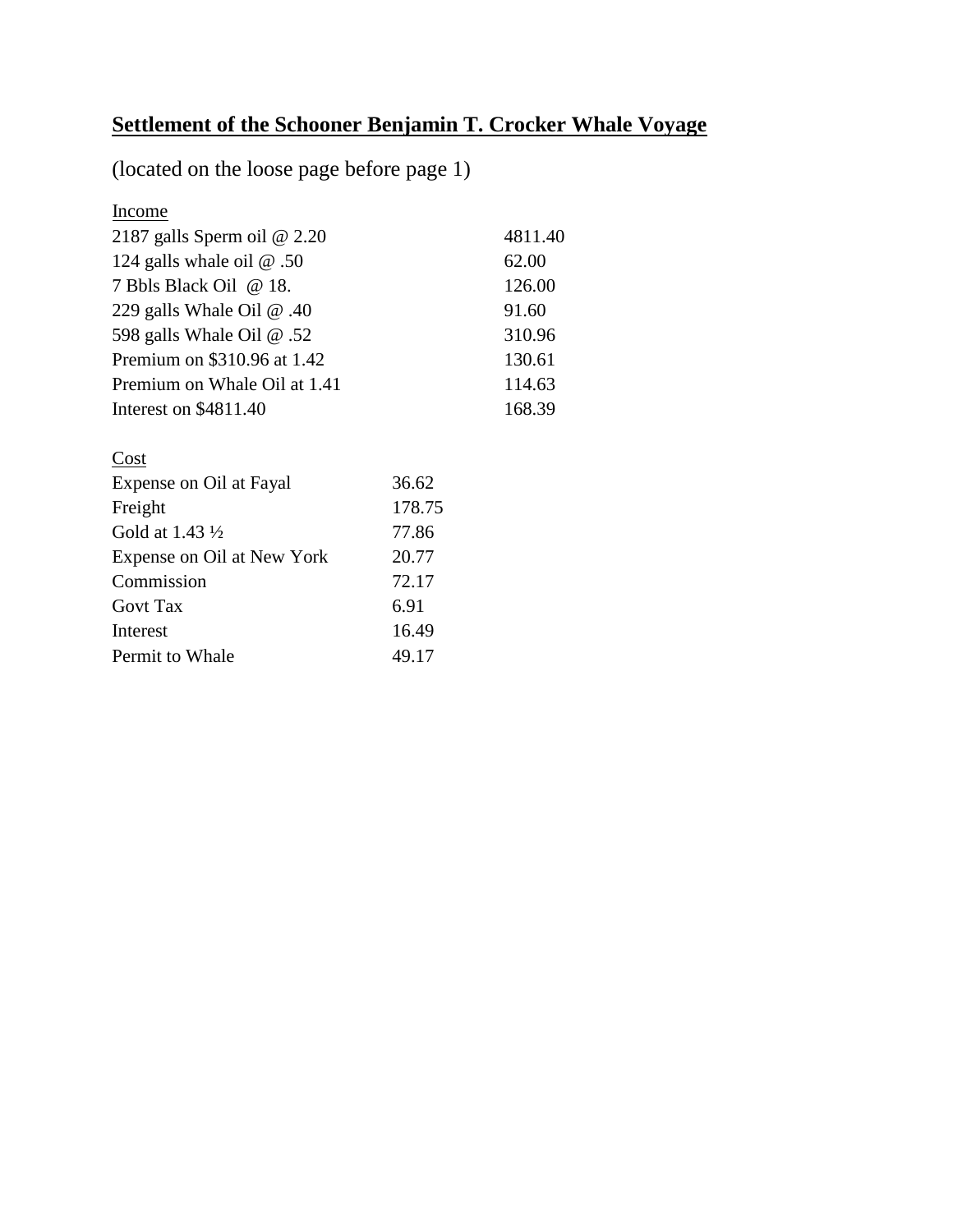**Settlement of the Schooner Benjamin T. Crocker Whale Voyage**

(located on the loose page before page 1)

Income

| | |
|---|---|
| 2187 galls Sperm oil @ 2.20 | 4811.40 |
| 124 galls whale oil @ .50 | 62.00 |
| 7 Bbls Black Oil @ 18. | 126.00 |
| 229 galls Whale Oil @ .40 | 91.60 |
| 598 galls Whale Oil @ .52 | 310.96 |
| Premium on $310.96 at 1.42 | 130.61 |
| Premium on Whale Oil at 1.41 | 114.63 |
| Interest on $4811.40 | 168.39 |

Cost

| | |
|---|---|
| Expense on Oil at Fayal | 36.62 |
| Freight | 178.75 |
| Gold at 1.43 ½ | 77.86 |
| Expense on Oil at New York | 20.77 |
| Commission | 72.17 |
| Govt Tax | 6.91 |
| Interest | 16.49 |
| Permit to Whale | 49.17 |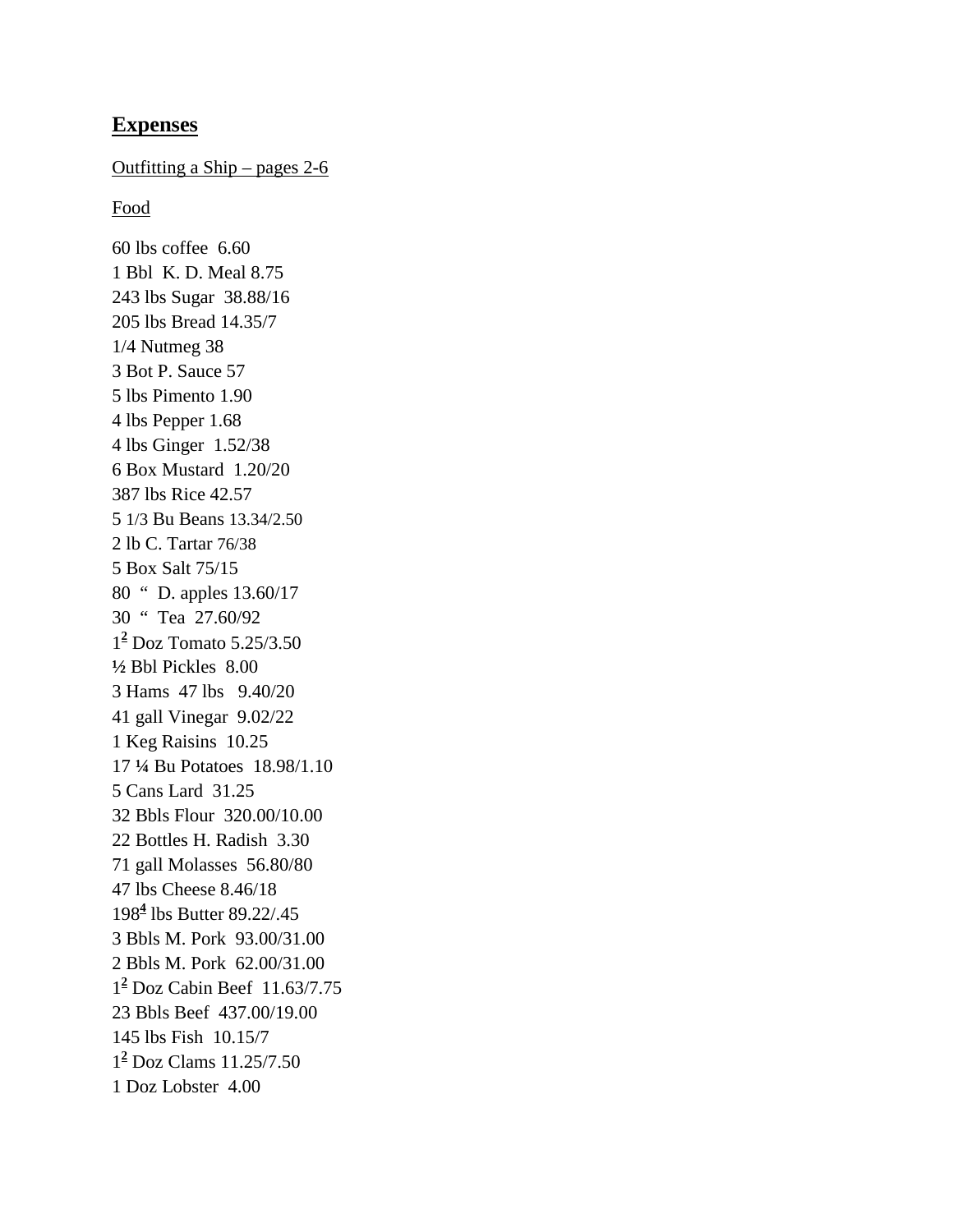## **Expenses**

Outfitting a Ship – pages 2-6

Food

60 lbs coffee  6.60
1 Bbl  K. D. Meal 8.75
243 lbs Sugar  38.88/16
205 lbs Bread 14.35/7
1/4 Nutmeg 38
3 Bot P. Sauce 57
5 lbs Pimento 1.90
4 lbs Pepper 1.68
4 lbs Ginger  1.52/38
6 Box Mustard  1.20/20
387 lbs Rice 42.57
5 1/3 Bu Beans 13.34/2.50
2 lb C. Tartar 76/38
5 Box Salt 75/15
80  "  D. apples 13.60/17
30  "  Tea  27.60/92
1[2] Doz Tomato 5.25/3.50
½ Bbl Pickles  8.00
3 Hams  47 lbs   9.40/20
41 gall Vinegar  9.02/22
1 Keg Raisins  10.25
17 ¼ Bu Potatoes  18.98/1.10
5 Cans Lard  31.25
32 Bbls Flour  320.00/10.00
22 Bottles H. Radish  3.30
71 gall Molasses  56.80/80
47 lbs Cheese 8.46/18
198[4] lbs Butter 89.22/.45
3 Bbls M. Pork  93.00/31.00
2 Bbls M. Pork  62.00/31.00
1[2] Doz Cabin Beef  11.63/7.75
23 Bbls Beef  437.00/19.00
145 lbs Fish  10.15/7
1[2] Doz Clams 11.25/7.50
1 Doz Lobster  4.00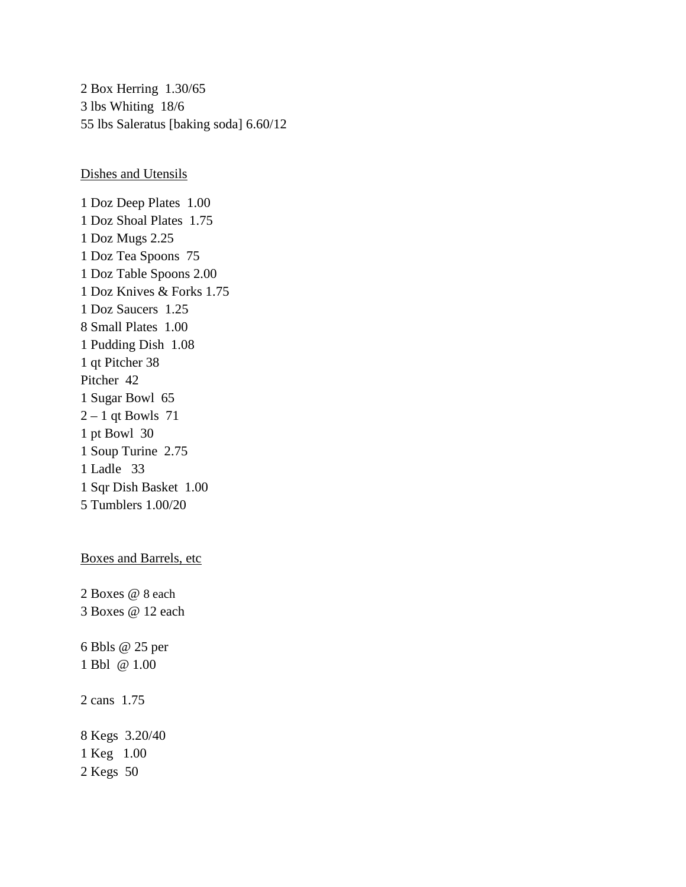2 Box Herring  1.30/65  
3 lbs Whiting  18/6  
55 lbs Saleratus [baking soda] 6.60/12

<u>Dishes and Utensils</u>

1 Doz Deep Plates  1.00  
1 Doz Shoal Plates  1.75  
1 Doz Mugs 2.25  
1 Doz Tea Spoons  75  
1 Doz Table Spoons 2.00  
1 Doz Knives & Forks 1.75  
1 Doz Saucers  1.25  
8 Small Plates  1.00  
1 Pudding Dish  1.08  
1 qt Pitcher 38  
Pitcher  42  
1 Sugar Bowl  65  
2 – 1 qt Bowls  71  
1 pt Bowl  30  
1 Soup Turine  2.75  
1 Ladle   33  
1 Sqr Dish Basket  1.00  
5 Tumblers 1.00/20

<u>Boxes and Barrels, etc</u>

2 Boxes @ 8 each  
3 Boxes @ 12 each

6 Bbls @ 25 per  
1 Bbl  @ 1.00

2 cans  1.75

8 Kegs  3.20/40  
1 Keg   1.00  
2 Kegs  50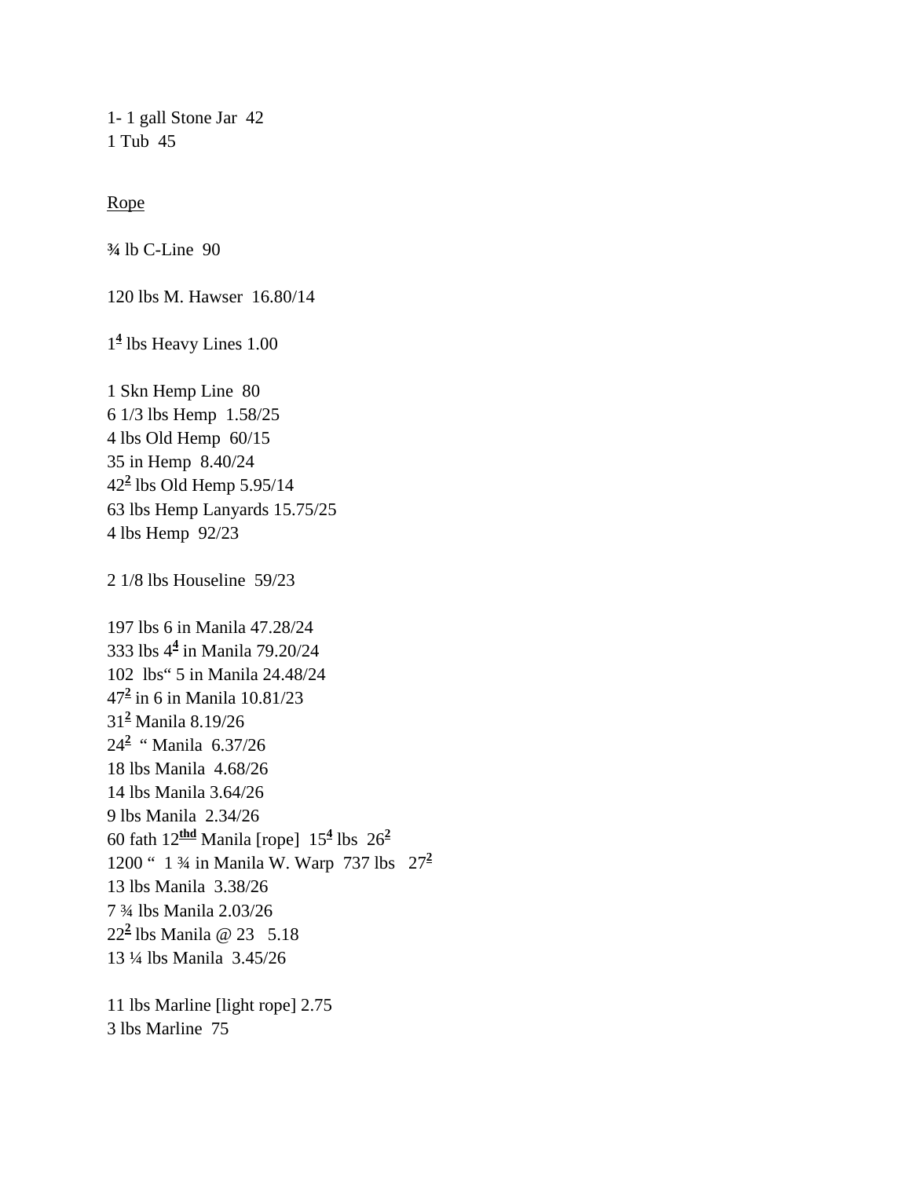1- 1 gall Stone Jar  42
1 Tub  45

Rope

¾ lb C-Line  90

120 lbs M. Hawser  16.80/14

1<u>4</u> lbs Heavy Lines 1.00

1 Skn Hemp Line  80
6 1/3 lbs Hemp  1.58/25
4 lbs Old Hemp  60/15
35 in Hemp  8.40/24
42<u>2</u> lbs Old Hemp 5.95/14
63 lbs Hemp Lanyards 15.75/25
4 lbs Hemp  92/23

2 1/8 lbs Houseline  59/23

197 lbs 6 in Manila 47.28/24
333 lbs 4<u>4</u> in Manila 79.20/24
102  lbs" 5 in Manila 24.48/24
47<u>2</u> in 6 in Manila 10.81/23
31<u>2</u> Manila 8.19/26
24<u>2</u>  " Manila  6.37/26
18 lbs Manila  4.68/26
14 lbs Manila 3.64/26
9 lbs Manila  2.34/26
60 fath 12<u>thd</u> Manila [rope]  15<u>4</u> lbs  26<u>2</u>
1200 "  1 ¾ in Manila W. Warp  737 lbs   27<u>2</u>
13 lbs Manila  3.38/26
7 ¾ lbs Manila 2.03/26
22<u>2</u> lbs Manila @ 23   5.18
13 ¼ lbs Manila  3.45/26

11 lbs Marline [light rope] 2.75
3 lbs Marline  75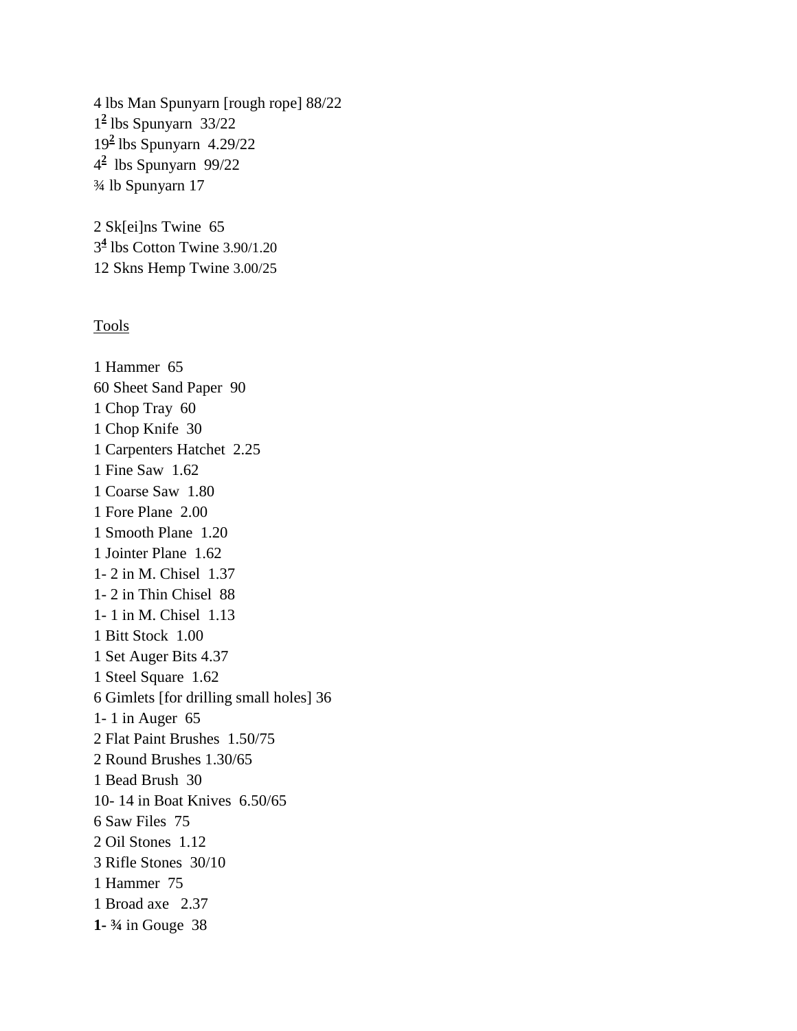4 lbs Man Spunyarn [rough rope] 88/22
$1^{\underline{2}}$ lbs Spunyarn 33/22
$19^{\underline{2}}$ lbs Spunyarn 4.29/22
$4^{\underline{2}}$ lbs Spunyarn 99/22
¾ lb Spunyarn 17

2 Sk[ei]ns Twine 65
$3^{\underline{4}}$ lbs Cotton Twine 3.90/1.20
12 Skns Hemp Twine 3.00/25

Tools

1 Hammer 65
60 Sheet Sand Paper 90
1 Chop Tray 60
1 Chop Knife 30
1 Carpenters Hatchet 2.25
1 Fine Saw 1.62
1 Coarse Saw 1.80
1 Fore Plane 2.00
1 Smooth Plane 1.20
1 Jointer Plane 1.62
1- 2 in M. Chisel 1.37
1- 2 in Thin Chisel 88
1- 1 in M. Chisel 1.13
1 Bitt Stock 1.00
1 Set Auger Bits 4.37
1 Steel Square 1.62
6 Gimlets [for drilling small holes] 36
1- 1 in Auger 65
2 Flat Paint Brushes 1.50/75
2 Round Brushes 1.30/65
1 Bead Brush 30
10- 14 in Boat Knives 6.50/65
6 Saw Files 75
2 Oil Stones 1.12
3 Rifle Stones 30/10
1 Hammer 75
1 Broad axe 2.37
**1- ¾** in Gouge 38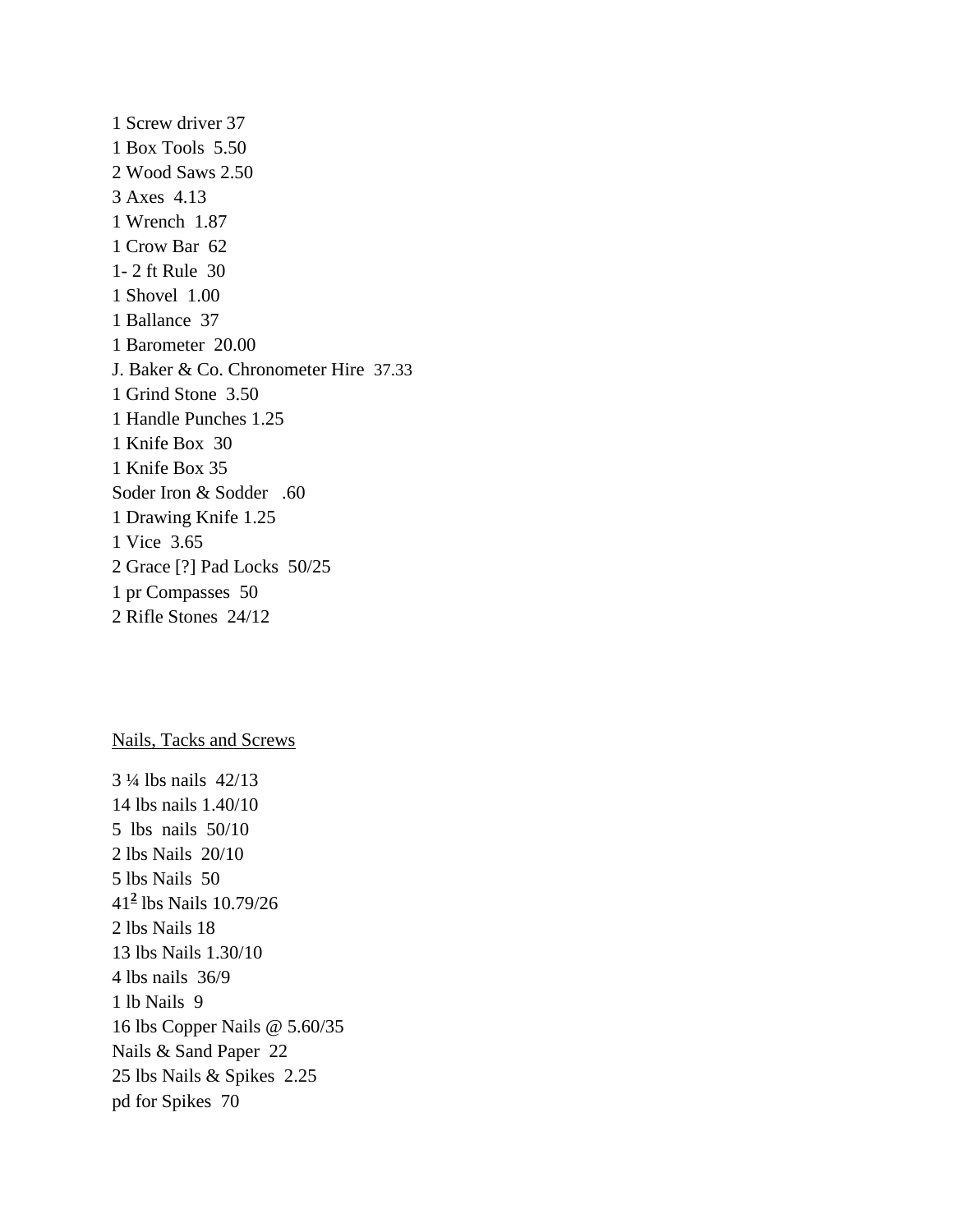1 Screw driver 37
1 Box Tools  5.50
2 Wood Saws 2.50
3 Axes  4.13
1 Wrench  1.87
1 Crow Bar  62
1- 2 ft Rule  30
1 Shovel  1.00
1 Ballance  37
1 Barometer  20.00
J. Baker & Co. Chronometer Hire  37.33
1 Grind Stone  3.50
1 Handle Punches 1.25
1 Knife Box  30
1 Knife Box 35
Soder Iron & Sodder   .60
1 Drawing Knife 1.25
1 Vice  3.65
2 Grace [?] Pad Locks  50/25
1 pr Compasses  50
2 Rifle Stones  24/12

<u>Nails, Tacks and Screws</u>

3 ¼ lbs nails  42/13
14 lbs nails 1.40/10
5  lbs  nails  50/10
2 lbs Nails  20/10
5 lbs Nails  50
41$\underline{^2}$ lbs Nails 10.79/26
2 lbs Nails 18
13 lbs Nails 1.30/10
4 lbs nails  36/9
1 lb Nails  9
16 lbs Copper Nails @ 5.60/35
Nails & Sand Paper  22
25 lbs Nails & Spikes  2.25
pd for Spikes  70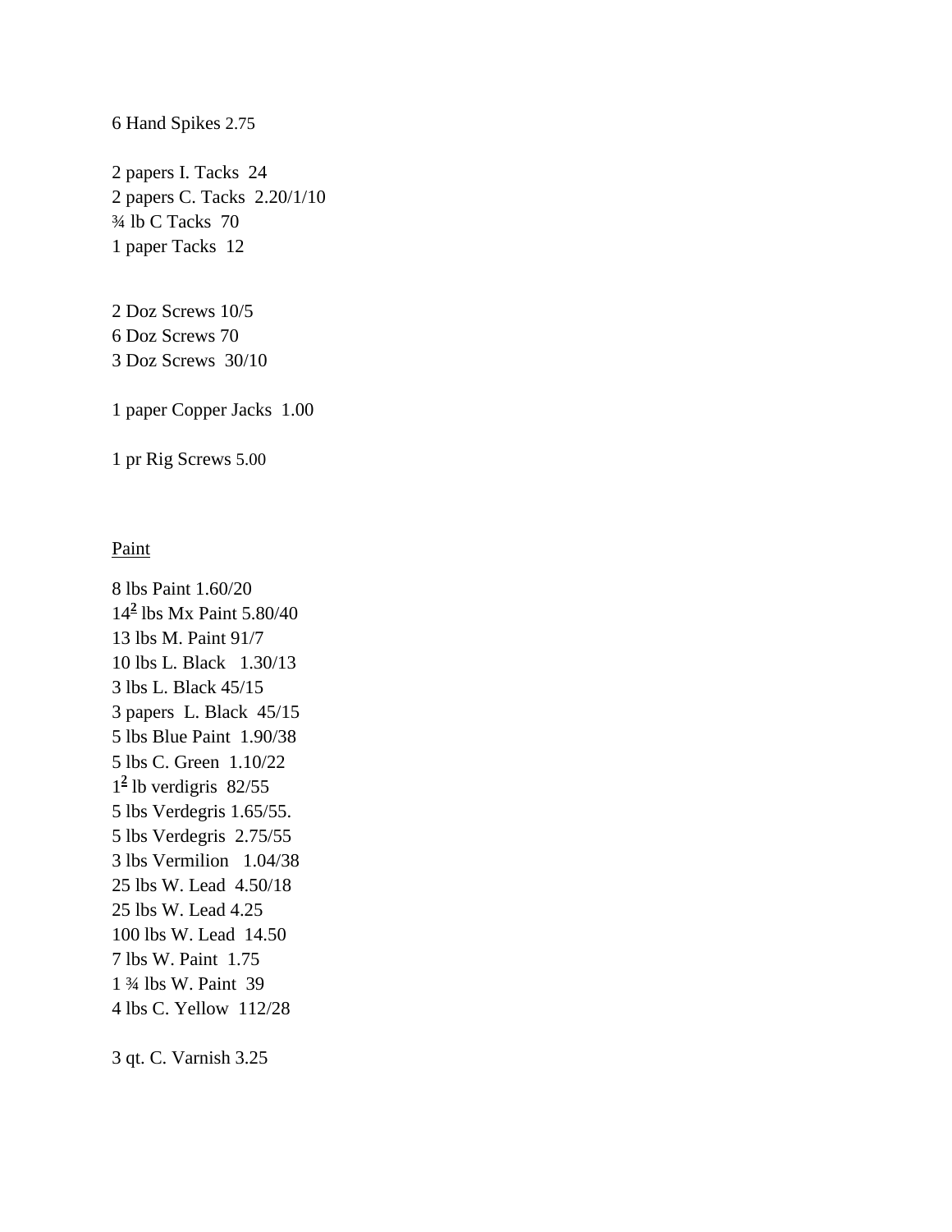6 Hand Spikes 2.75

2 papers I. Tacks  24
2 papers C. Tacks  2.20/1/10
¾ lb C Tacks  70
1 paper Tacks  12

2 Doz Screws 10/5
6 Doz Screws 70
3 Doz Screws  30/10

1 paper Copper Jacks  1.00

1 pr Rig Screws 5.00

Paint

8 lbs Paint 1.60/20
14½ lbs Mx Paint 5.80/40
13 lbs M. Paint 91/7
10 lbs L. Black   1.30/13
3 lbs L. Black 45/15
3 papers  L. Black  45/15
5 lbs Blue Paint  1.90/38
5 lbs C. Green  1.10/22
1½ lb verdigris  82/55
5 lbs Verdegris 1.65/55.
5 lbs Verdegris  2.75/55
3 lbs Vermilion   1.04/38
25 lbs W. Lead  4.50/18
25 lbs W. Lead 4.25
100 lbs W. Lead  14.50
7 lbs W. Paint  1.75
1 ¾ lbs W. Paint  39
4 lbs C. Yellow  112/28

3 qt. C. Varnish 3.25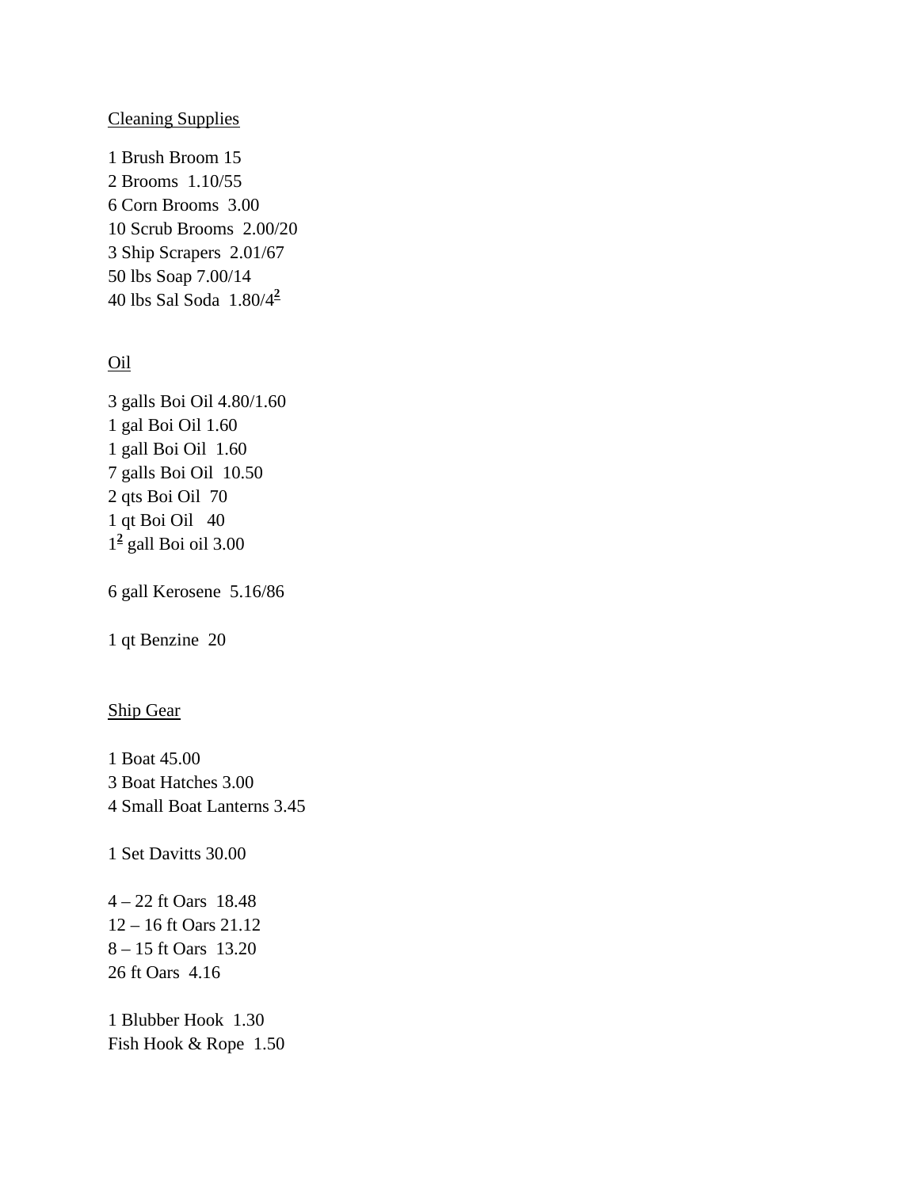Cleaning Supplies

1 Brush Broom 15
2 Brooms  1.10/55
6 Corn Brooms  3.00
10 Scrub Brooms  2.00/20
3 Ship Scrapers  2.01/67
50 lbs Soap 7.00/14
40 lbs Sal Soda  1.80/4[2]

Oil

3 galls Boi Oil 4.80/1.60
1 gal Boi Oil 1.60
1 gall Boi Oil  1.60
7 galls Boi Oil  10.50
2 qts Boi Oil  70
1 qt Boi Oil   40
1[2] gall Boi oil 3.00

6 gall Kerosene  5.16/86

1 qt Benzine  20

Ship Gear

1 Boat 45.00
3 Boat Hatches 3.00
4 Small Boat Lanterns 3.45

1 Set Davitts 30.00

4 – 22 ft Oars  18.48
12 – 16 ft Oars 21.12
8 – 15 ft Oars  13.20
26 ft Oars  4.16

1 Blubber Hook  1.30
Fish Hook & Rope  1.50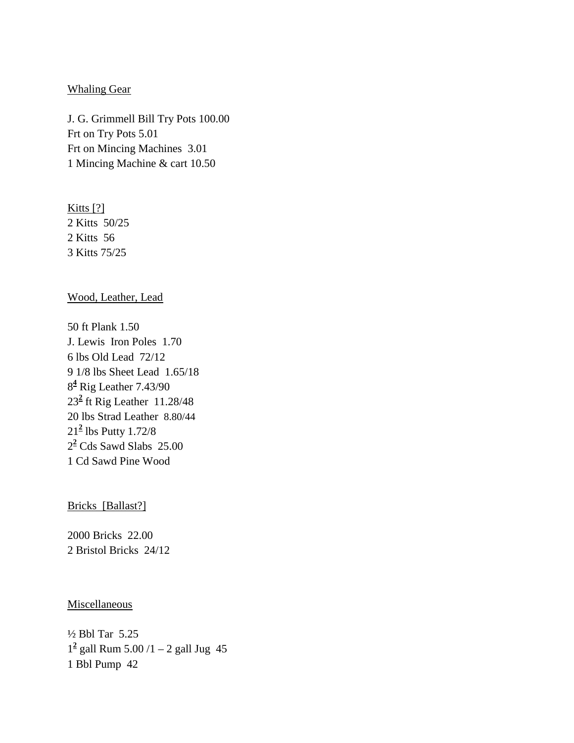Whaling Gear

J. G. Grimmell Bill Try Pots 100.00
Frt on Try Pots 5.01
Frt on Mincing Machines  3.01
1 Mincing Machine & cart 10.50

Kitts [?]
2 Kitts  50/25
2 Kitts  56
3 Kitts 75/25

Wood, Leather, Lead

50 ft Plank 1.50
J. Lewis  Iron Poles  1.70
6 lbs Old Lead  72/12
9 1/8 lbs Sheet Lead  1.65/18
8[4] Rig Leather 7.43/90
23[2] ft Rig Leather  11.28/48
20 lbs Strad Leather  8.80/44
21[2] lbs Putty 1.72/8
2[2] Cds Sawd Slabs  25.00
1 Cd Sawd Pine Wood

Bricks  [Ballast?]

2000 Bricks  22.00
2 Bristol Bricks  24/12

Miscellaneous

½ Bbl Tar  5.25
1[2] gall Rum 5.00 /1 – 2 gall Jug  45
1 Bbl Pump  42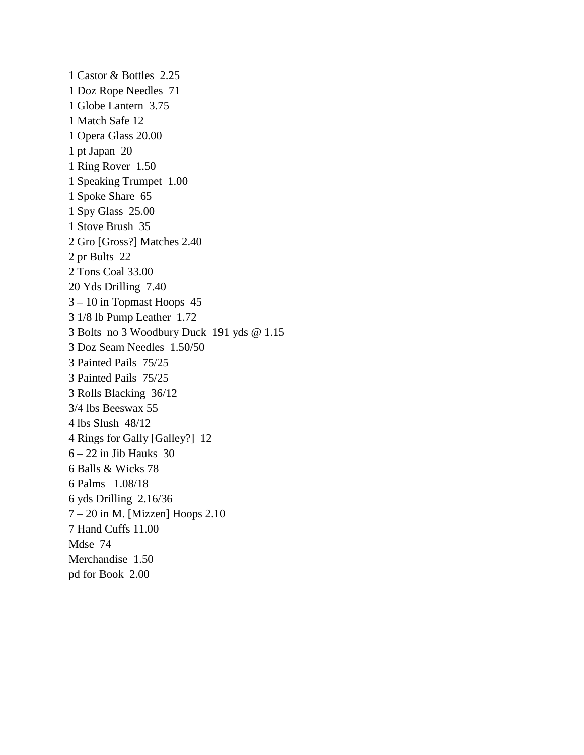1 Castor & Bottles  2.25
1 Doz Rope Needles  71
1 Globe Lantern  3.75
1 Match Safe 12
1 Opera Glass 20.00
1 pt Japan  20
1 Ring Rover  1.50
1 Speaking Trumpet  1.00
1 Spoke Share  65
1 Spy Glass  25.00
1 Stove Brush  35
2 Gro [Gross?] Matches 2.40
2 pr Bults  22
2 Tons Coal 33.00
20 Yds Drilling  7.40
3 – 10 in Topmast Hoops  45
3 1/8 lb Pump Leather  1.72
3 Bolts  no 3 Woodbury Duck  191 yds @ 1.15
3 Doz Seam Needles  1.50/50
3 Painted Pails  75/25
3 Painted Pails  75/25
3 Rolls Blacking  36/12
3/4 lbs Beeswax 55
4 lbs Slush  48/12
4 Rings for Gally [Galley?]  12
6 – 22 in Jib Hauks  30
6 Balls & Wicks 78
6 Palms   1.08/18
6 yds Drilling  2.16/36
7 – 20 in M. [Mizzen] Hoops 2.10
7 Hand Cuffs 11.00
Mdse  74
Merchandise  1.50
pd for Book  2.00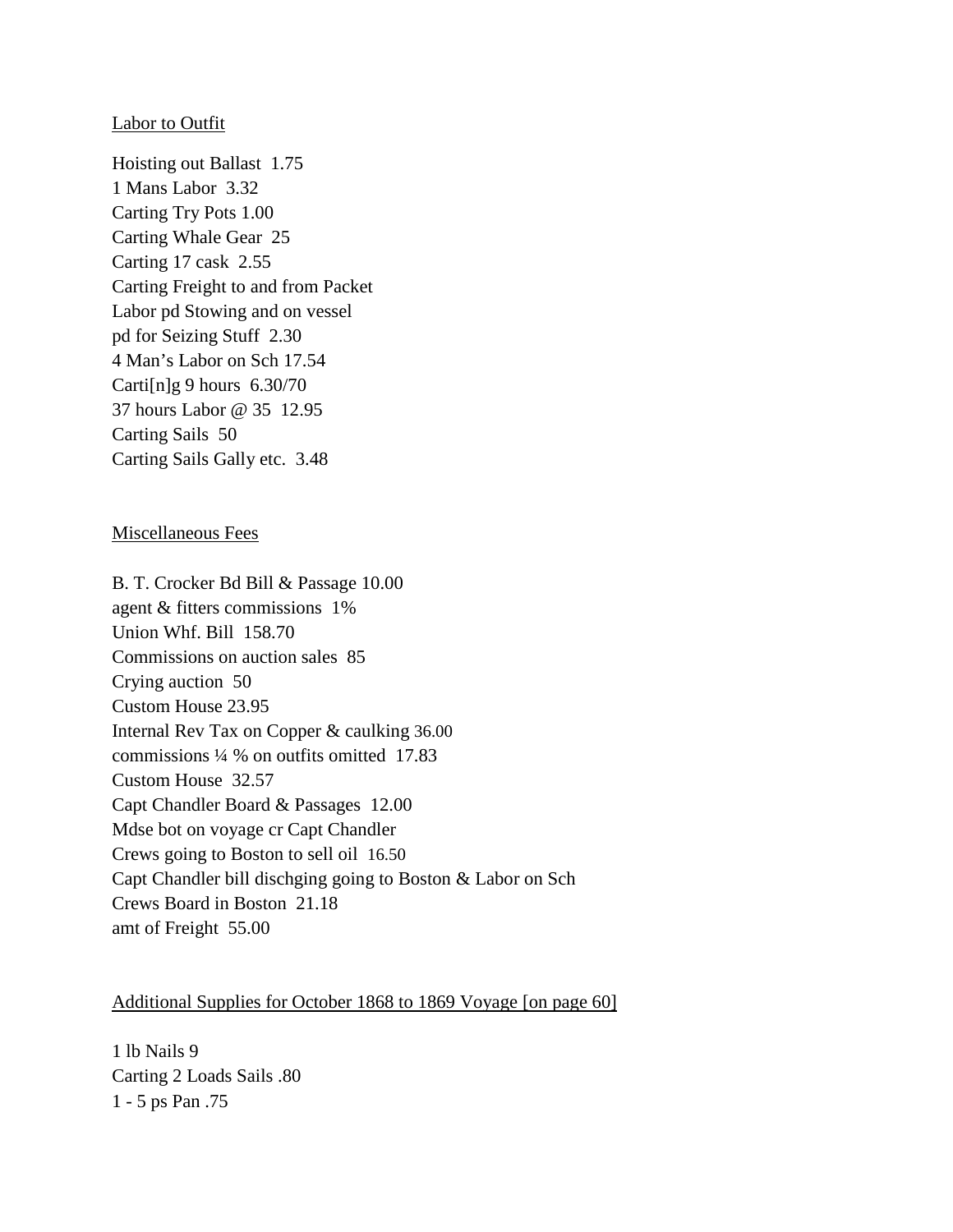Labor to Outfit

Hoisting out Ballast 1.75
1 Mans Labor 3.32
Carting Try Pots 1.00
Carting Whale Gear 25
Carting 17 cask 2.55
Carting Freight to and from Packet
Labor pd Stowing and on vessel
pd for Seizing Stuff 2.30
4 Man's Labor on Sch 17.54
Carti[n]g 9 hours 6.30/70
37 hours Labor @ 35 12.95
Carting Sails 50
Carting Sails Gally etc. 3.48

Miscellaneous Fees

B. T. Crocker Bd Bill & Passage 10.00
agent & fitters commissions 1%
Union Whf. Bill 158.70
Commissions on auction sales 85
Crying auction 50
Custom House 23.95
Internal Rev Tax on Copper & caulking 36.00
commissions ¼ % on outfits omitted 17.83
Custom House 32.57
Capt Chandler Board & Passages 12.00
Mdse bot on voyage cr Capt Chandler
Crews going to Boston to sell oil 16.50
Capt Chandler bill dischging going to Boston & Labor on Sch
Crews Board in Boston 21.18
amt of Freight 55.00

Additional Supplies for October 1868 to 1869 Voyage [on page 60]

1 lb Nails 9
Carting 2 Loads Sails .80
1 - 5 ps Pan .75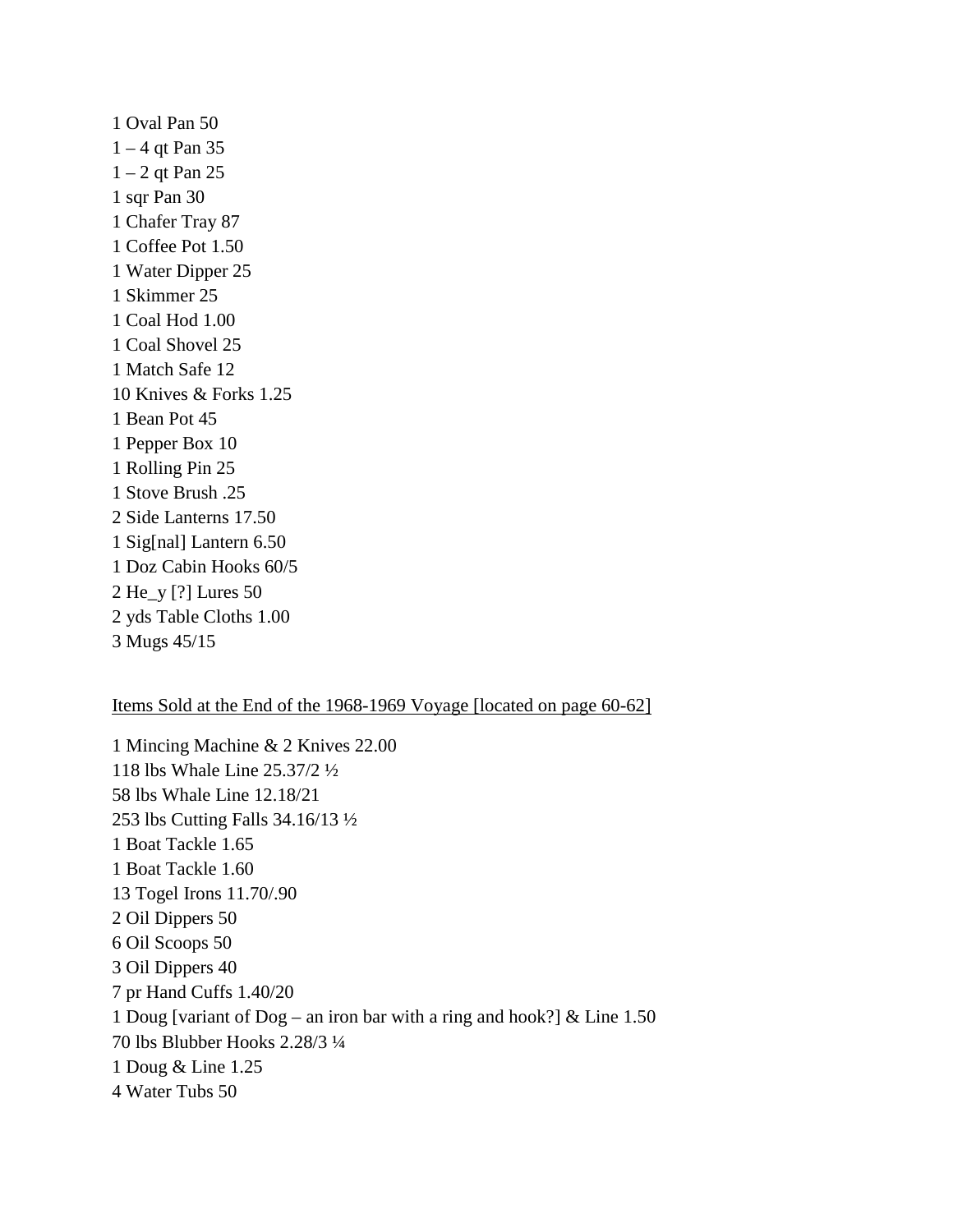1 Oval Pan 50  
1 – 4 qt Pan 35  
1 – 2 qt Pan 25  
1 sqr Pan 30  
1 Chafer Tray 87  
1 Coffee Pot 1.50  
1 Water Dipper 25  
1 Skimmer 25  
1 Coal Hod 1.00  
1 Coal Shovel 25  
1 Match Safe 12  
10 Knives & Forks 1.25  
1 Bean Pot 45  
1 Pepper Box 10  
1 Rolling Pin 25  
1 Stove Brush .25  
2 Side Lanterns 17.50  
1 Sig[nal] Lantern 6.50  
1 Doz Cabin Hooks 60/5  
2 He_y [?] Lures 50  
2 yds Table Cloths 1.00  
3 Mugs 45/15

<u>Items Sold at the End of the 1968-1969 Voyage [located on page 60-62]</u>

1 Mincing Machine & 2 Knives 22.00  
118 lbs Whale Line 25.37/2 ½  
58 lbs Whale Line 12.18/21  
253 lbs Cutting Falls 34.16/13 ½  
1 Boat Tackle 1.65  
1 Boat Tackle 1.60  
13 Togel Irons 11.70/.90  
2 Oil Dippers 50  
6 Oil Scoops 50  
3 Oil Dippers 40  
7 pr Hand Cuffs 1.40/20  
1 Doug [variant of Dog – an iron bar with a ring and hook?] & Line 1.50  
70 lbs Blubber Hooks 2.28/3 ¼  
1 Doug & Line 1.25  
4 Water Tubs 50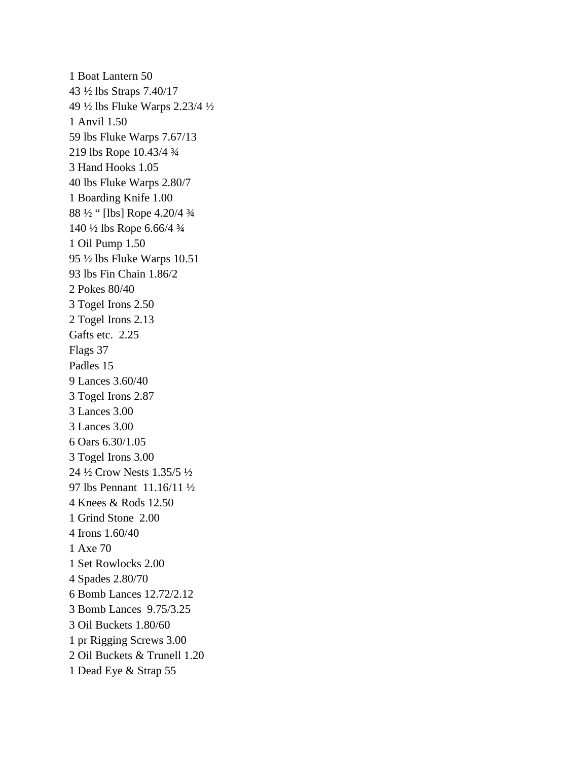1 Boat Lantern 50  
43 ½ lbs Straps 7.40/17  
49 ½ lbs Fluke Warps 2.23/4 ½  
1 Anvil 1.50  
59 lbs Fluke Warps 7.67/13  
219 lbs Rope 10.43/4 ¾  
3 Hand Hooks 1.05  
40 lbs Fluke Warps 2.80/7  
1 Boarding Knife 1.00  
88 ½ " [lbs] Rope 4.20/4 ¾  
140 ½ lbs Rope 6.66/4 ¾  
1 Oil Pump 1.50  
95 ½ lbs Fluke Warps 10.51  
93 lbs Fin Chain 1.86/2  
2 Pokes 80/40  
3 Togel Irons 2.50  
2 Togel Irons 2.13  
Gafts etc. 2.25  
Flags 37  
Padles 15  
9 Lances 3.60/40  
3 Togel Irons 2.87  
3 Lances 3.00  
3 Lances 3.00  
6 Oars 6.30/1.05  
3 Togel Irons 3.00  
24 ½ Crow Nests 1.35/5 ½  
97 lbs Pennant 11.16/11 ½  
4 Knees & Rods 12.50  
1 Grind Stone 2.00  
4 Irons 1.60/40  
1 Axe 70  
1 Set Rowlocks 2.00  
4 Spades 2.80/70  
6 Bomb Lances 12.72/2.12  
3 Bomb Lances 9.75/3.25  
3 Oil Buckets 1.80/60  
1 pr Rigging Screws 3.00  
2 Oil Buckets & Trunell 1.20  
1 Dead Eye & Strap 55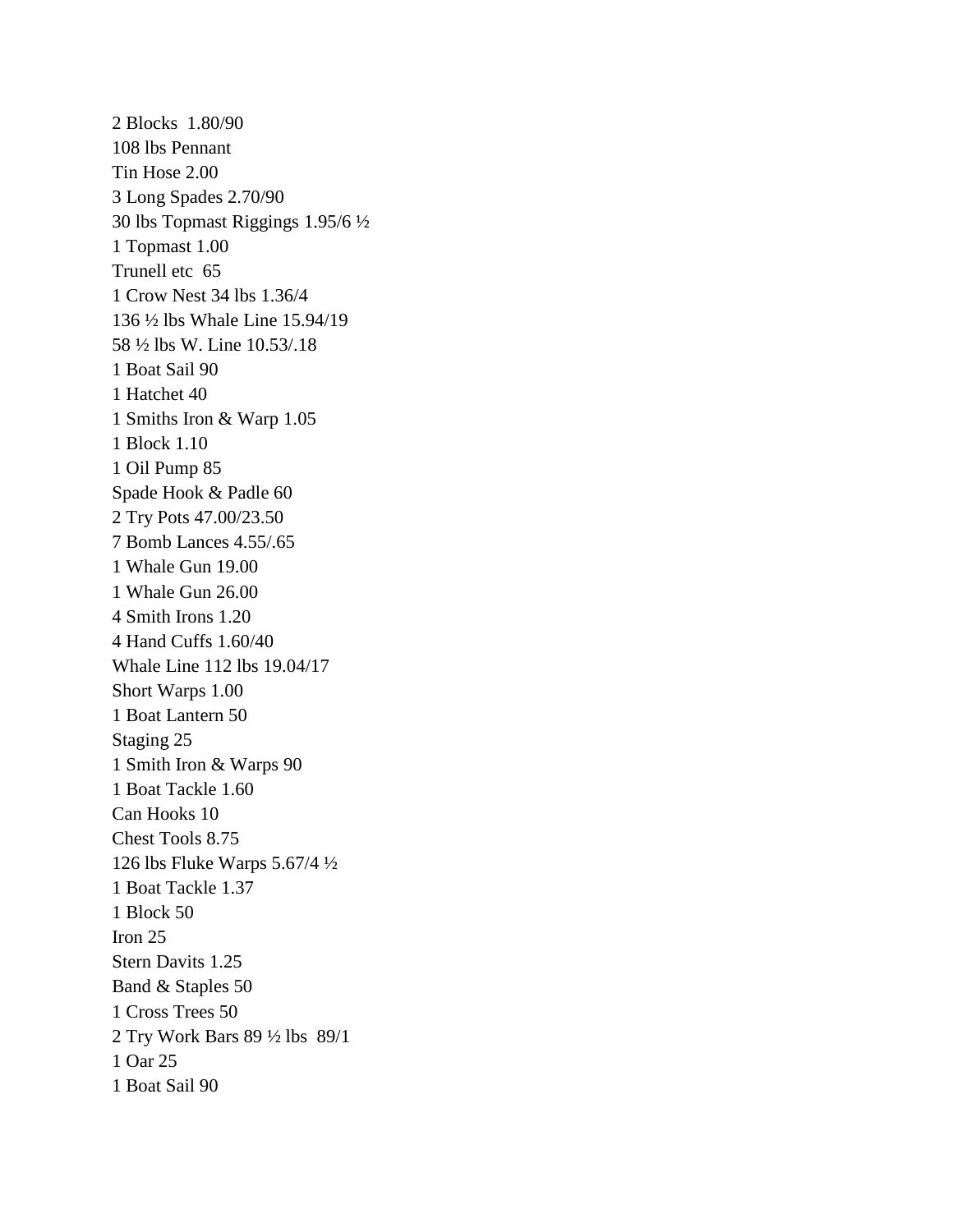2 Blocks  1.80/90

108 lbs Pennant

Tin Hose 2.00

3 Long Spades 2.70/90

30 lbs Topmast Riggings 1.95/6 ½

1 Topmast 1.00

Trunell etc  65

1 Crow Nest 34 lbs 1.36/4

136 ½ lbs Whale Line 15.94/19

58 ½ lbs W. Line 10.53/.18

1 Boat Sail 90

1 Hatchet 40

1 Smiths Iron & Warp 1.05

1 Block 1.10

1 Oil Pump 85

Spade Hook & Padle 60

2 Try Pots 47.00/23.50

7 Bomb Lances 4.55/.65

1 Whale Gun 19.00

1 Whale Gun 26.00

4 Smith Irons 1.20

4 Hand Cuffs 1.60/40

Whale Line 112 lbs 19.04/17

Short Warps 1.00

1 Boat Lantern 50

Staging 25

1 Smith Iron & Warps 90

1 Boat Tackle 1.60

Can Hooks 10

Chest Tools 8.75

126 lbs Fluke Warps 5.67/4 ½

1 Boat Tackle 1.37

1 Block 50

Iron 25

Stern Davits 1.25

Band & Staples 50

1 Cross Trees 50

2 Try Work Bars 89 ½ lbs  89/1

1 Oar 25

1 Boat Sail 90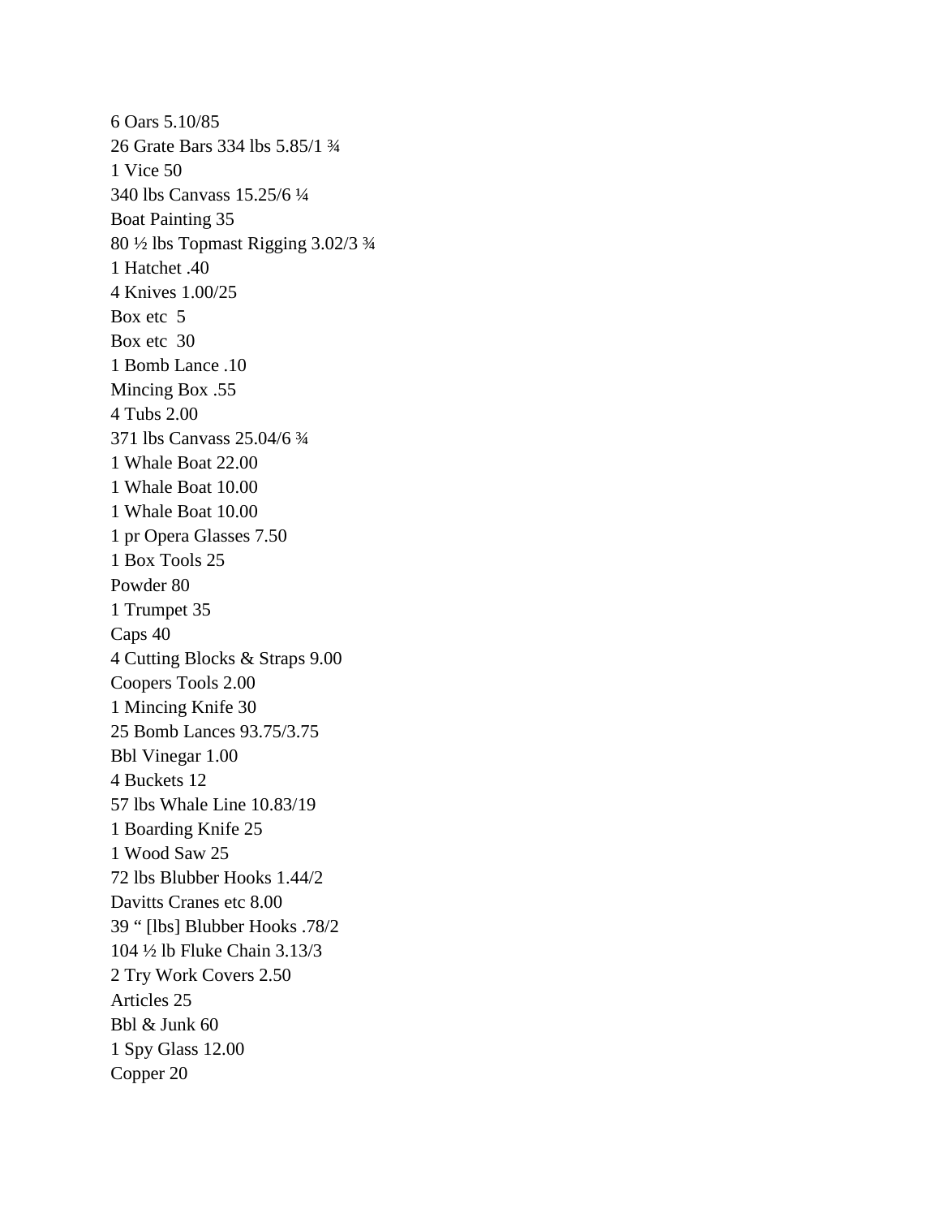6 Oars 5.10/85
26 Grate Bars 334 lbs 5.85/1 ¾
1 Vice 50
340 lbs Canvass 15.25/6 ¼
Boat Painting 35
80 ½ lbs Topmast Rigging 3.02/3 ¾
1 Hatchet .40
4 Knives 1.00/25
Box etc 5
Box etc 30
1 Bomb Lance .10
Mincing Box .55
4 Tubs 2.00
371 lbs Canvass 25.04/6 ¾
1 Whale Boat 22.00
1 Whale Boat 10.00
1 Whale Boat 10.00
1 pr Opera Glasses 7.50
1 Box Tools 25
Powder 80
1 Trumpet 35
Caps 40
4 Cutting Blocks & Straps 9.00
Coopers Tools 2.00
1 Mincing Knife 30
25 Bomb Lances 93.75/3.75
Bbl Vinegar 1.00
4 Buckets 12
57 lbs Whale Line 10.83/19
1 Boarding Knife 25
1 Wood Saw 25
72 lbs Blubber Hooks 1.44/2
Davitts Cranes etc 8.00
39 " [lbs] Blubber Hooks .78/2
104 ½ lb Fluke Chain 3.13/3
2 Try Work Covers 2.50
Articles 25
Bbl & Junk 60
1 Spy Glass 12.00
Copper 20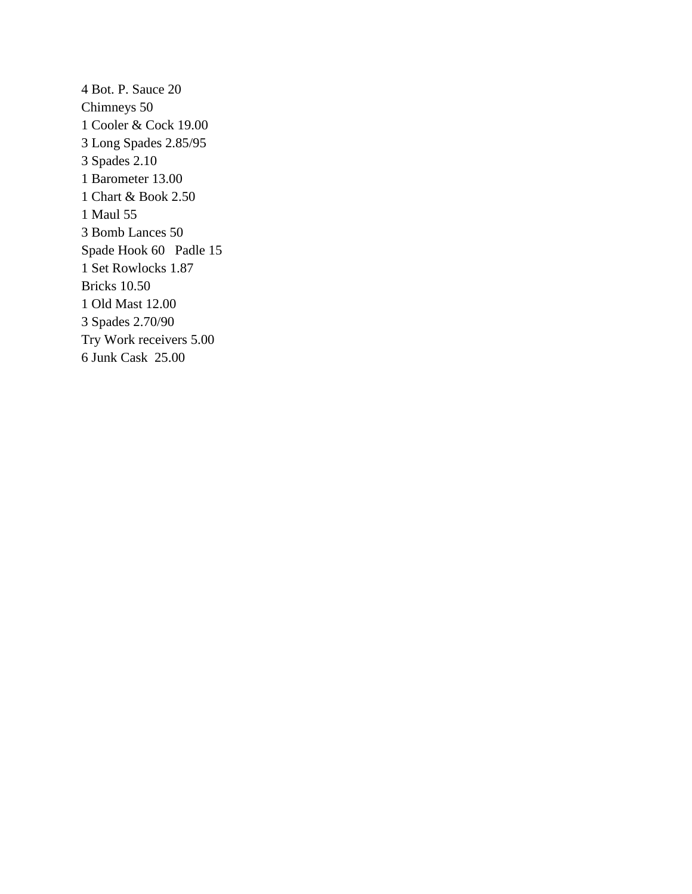4 Bot. P. Sauce 20
Chimneys 50
1 Cooler & Cock 19.00
3 Long Spades 2.85/95
3 Spades 2.10
1 Barometer 13.00
1 Chart & Book 2.50
1 Maul 55
3 Bomb Lances 50
Spade Hook 60   Padle 15
1 Set Rowlocks 1.87
Bricks 10.50
1 Old Mast 12.00
3 Spades 2.70/90
Try Work receivers 5.00
6 Junk Cask  25.00